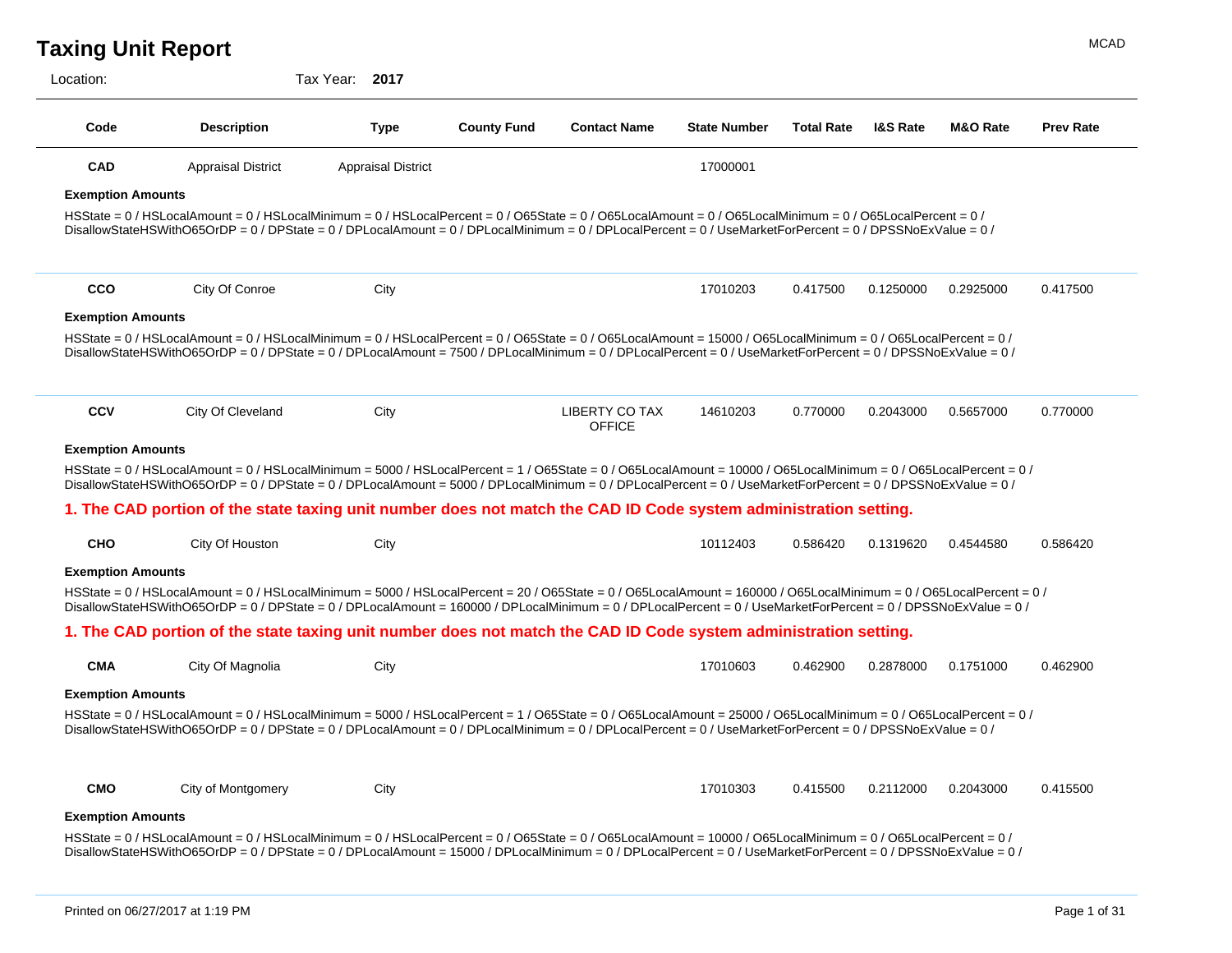# Taxing Unit Report

MCAD

Location: Tax Year: **2017**

| Code | Description | Type | County Fund | Contact Name | State Number | Total Rate | I&S Rate | M&O Rate | Prev Rate |
|---|---|---|---|---|---|---|---|---|---|
| **CAD** | Appraisal District | Appraisal District | | | 17000001 | | | | |

**Exemption Amounts**

HSState = 0 / HSLocalAmount = 0 / HSLocalMinimum = 0 / HSLocalPercent = 0 / O65State = 0 / O65LocalAmount = 0 / O65LocalMinimum = 0 / O65LocalPercent = 0 / DisallowStateHSWithO65OrDP = 0 / DPState = 0 / DPLocalAmount = 0 / DPLocalMinimum = 0 / DPLocalPercent = 0 / UseMarketForPercent = 0 / DPSSNoExValue = 0 /

| Code | Description | Type | County Fund | Contact Name | State Number | Total Rate | I&S Rate | M&O Rate | Prev Rate |
|---|---|---|---|---|---|---|---|---|---|
| **CCO** | City Of Conroe | City | | | 17010203 | 0.417500 | 0.1250000 | 0.2925000 | 0.417500 |

**Exemption Amounts**

HSState = 0 / HSLocalAmount = 0 / HSLocalMinimum = 0 / HSLocalPercent = 0 / O65State = 0 / O65LocalAmount = 15000 / O65LocalMinimum = 0 / O65LocalPercent = 0 / DisallowStateHSWithO65OrDP = 0 / DPState = 0 / DPLocalAmount = 7500 / DPLocalMinimum = 0 / DPLocalPercent = 0 / UseMarketForPercent = 0 / DPSSNoExValue = 0 /

| Code | Description | Type | County Fund | Contact Name | State Number | Total Rate | I&S Rate | M&O Rate | Prev Rate |
|---|---|---|---|---|---|---|---|---|---|
| **CCV** | City Of Cleveland | City | | LIBERTY CO TAX OFFICE | 14610203 | 0.770000 | 0.2043000 | 0.5657000 | 0.770000 |

**Exemption Amounts**

HSState = 0 / HSLocalAmount = 0 / HSLocalMinimum = 5000 / HSLocalPercent = 1 / O65State = 0 / O65LocalAmount = 10000 / O65LocalMinimum = 0 / O65LocalPercent = 0 / DisallowStateHSWithO65OrDP = 0 / DPState = 0 / DPLocalAmount = 5000 / DPLocalMinimum = 0 / DPLocalPercent = 0 / UseMarketForPercent = 0 / DPSSNoExValue = 0 /

**1. The CAD portion of the state taxing unit number does not match the CAD ID Code system administration setting.**

| Code | Description | Type | County Fund | Contact Name | State Number | Total Rate | I&S Rate | M&O Rate | Prev Rate |
|---|---|---|---|---|---|---|---|---|---|
| **CHO** | City Of Houston | City | | | 10112403 | 0.586420 | 0.1319620 | 0.4544580 | 0.586420 |

**Exemption Amounts**

HSState = 0 / HSLocalAmount = 0 / HSLocalMinimum = 5000 / HSLocalPercent = 20 / O65State = 0 / O65LocalAmount = 160000 / O65LocalMinimum = 0 / O65LocalPercent = 0 / DisallowStateHSWithO65OrDP = 0 / DPState = 0 / DPLocalAmount = 160000 / DPLocalMinimum = 0 / DPLocalPercent = 0 / UseMarketForPercent = 0 / DPSSNoExValue = 0 /

**1. The CAD portion of the state taxing unit number does not match the CAD ID Code system administration setting.**

| Code | Description | Type | County Fund | Contact Name | State Number | Total Rate | I&S Rate | M&O Rate | Prev Rate |
|---|---|---|---|---|---|---|---|---|---|
| **CMA** | City Of Magnolia | City | | | 17010603 | 0.462900 | 0.2878000 | 0.1751000 | 0.462900 |

**Exemption Amounts**

HSState = 0 / HSLocalAmount = 0 / HSLocalMinimum = 5000 / HSLocalPercent = 1 / O65State = 0 / O65LocalAmount = 25000 / O65LocalMinimum = 0 / O65LocalPercent = 0 / DisallowStateHSWithO65OrDP = 0 / DPState = 0 / DPLocalAmount = 0 / DPLocalMinimum = 0 / DPLocalPercent = 0 / UseMarketForPercent = 0 / DPSSNoExValue = 0 /

| Code | Description | Type | County Fund | Contact Name | State Number | Total Rate | I&S Rate | M&O Rate | Prev Rate |
|---|---|---|---|---|---|---|---|---|---|
| **CMO** | City of Montgomery | City | | | 17010303 | 0.415500 | 0.2112000 | 0.2043000 | 0.415500 |

**Exemption Amounts**

HSState = 0 / HSLocalAmount = 0 / HSLocalMinimum = 0 / HSLocalPercent = 0 / O65State = 0 / O65LocalAmount = 10000 / O65LocalMinimum = 0 / O65LocalPercent = 0 / DisallowStateHSWithO65OrDP = 0 / DPState = 0 / DPLocalAmount = 15000 / DPLocalMinimum = 0 / DPLocalPercent = 0 / UseMarketForPercent = 0 / DPSSNoExValue = 0 /

Printed on 06/27/2017 at 1:19 PM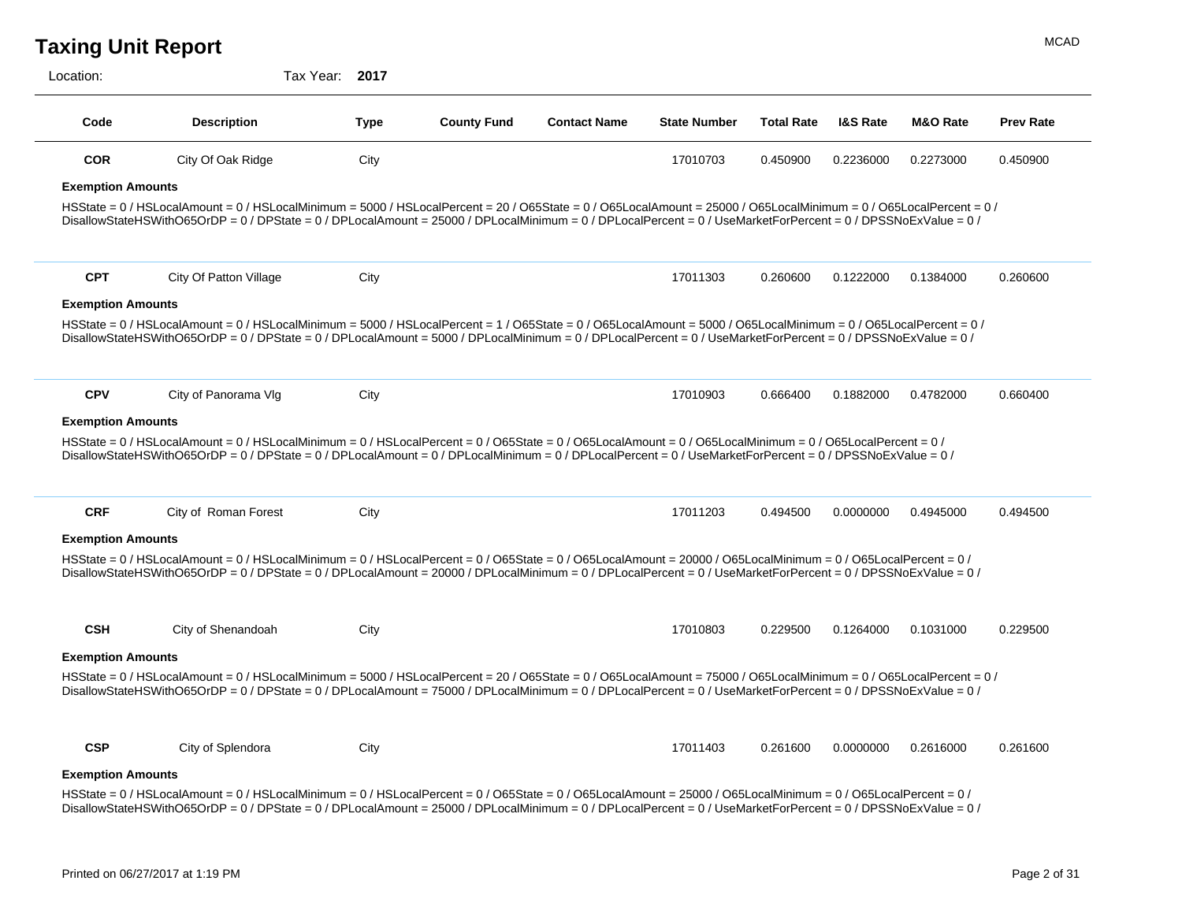# Taxing Unit Report

Location: Tax Year: **2017**

| Code | Description | Type | County Fund | Contact Name | State Number | Total Rate | I&S Rate | M&O Rate | Prev Rate |
|---|---|---|---|---|---|---|---|---|---|
| **COR** | City Of Oak Ridge | City | | | 17010703 | 0.450900 | 0.2236000 | 0.2273000 | 0.450900 |

**Exemption Amounts**

HSState = 0 / HSLocalAmount = 0 / HSLocalMinimum = 5000 / HSLocalPercent = 20 / O65State = 0 / O65LocalAmount = 25000 / O65LocalMinimum = 0 / O65LocalPercent = 0 / DisallowStateHSWithO65OrDP = 0 / DPState = 0 / DPLocalAmount = 25000 / DPLocalMinimum = 0 / DPLocalPercent = 0 / UseMarketForPercent = 0 / DPSSNoExValue = 0 /

| Code | Description | Type | County Fund | Contact Name | State Number | Total Rate | I&S Rate | M&O Rate | Prev Rate |
|---|---|---|---|---|---|---|---|---|---|
| **CPT** | City Of Patton Village | City | | | 17011303 | 0.260600 | 0.1222000 | 0.1384000 | 0.260600 |

**Exemption Amounts**

HSState = 0 / HSLocalAmount = 0 / HSLocalMinimum = 5000 / HSLocalPercent = 1 / O65State = 0 / O65LocalAmount = 5000 / O65LocalMinimum = 0 / O65LocalPercent = 0 / DisallowStateHSWithO65OrDP = 0 / DPState = 0 / DPLocalAmount = 5000 / DPLocalMinimum = 0 / DPLocalPercent = 0 / UseMarketForPercent = 0 / DPSSNoExValue = 0 /

| Code | Description | Type | County Fund | Contact Name | State Number | Total Rate | I&S Rate | M&O Rate | Prev Rate |
|---|---|---|---|---|---|---|---|---|---|
| **CPV** | City of Panorama Vlg | City | | | 17010903 | 0.666400 | 0.1882000 | 0.4782000 | 0.660400 |

**Exemption Amounts**

HSState = 0 / HSLocalAmount = 0 / HSLocalMinimum = 0 / HSLocalPercent = 0 / O65State = 0 / O65LocalAmount = 0 / O65LocalMinimum = 0 / O65LocalPercent = 0 / DisallowStateHSWithO65OrDP = 0 / DPState = 0 / DPLocalAmount = 0 / DPLocalMinimum = 0 / DPLocalPercent = 0 / UseMarketForPercent = 0 / DPSSNoExValue = 0 /

| Code | Description | Type | County Fund | Contact Name | State Number | Total Rate | I&S Rate | M&O Rate | Prev Rate |
|---|---|---|---|---|---|---|---|---|---|
| **CRF** | City of Roman Forest | City | | | 17011203 | 0.494500 | 0.0000000 | 0.4945000 | 0.494500 |

**Exemption Amounts**

HSState = 0 / HSLocalAmount = 0 / HSLocalMinimum = 0 / HSLocalPercent = 0 / O65State = 0 / O65LocalAmount = 20000 / O65LocalMinimum = 0 / O65LocalPercent = 0 / DisallowStateHSWithO65OrDP = 0 / DPState = 0 / DPLocalAmount = 20000 / DPLocalMinimum = 0 / DPLocalPercent = 0 / UseMarketForPercent = 0 / DPSSNoExValue = 0 /

| Code | Description | Type | County Fund | Contact Name | State Number | Total Rate | I&S Rate | M&O Rate | Prev Rate |
|---|---|---|---|---|---|---|---|---|---|
| **CSH** | City of Shenandoah | City | | | 17010803 | 0.229500 | 0.1264000 | 0.1031000 | 0.229500 |

**Exemption Amounts**

HSState = 0 / HSLocalAmount = 0 / HSLocalMinimum = 5000 / HSLocalPercent = 20 / O65State = 0 / O65LocalAmount = 75000 / O65LocalMinimum = 0 / O65LocalPercent = 0 / DisallowStateHSWithO65OrDP = 0 / DPState = 0 / DPLocalAmount = 75000 / DPLocalMinimum = 0 / DPLocalPercent = 0 / UseMarketForPercent = 0 / DPSSNoExValue = 0 /

| Code | Description | Type | County Fund | Contact Name | State Number | Total Rate | I&S Rate | M&O Rate | Prev Rate |
|---|---|---|---|---|---|---|---|---|---|
| **CSP** | City of Splendora | City | | | 17011403 | 0.261600 | 0.0000000 | 0.2616000 | 0.261600 |

**Exemption Amounts**

HSState = 0 / HSLocalAmount = 0 / HSLocalMinimum = 0 / HSLocalPercent = 0 / O65State = 0 / O65LocalAmount = 25000 / O65LocalMinimum = 0 / O65LocalPercent = 0 / DisallowStateHSWithO65OrDP = 0 / DPState = 0 / DPLocalAmount = 25000 / DPLocalMinimum = 0 / DPLocalPercent = 0 / UseMarketForPercent = 0 / DPSSNoExValue = 0 /

Printed on 06/27/2017 at 1:19 PM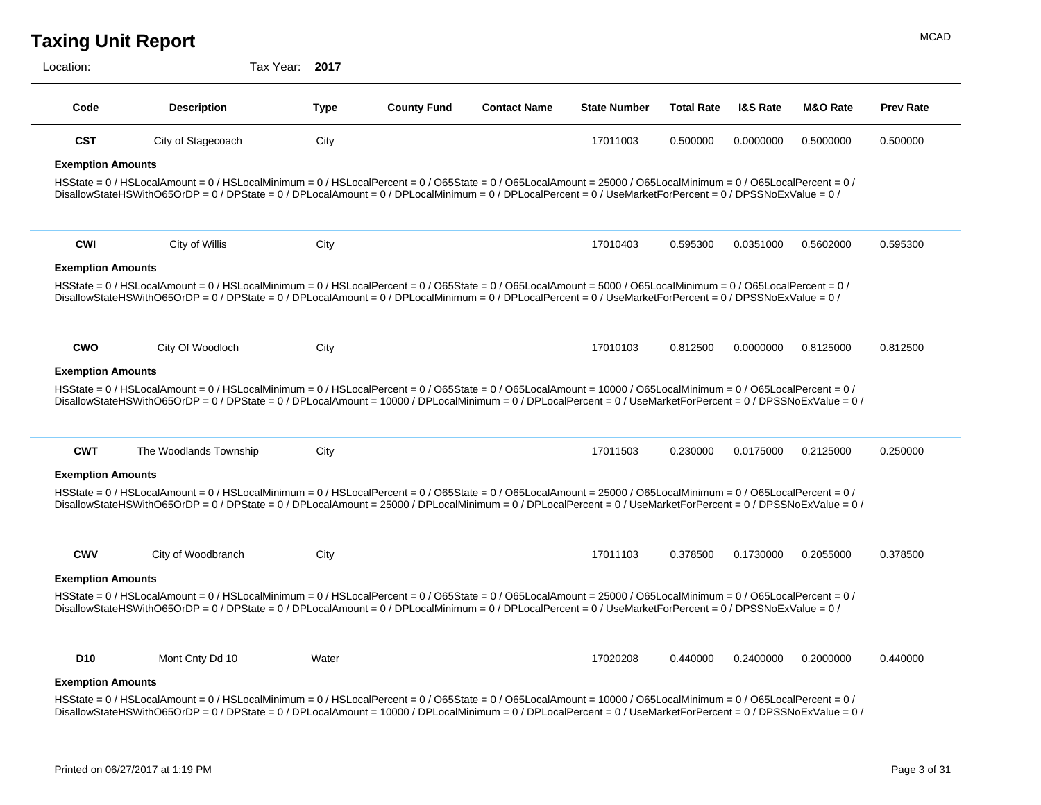# Taxing Unit Report

Location: Tax Year: **2017**

| Code | Description | Type | County Fund | Contact Name | State Number | Total Rate | I&S Rate | M&O Rate | Prev Rate |
|---|---|---|---|---|---|---|---|---|---|
| **CST** | City of Stagecoach | City | | | 17011003 | 0.500000 | 0.0000000 | 0.5000000 | 0.500000 |

**Exemption Amounts**

HSState = 0 / HSLocalAmount = 0 / HSLocalMinimum = 0 / HSLocalPercent = 0 / O65State = 0 / O65LocalAmount = 25000 / O65LocalMinimum = 0 / O65LocalPercent = 0 / DisallowStateHSWithO65OrDP = 0 / DPState = 0 / DPLocalAmount = 0 / DPLocalMinimum = 0 / DPLocalPercent = 0 / UseMarketForPercent = 0 / DPSSNoExValue = 0 /

| Code | Description | Type | County Fund | Contact Name | State Number | Total Rate | I&S Rate | M&O Rate | Prev Rate |
|---|---|---|---|---|---|---|---|---|---|
| **CWI** | City of Willis | City | | | 17010403 | 0.595300 | 0.0351000 | 0.5602000 | 0.595300 |

**Exemption Amounts**

HSState = 0 / HSLocalAmount = 0 / HSLocalMinimum = 0 / HSLocalPercent = 0 / O65State = 0 / O65LocalAmount = 5000 / O65LocalMinimum = 0 / O65LocalPercent = 0 / DisallowStateHSWithO65OrDP = 0 / DPState = 0 / DPLocalAmount = 0 / DPLocalMinimum = 0 / DPLocalPercent = 0 / UseMarketForPercent = 0 / DPSSNoExValue = 0 /

| Code | Description | Type | County Fund | Contact Name | State Number | Total Rate | I&S Rate | M&O Rate | Prev Rate |
|---|---|---|---|---|---|---|---|---|---|
| **CWO** | City Of Woodloch | City | | | 17010103 | 0.812500 | 0.0000000 | 0.8125000 | 0.812500 |

**Exemption Amounts**

HSState = 0 / HSLocalAmount = 0 / HSLocalMinimum = 0 / HSLocalPercent = 0 / O65State = 0 / O65LocalAmount = 10000 / O65LocalMinimum = 0 / O65LocalPercent = 0 / DisallowStateHSWithO65OrDP = 0 / DPState = 0 / DPLocalAmount = 10000 / DPLocalMinimum = 0 / DPLocalPercent = 0 / UseMarketForPercent = 0 / DPSSNoExValue = 0 /

| Code | Description | Type | County Fund | Contact Name | State Number | Total Rate | I&S Rate | M&O Rate | Prev Rate |
|---|---|---|---|---|---|---|---|---|---|
| **CWT** | The Woodlands Township | City | | | 17011503 | 0.230000 | 0.0175000 | 0.2125000 | 0.250000 |

**Exemption Amounts**

HSState = 0 / HSLocalAmount = 0 / HSLocalMinimum = 0 / HSLocalPercent = 0 / O65State = 0 / O65LocalAmount = 25000 / O65LocalMinimum = 0 / O65LocalPercent = 0 / DisallowStateHSWithO65OrDP = 0 / DPState = 0 / DPLocalAmount = 25000 / DPLocalMinimum = 0 / DPLocalPercent = 0 / UseMarketForPercent = 0 / DPSSNoExValue = 0 /

| Code | Description | Type | County Fund | Contact Name | State Number | Total Rate | I&S Rate | M&O Rate | Prev Rate |
|---|---|---|---|---|---|---|---|---|---|
| **CWV** | City of Woodbranch | City | | | 17011103 | 0.378500 | 0.1730000 | 0.2055000 | 0.378500 |

**Exemption Amounts**

HSState = 0 / HSLocalAmount = 0 / HSLocalMinimum = 0 / HSLocalPercent = 0 / O65State = 0 / O65LocalAmount = 25000 / O65LocalMinimum = 0 / O65LocalPercent = 0 / DisallowStateHSWithO65OrDP = 0 / DPState = 0 / DPLocalAmount = 0 / DPLocalMinimum = 0 / DPLocalPercent = 0 / UseMarketForPercent = 0 / DPSSNoExValue = 0 /

| Code | Description | Type | County Fund | Contact Name | State Number | Total Rate | I&S Rate | M&O Rate | Prev Rate |
|---|---|---|---|---|---|---|---|---|---|
| **D10** | Mont Cnty Dd 10 | Water | | | 17020208 | 0.440000 | 0.2400000 | 0.2000000 | 0.440000 |

**Exemption Amounts**

HSState = 0 / HSLocalAmount = 0 / HSLocalMinimum = 0 / HSLocalPercent = 0 / O65State = 0 / O65LocalAmount = 10000 / O65LocalMinimum = 0 / O65LocalPercent = 0 / DisallowStateHSWithO65OrDP = 0 / DPState = 0 / DPLocalAmount = 10000 / DPLocalMinimum = 0 / DPLocalPercent = 0 / UseMarketForPercent = 0 / DPSSNoExValue = 0 /

Printed on 06/27/2017 at 1:19 PM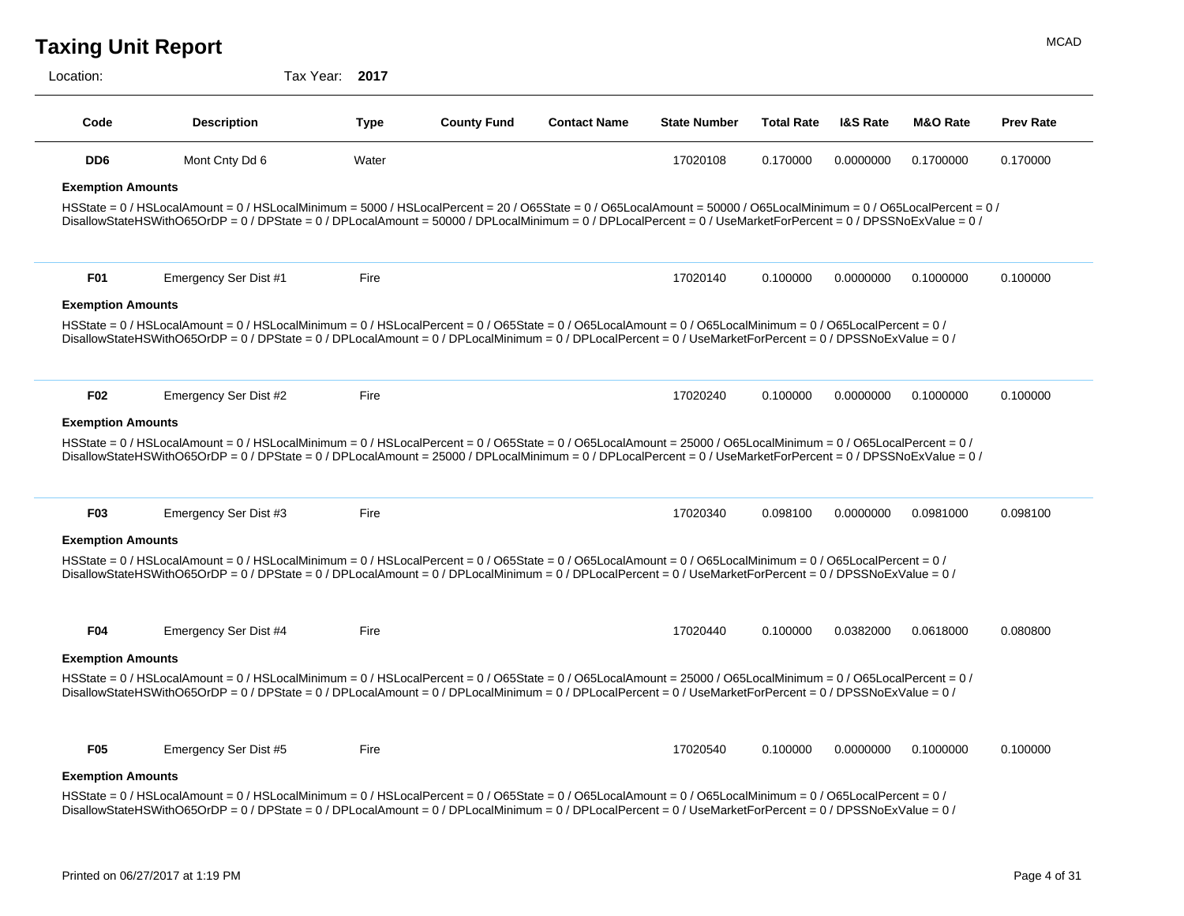# Taxing Unit Report

Location: Tax Year: **2017**

| Code | Description | Type | County Fund | Contact Name | State Number | Total Rate | I&S Rate | M&O Rate | Prev Rate |
|---|---|---|---|---|---|---|---|---|---|
| **DD6** | Mont Cnty Dd 6 | Water | | | 17020108 | 0.170000 | 0.0000000 | 0.1700000 | 0.170000 |

**Exemption Amounts**

HSState = 0 / HSLocalAmount = 0 / HSLocalMinimum = 5000 / HSLocalPercent = 20 / O65State = 0 / O65LocalAmount = 50000 / O65LocalMinimum = 0 / O65LocalPercent = 0 / DisallowStateHSWithO65OrDP = 0 / DPState = 0 / DPLocalAmount = 50000 / DPLocalMinimum = 0 / DPLocalPercent = 0 / UseMarketForPercent = 0 / DPSSNoExValue = 0 /

| Code | Description | Type | County Fund | Contact Name | State Number | Total Rate | I&S Rate | M&O Rate | Prev Rate |
|---|---|---|---|---|---|---|---|---|---|
| **F01** | Emergency Ser Dist #1 | Fire | | | 17020140 | 0.100000 | 0.0000000 | 0.1000000 | 0.100000 |

**Exemption Amounts**

HSState = 0 / HSLocalAmount = 0 / HSLocalMinimum = 0 / HSLocalPercent = 0 / O65State = 0 / O65LocalAmount = 0 / O65LocalMinimum = 0 / O65LocalPercent = 0 / DisallowStateHSWithO65OrDP = 0 / DPState = 0 / DPLocalAmount = 0 / DPLocalMinimum = 0 / DPLocalPercent = 0 / UseMarketForPercent = 0 / DPSSNoExValue = 0 /

| Code | Description | Type | County Fund | Contact Name | State Number | Total Rate | I&S Rate | M&O Rate | Prev Rate |
|---|---|---|---|---|---|---|---|---|---|
| **F02** | Emergency Ser Dist #2 | Fire | | | 17020240 | 0.100000 | 0.0000000 | 0.1000000 | 0.100000 |

**Exemption Amounts**

HSState = 0 / HSLocalAmount = 0 / HSLocalMinimum = 0 / HSLocalPercent = 0 / O65State = 0 / O65LocalAmount = 25000 / O65LocalMinimum = 0 / O65LocalPercent = 0 / DisallowStateHSWithO65OrDP = 0 / DPState = 0 / DPLocalAmount = 25000 / DPLocalMinimum = 0 / DPLocalPercent = 0 / UseMarketForPercent = 0 / DPSSNoExValue = 0 /

| Code | Description | Type | County Fund | Contact Name | State Number | Total Rate | I&S Rate | M&O Rate | Prev Rate |
|---|---|---|---|---|---|---|---|---|---|
| **F03** | Emergency Ser Dist #3 | Fire | | | 17020340 | 0.098100 | 0.0000000 | 0.0981000 | 0.098100 |

**Exemption Amounts**

HSState = 0 / HSLocalAmount = 0 / HSLocalMinimum = 0 / HSLocalPercent = 0 / O65State = 0 / O65LocalAmount = 0 / O65LocalMinimum = 0 / O65LocalPercent = 0 / DisallowStateHSWithO65OrDP = 0 / DPState = 0 / DPLocalAmount = 0 / DPLocalMinimum = 0 / DPLocalPercent = 0 / UseMarketForPercent = 0 / DPSSNoExValue = 0 /

| Code | Description | Type | County Fund | Contact Name | State Number | Total Rate | I&S Rate | M&O Rate | Prev Rate |
|---|---|---|---|---|---|---|---|---|---|
| **F04** | Emergency Ser Dist #4 | Fire | | | 17020440 | 0.100000 | 0.0382000 | 0.0618000 | 0.080800 |

**Exemption Amounts**

HSState = 0 / HSLocalAmount = 0 / HSLocalMinimum = 0 / HSLocalPercent = 0 / O65State = 0 / O65LocalAmount = 25000 / O65LocalMinimum = 0 / O65LocalPercent = 0 / DisallowStateHSWithO65OrDP = 0 / DPState = 0 / DPLocalAmount = 0 / DPLocalMinimum = 0 / DPLocalPercent = 0 / UseMarketForPercent = 0 / DPSSNoExValue = 0 /

| Code | Description | Type | County Fund | Contact Name | State Number | Total Rate | I&S Rate | M&O Rate | Prev Rate |
|---|---|---|---|---|---|---|---|---|---|
| **F05** | Emergency Ser Dist #5 | Fire | | | 17020540 | 0.100000 | 0.0000000 | 0.1000000 | 0.100000 |

**Exemption Amounts**

HSState = 0 / HSLocalAmount = 0 / HSLocalMinimum = 0 / HSLocalPercent = 0 / O65State = 0 / O65LocalAmount = 0 / O65LocalMinimum = 0 / O65LocalPercent = 0 / DisallowStateHSWithO65OrDP = 0 / DPState = 0 / DPLocalAmount = 0 / DPLocalMinimum = 0 / DPLocalPercent = 0 / UseMarketForPercent = 0 / DPSSNoExValue = 0 /

Printed on 06/27/2017 at 1:19 PM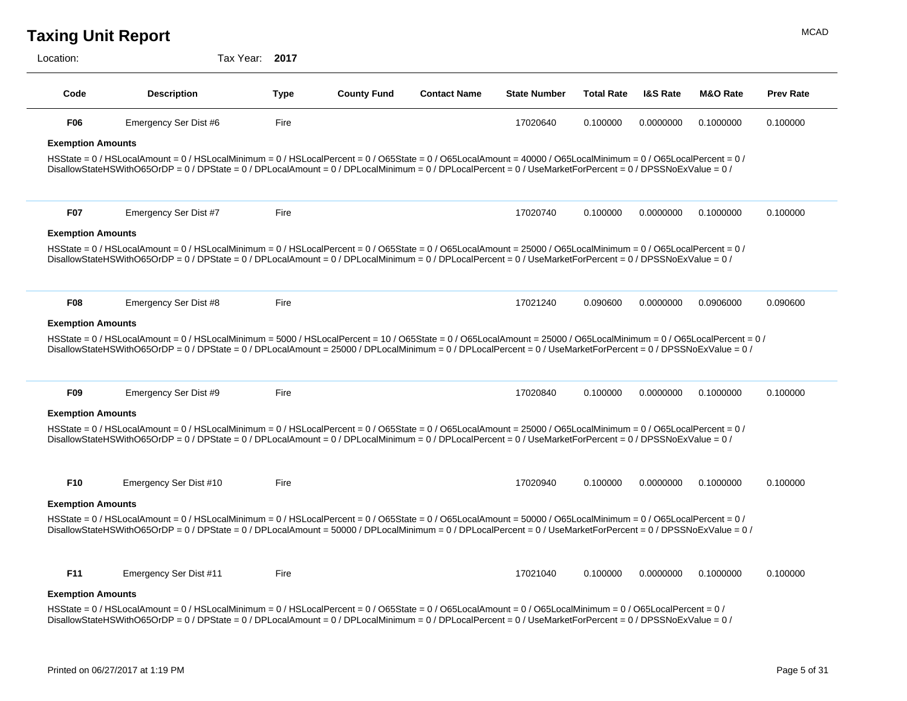# Taxing Unit Report

Location: Tax Year: **2017**

| Code | Description | Type | County Fund | Contact Name | State Number | Total Rate | I&S Rate | M&O Rate | Prev Rate |
|---|---|---|---|---|---|---|---|---|---|
| **F06** | Emergency Ser Dist #6 | Fire | | | 17020640 | 0.100000 | 0.0000000 | 0.1000000 | 0.100000 |

**Exemption Amounts**

HSState = 0 / HSLocalAmount = 0 / HSLocalMinimum = 0 / HSLocalPercent = 0 / O65State = 0 / O65LocalAmount = 40000 / O65LocalMinimum = 0 / O65LocalPercent = 0 / DisallowStateHSWithO65OrDP = 0 / DPState = 0 / DPLocalAmount = 0 / DPLocalMinimum = 0 / DPLocalPercent = 0 / UseMarketForPercent = 0 / DPSSNoExValue = 0 /

| Code | Description | Type | County Fund | Contact Name | State Number | Total Rate | I&S Rate | M&O Rate | Prev Rate |
|---|---|---|---|---|---|---|---|---|---|
| **F07** | Emergency Ser Dist #7 | Fire | | | 17020740 | 0.100000 | 0.0000000 | 0.1000000 | 0.100000 |

**Exemption Amounts**

HSState = 0 / HSLocalAmount = 0 / HSLocalMinimum = 0 / HSLocalPercent = 0 / O65State = 0 / O65LocalAmount = 25000 / O65LocalMinimum = 0 / O65LocalPercent = 0 / DisallowStateHSWithO65OrDP = 0 / DPState = 0 / DPLocalAmount = 0 / DPLocalMinimum = 0 / DPLocalPercent = 0 / UseMarketForPercent = 0 / DPSSNoExValue = 0 /

| Code | Description | Type | County Fund | Contact Name | State Number | Total Rate | I&S Rate | M&O Rate | Prev Rate |
|---|---|---|---|---|---|---|---|---|---|
| **F08** | Emergency Ser Dist #8 | Fire | | | 17021240 | 0.090600 | 0.0000000 | 0.0906000 | 0.090600 |

**Exemption Amounts**

HSState = 0 / HSLocalAmount = 0 / HSLocalMinimum = 5000 / HSLocalPercent = 10 / O65State = 0 / O65LocalAmount = 25000 / O65LocalMinimum = 0 / O65LocalPercent = 0 / DisallowStateHSWithO65OrDP = 0 / DPState = 0 / DPLocalAmount = 25000 / DPLocalMinimum = 0 / DPLocalPercent = 0 / UseMarketForPercent = 0 / DPSSNoExValue = 0 /

| Code | Description | Type | County Fund | Contact Name | State Number | Total Rate | I&S Rate | M&O Rate | Prev Rate |
|---|---|---|---|---|---|---|---|---|---|
| **F09** | Emergency Ser Dist #9 | Fire | | | 17020840 | 0.100000 | 0.0000000 | 0.1000000 | 0.100000 |

**Exemption Amounts**

HSState = 0 / HSLocalAmount = 0 / HSLocalMinimum = 0 / HSLocalPercent = 0 / O65State = 0 / O65LocalAmount = 25000 / O65LocalMinimum = 0 / O65LocalPercent = 0 / DisallowStateHSWithO65OrDP = 0 / DPState = 0 / DPLocalAmount = 0 / DPLocalMinimum = 0 / DPLocalPercent = 0 / UseMarketForPercent = 0 / DPSSNoExValue = 0 /

| Code | Description | Type | County Fund | Contact Name | State Number | Total Rate | I&S Rate | M&O Rate | Prev Rate |
|---|---|---|---|---|---|---|---|---|---|
| **F10** | Emergency Ser Dist #10 | Fire | | | 17020940 | 0.100000 | 0.0000000 | 0.1000000 | 0.100000 |

**Exemption Amounts**

HSState = 0 / HSLocalAmount = 0 / HSLocalMinimum = 0 / HSLocalPercent = 0 / O65State = 0 / O65LocalAmount = 50000 / O65LocalMinimum = 0 / O65LocalPercent = 0 / DisallowStateHSWithO65OrDP = 0 / DPState = 0 / DPLocalAmount = 50000 / DPLocalMinimum = 0 / DPLocalPercent = 0 / UseMarketForPercent = 0 / DPSSNoExValue = 0 /

| Code | Description | Type | County Fund | Contact Name | State Number | Total Rate | I&S Rate | M&O Rate | Prev Rate |
|---|---|---|---|---|---|---|---|---|---|
| **F11** | Emergency Ser Dist #11 | Fire | | | 17021040 | 0.100000 | 0.0000000 | 0.1000000 | 0.100000 |

**Exemption Amounts**

HSState = 0 / HSLocalAmount = 0 / HSLocalMinimum = 0 / HSLocalPercent = 0 / O65State = 0 / O65LocalAmount = 0 / O65LocalMinimum = 0 / O65LocalPercent = 0 / DisallowStateHSWithO65OrDP = 0 / DPState = 0 / DPLocalAmount = 0 / DPLocalMinimum = 0 / DPLocalPercent = 0 / UseMarketForPercent = 0 / DPSSNoExValue = 0 /

Printed on 06/27/2017 at 1:19 PM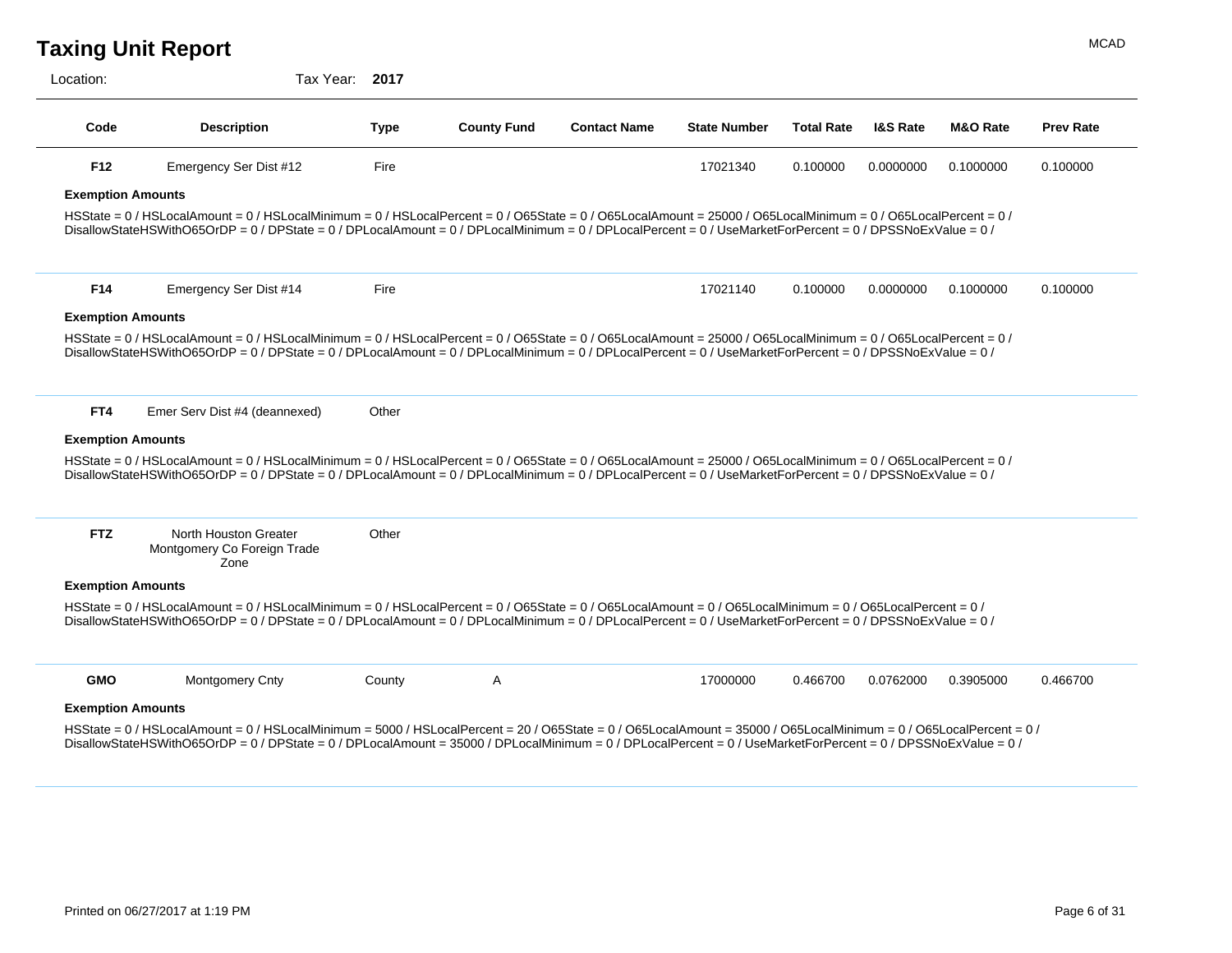# Taxing Unit Report

Location: Tax Year: **2017**

| Code | Description | Type | County Fund | Contact Name | State Number | Total Rate | I&S Rate | M&O Rate | Prev Rate |
|---|---|---|---|---|---|---|---|---|---|
| **F12** | Emergency Ser Dist #12 | Fire | | | 17021340 | 0.100000 | 0.0000000 | 0.1000000 | 0.100000 |

**Exemption Amounts**

HSState = 0 / HSLocalAmount = 0 / HSLocalMinimum = 0 / HSLocalPercent = 0 / O65State = 0 / O65LocalAmount = 25000 / O65LocalMinimum = 0 / O65LocalPercent = 0 / DisallowStateHSWithO65OrDP = 0 / DPState = 0 / DPLocalAmount = 0 / DPLocalMinimum = 0 / DPLocalPercent = 0 / UseMarketForPercent = 0 / DPSSNoExValue = 0 /

| Code | Description | Type | County Fund | Contact Name | State Number | Total Rate | I&S Rate | M&O Rate | Prev Rate |
|---|---|---|---|---|---|---|---|---|---|
| **F14** | Emergency Ser Dist #14 | Fire | | | 17021140 | 0.100000 | 0.0000000 | 0.1000000 | 0.100000 |

**Exemption Amounts**

HSState = 0 / HSLocalAmount = 0 / HSLocalMinimum = 0 / HSLocalPercent = 0 / O65State = 0 / O65LocalAmount = 25000 / O65LocalMinimum = 0 / O65LocalPercent = 0 / DisallowStateHSWithO65OrDP = 0 / DPState = 0 / DPLocalAmount = 0 / DPLocalMinimum = 0 / DPLocalPercent = 0 / UseMarketForPercent = 0 / DPSSNoExValue = 0 /

| Code | Description | Type | County Fund | Contact Name | State Number | Total Rate | I&S Rate | M&O Rate | Prev Rate |
|---|---|---|---|---|---|---|---|---|---|
| **FT4** | Emer Serv Dist #4 (deannexed) | Other | | | | | | | |

**Exemption Amounts**

HSState = 0 / HSLocalAmount = 0 / HSLocalMinimum = 0 / HSLocalPercent = 0 / O65State = 0 / O65LocalAmount = 25000 / O65LocalMinimum = 0 / O65LocalPercent = 0 / DisallowStateHSWithO65OrDP = 0 / DPState = 0 / DPLocalAmount = 0 / DPLocalMinimum = 0 / DPLocalPercent = 0 / UseMarketForPercent = 0 / DPSSNoExValue = 0 /

| Code | Description | Type | County Fund | Contact Name | State Number | Total Rate | I&S Rate | M&O Rate | Prev Rate |
|---|---|---|---|---|---|---|---|---|---|
| **FTZ** | North Houston Greater Montgomery Co Foreign Trade Zone | Other | | | | | | | |

**Exemption Amounts**

HSState = 0 / HSLocalAmount = 0 / HSLocalMinimum = 0 / HSLocalPercent = 0 / O65State = 0 / O65LocalAmount = 0 / O65LocalMinimum = 0 / O65LocalPercent = 0 / DisallowStateHSWithO65OrDP = 0 / DPState = 0 / DPLocalAmount = 0 / DPLocalMinimum = 0 / DPLocalPercent = 0 / UseMarketForPercent = 0 / DPSSNoExValue = 0 /

| Code | Description | Type | County Fund | Contact Name | State Number | Total Rate | I&S Rate | M&O Rate | Prev Rate |
|---|---|---|---|---|---|---|---|---|---|
| **GMO** | Montgomery Cnty | County | A | | 17000000 | 0.466700 | 0.0762000 | 0.3905000 | 0.466700 |

**Exemption Amounts**

HSState = 0 / HSLocalAmount = 0 / HSLocalMinimum = 5000 / HSLocalPercent = 20 / O65State = 0 / O65LocalAmount = 35000 / O65LocalMinimum = 0 / O65LocalPercent = 0 / DisallowStateHSWithO65OrDP = 0 / DPState = 0 / DPLocalAmount = 35000 / DPLocalMinimum = 0 / DPLocalPercent = 0 / UseMarketForPercent = 0 / DPSSNoExValue = 0 /

Printed on 06/27/2017 at 1:19 PM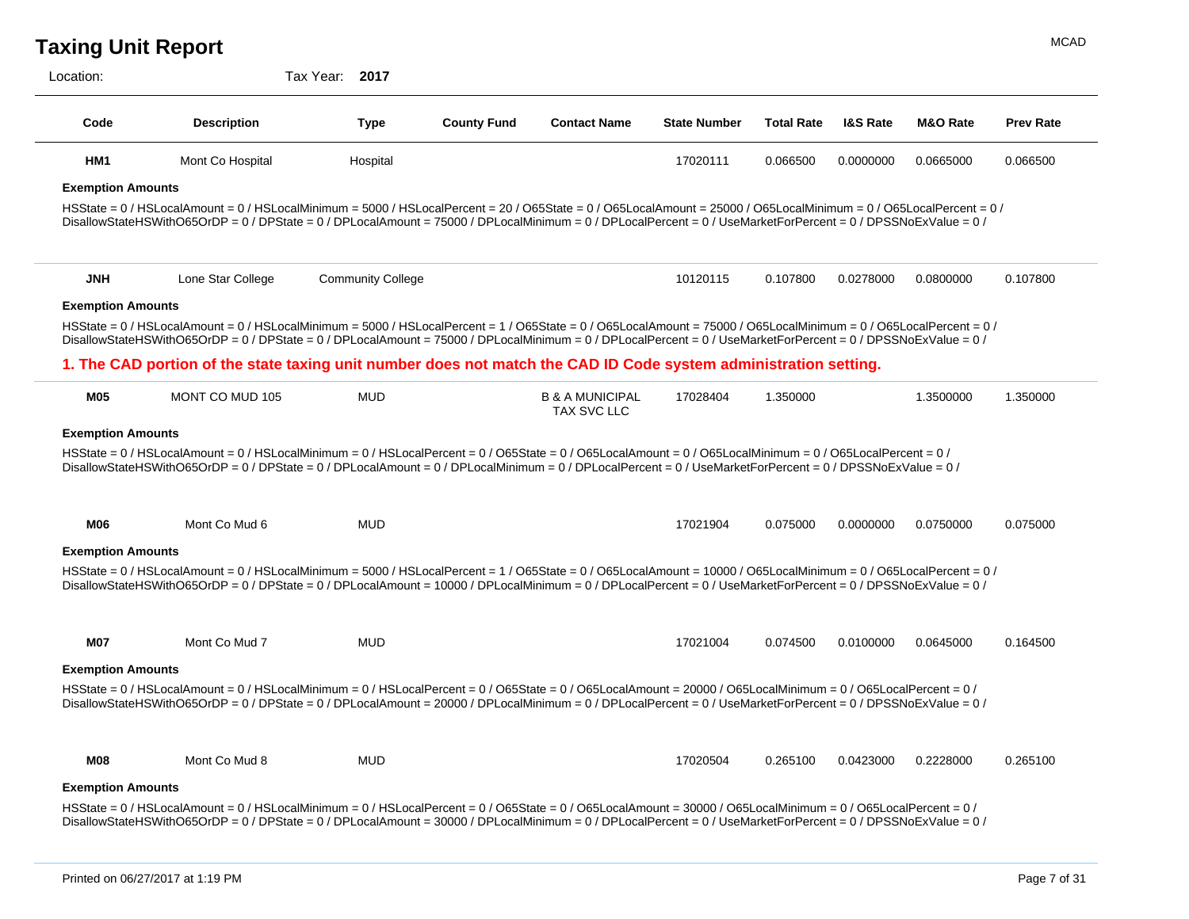# Taxing Unit Report

Location: Tax Year: **2017**

| Code | Description | Type | County Fund | Contact Name | State Number | Total Rate | I&S Rate | M&O Rate | Prev Rate |
|---|---|---|---|---|---|---|---|---|---|
| **HM1** | Mont Co Hospital | Hospital | | | 17020111 | 0.066500 | 0.0000000 | 0.0665000 | 0.066500 |

**Exemption Amounts**

HSState = 0 / HSLocalAmount = 0 / HSLocalMinimum = 5000 / HSLocalPercent = 20 / O65State = 0 / O65LocalAmount = 25000 / O65LocalMinimum = 0 / O65LocalPercent = 0 / DisallowStateHSWithO65OrDP = 0 / DPState = 0 / DPLocalAmount = 75000 / DPLocalMinimum = 0 / DPLocalPercent = 0 / UseMarketForPercent = 0 / DPSSNoExValue = 0 /

| Code | Description | Type | County Fund | Contact Name | State Number | Total Rate | I&S Rate | M&O Rate | Prev Rate |
|---|---|---|---|---|---|---|---|---|---|
| **JNH** | Lone Star College | Community College | | | 10120115 | 0.107800 | 0.0278000 | 0.0800000 | 0.107800 |

**Exemption Amounts**

HSState = 0 / HSLocalAmount = 0 / HSLocalMinimum = 5000 / HSLocalPercent = 1 / O65State = 0 / O65LocalAmount = 75000 / O65LocalMinimum = 0 / O65LocalPercent = 0 / DisallowStateHSWithO65OrDP = 0 / DPState = 0 / DPLocalAmount = 75000 / DPLocalMinimum = 0 / DPLocalPercent = 0 / UseMarketForPercent = 0 / DPSSNoExValue = 0 /

**1. The CAD portion of the state taxing unit number does not match the CAD ID Code system administration setting.**

| Code | Description | Type | County Fund | Contact Name | State Number | Total Rate | I&S Rate | M&O Rate | Prev Rate |
|---|---|---|---|---|---|---|---|---|---|
| **M05** | MONT CO MUD 105 | MUD | | B & A MUNICIPAL TAX SVC LLC | 17028404 | 1.350000 | | 1.3500000 | 1.350000 |

**Exemption Amounts**

HSState = 0 / HSLocalAmount = 0 / HSLocalMinimum = 0 / HSLocalPercent = 0 / O65State = 0 / O65LocalAmount = 0 / O65LocalMinimum = 0 / O65LocalPercent = 0 / DisallowStateHSWithO65OrDP = 0 / DPState = 0 / DPLocalAmount = 0 / DPLocalMinimum = 0 / DPLocalPercent = 0 / UseMarketForPercent = 0 / DPSSNoExValue = 0 /

| Code | Description | Type | County Fund | Contact Name | State Number | Total Rate | I&S Rate | M&O Rate | Prev Rate |
|---|---|---|---|---|---|---|---|---|---|
| **M06** | Mont Co Mud 6 | MUD | | | 17021904 | 0.075000 | 0.0000000 | 0.0750000 | 0.075000 |

**Exemption Amounts**

HSState = 0 / HSLocalAmount = 0 / HSLocalMinimum = 5000 / HSLocalPercent = 1 / O65State = 0 / O65LocalAmount = 10000 / O65LocalMinimum = 0 / O65LocalPercent = 0 / DisallowStateHSWithO65OrDP = 0 / DPState = 0 / DPLocalAmount = 10000 / DPLocalMinimum = 0 / DPLocalPercent = 0 / UseMarketForPercent = 0 / DPSSNoExValue = 0 /

| Code | Description | Type | County Fund | Contact Name | State Number | Total Rate | I&S Rate | M&O Rate | Prev Rate |
|---|---|---|---|---|---|---|---|---|---|
| **M07** | Mont Co Mud 7 | MUD | | | 17021004 | 0.074500 | 0.0100000 | 0.0645000 | 0.164500 |

**Exemption Amounts**

HSState = 0 / HSLocalAmount = 0 / HSLocalMinimum = 0 / HSLocalPercent = 0 / O65State = 0 / O65LocalAmount = 20000 / O65LocalMinimum = 0 / O65LocalPercent = 0 / DisallowStateHSWithO65OrDP = 0 / DPState = 0 / DPLocalAmount = 20000 / DPLocalMinimum = 0 / DPLocalPercent = 0 / UseMarketForPercent = 0 / DPSSNoExValue = 0 /

| Code | Description | Type | County Fund | Contact Name | State Number | Total Rate | I&S Rate | M&O Rate | Prev Rate |
|---|---|---|---|---|---|---|---|---|---|
| **M08** | Mont Co Mud 8 | MUD | | | 17020504 | 0.265100 | 0.0423000 | 0.2228000 | 0.265100 |

**Exemption Amounts**

HSState = 0 / HSLocalAmount = 0 / HSLocalMinimum = 0 / HSLocalPercent = 0 / O65State = 0 / O65LocalAmount = 30000 / O65LocalMinimum = 0 / O65LocalPercent = 0 / DisallowStateHSWithO65OrDP = 0 / DPState = 0 / DPLocalAmount = 30000 / DPLocalMinimum = 0 / DPLocalPercent = 0 / UseMarketForPercent = 0 / DPSSNoExValue = 0 /

Printed on 06/27/2017 at 1:19 PM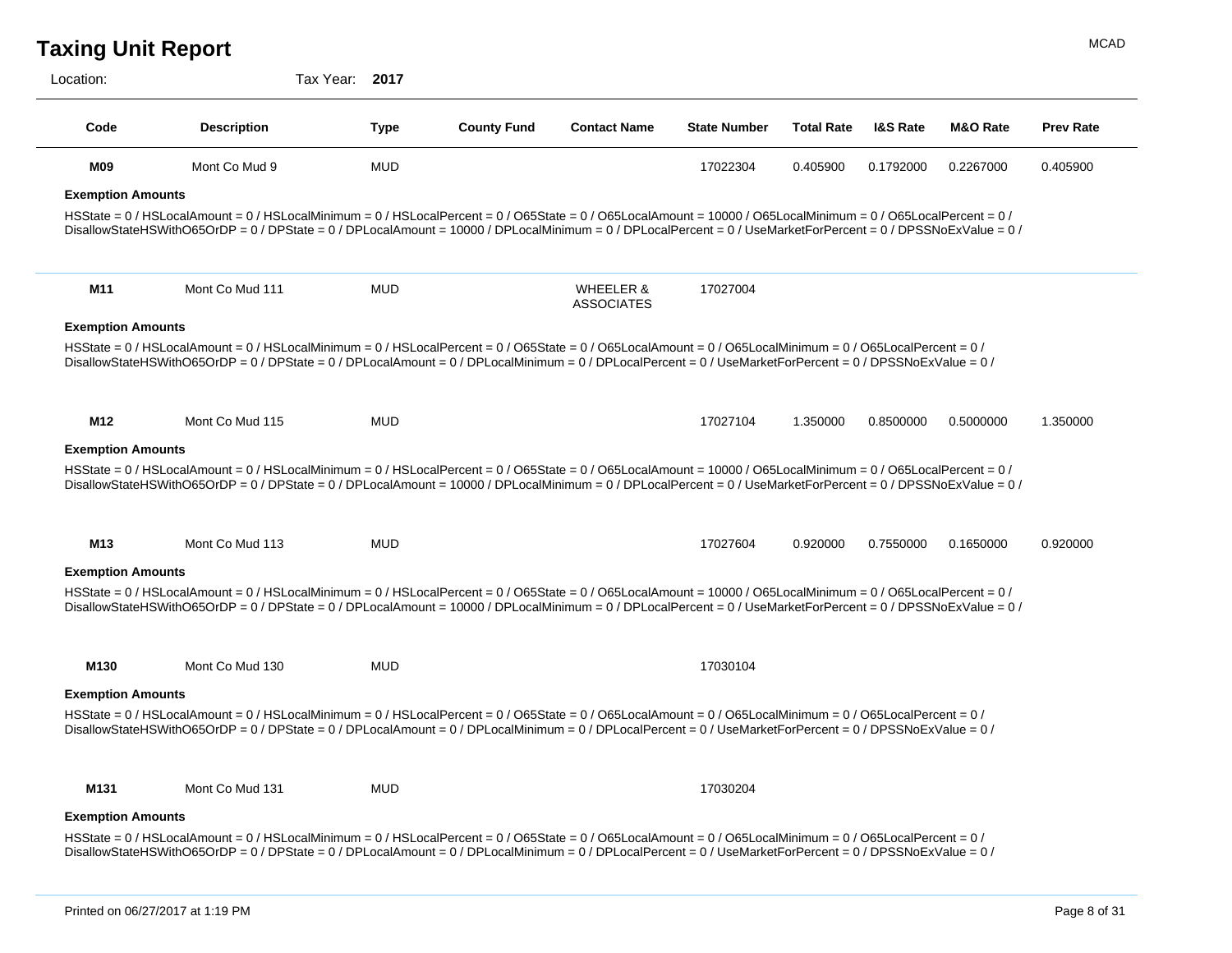# Taxing Unit Report

Location: Tax Year: **2017**

MCAD

| Code | Description | Type | County Fund | Contact Name | State Number | Total Rate | I&S Rate | M&O Rate | Prev Rate |
|---|---|---|---|---|---|---|---|---|---|
| **M09** | Mont Co Mud 9 | MUD | | | 17022304 | 0.405900 | 0.1792000 | 0.2267000 | 0.405900 |

**Exemption Amounts**

HSState = 0 / HSLocalAmount = 0 / HSLocalMinimum = 0 / HSLocalPercent = 0 / O65State = 0 / O65LocalAmount = 10000 / O65LocalMinimum = 0 / O65LocalPercent = 0 / DisallowStateHSWithO65OrDP = 0 / DPState = 0 / DPLocalAmount = 10000 / DPLocalMinimum = 0 / DPLocalPercent = 0 / UseMarketForPercent = 0 / DPSSNoExValue = 0 /

| Code | Description | Type | County Fund | Contact Name | State Number | Total Rate | I&S Rate | M&O Rate | Prev Rate |
|---|---|---|---|---|---|---|---|---|---|
| **M11** | Mont Co Mud 111 | MUD | | WHEELER & ASSOCIATES | 17027004 | | | | |

**Exemption Amounts**

HSState = 0 / HSLocalAmount = 0 / HSLocalMinimum = 0 / HSLocalPercent = 0 / O65State = 0 / O65LocalAmount = 0 / O65LocalMinimum = 0 / O65LocalPercent = 0 / DisallowStateHSWithO65OrDP = 0 / DPState = 0 / DPLocalAmount = 0 / DPLocalMinimum = 0 / DPLocalPercent = 0 / UseMarketForPercent = 0 / DPSSNoExValue = 0 /

| Code | Description | Type | County Fund | Contact Name | State Number | Total Rate | I&S Rate | M&O Rate | Prev Rate |
|---|---|---|---|---|---|---|---|---|---|
| **M12** | Mont Co Mud 115 | MUD | | | 17027104 | 1.350000 | 0.8500000 | 0.5000000 | 1.350000 |

**Exemption Amounts**

HSState = 0 / HSLocalAmount = 0 / HSLocalMinimum = 0 / HSLocalPercent = 0 / O65State = 0 / O65LocalAmount = 10000 / O65LocalMinimum = 0 / O65LocalPercent = 0 / DisallowStateHSWithO65OrDP = 0 / DPState = 0 / DPLocalAmount = 10000 / DPLocalMinimum = 0 / DPLocalPercent = 0 / UseMarketForPercent = 0 / DPSSNoExValue = 0 /

| Code | Description | Type | County Fund | Contact Name | State Number | Total Rate | I&S Rate | M&O Rate | Prev Rate |
|---|---|---|---|---|---|---|---|---|---|
| **M13** | Mont Co Mud 113 | MUD | | | 17027604 | 0.920000 | 0.7550000 | 0.1650000 | 0.920000 |

**Exemption Amounts**

HSState = 0 / HSLocalAmount = 0 / HSLocalMinimum = 0 / HSLocalPercent = 0 / O65State = 0 / O65LocalAmount = 10000 / O65LocalMinimum = 0 / O65LocalPercent = 0 / DisallowStateHSWithO65OrDP = 0 / DPState = 0 / DPLocalAmount = 10000 / DPLocalMinimum = 0 / DPLocalPercent = 0 / UseMarketForPercent = 0 / DPSSNoExValue = 0 /

| Code | Description | Type | County Fund | Contact Name | State Number | Total Rate | I&S Rate | M&O Rate | Prev Rate |
|---|---|---|---|---|---|---|---|---|---|
| **M130** | Mont Co Mud 130 | MUD | | | 17030104 | | | | |

**Exemption Amounts**

HSState = 0 / HSLocalAmount = 0 / HSLocalMinimum = 0 / HSLocalPercent = 0 / O65State = 0 / O65LocalAmount = 0 / O65LocalMinimum = 0 / O65LocalPercent = 0 / DisallowStateHSWithO65OrDP = 0 / DPState = 0 / DPLocalAmount = 0 / DPLocalMinimum = 0 / DPLocalPercent = 0 / UseMarketForPercent = 0 / DPSSNoExValue = 0 /

| Code | Description | Type | County Fund | Contact Name | State Number | Total Rate | I&S Rate | M&O Rate | Prev Rate |
|---|---|---|---|---|---|---|---|---|---|
| **M131** | Mont Co Mud 131 | MUD | | | 17030204 | | | | |

**Exemption Amounts**

HSState = 0 / HSLocalAmount = 0 / HSLocalMinimum = 0 / HSLocalPercent = 0 / O65State = 0 / O65LocalAmount = 0 / O65LocalMinimum = 0 / O65LocalPercent = 0 / DisallowStateHSWithO65OrDP = 0 / DPState = 0 / DPLocalAmount = 0 / DPLocalMinimum = 0 / DPLocalPercent = 0 / UseMarketForPercent = 0 / DPSSNoExValue = 0 /

Printed on 06/27/2017 at 1:19 PM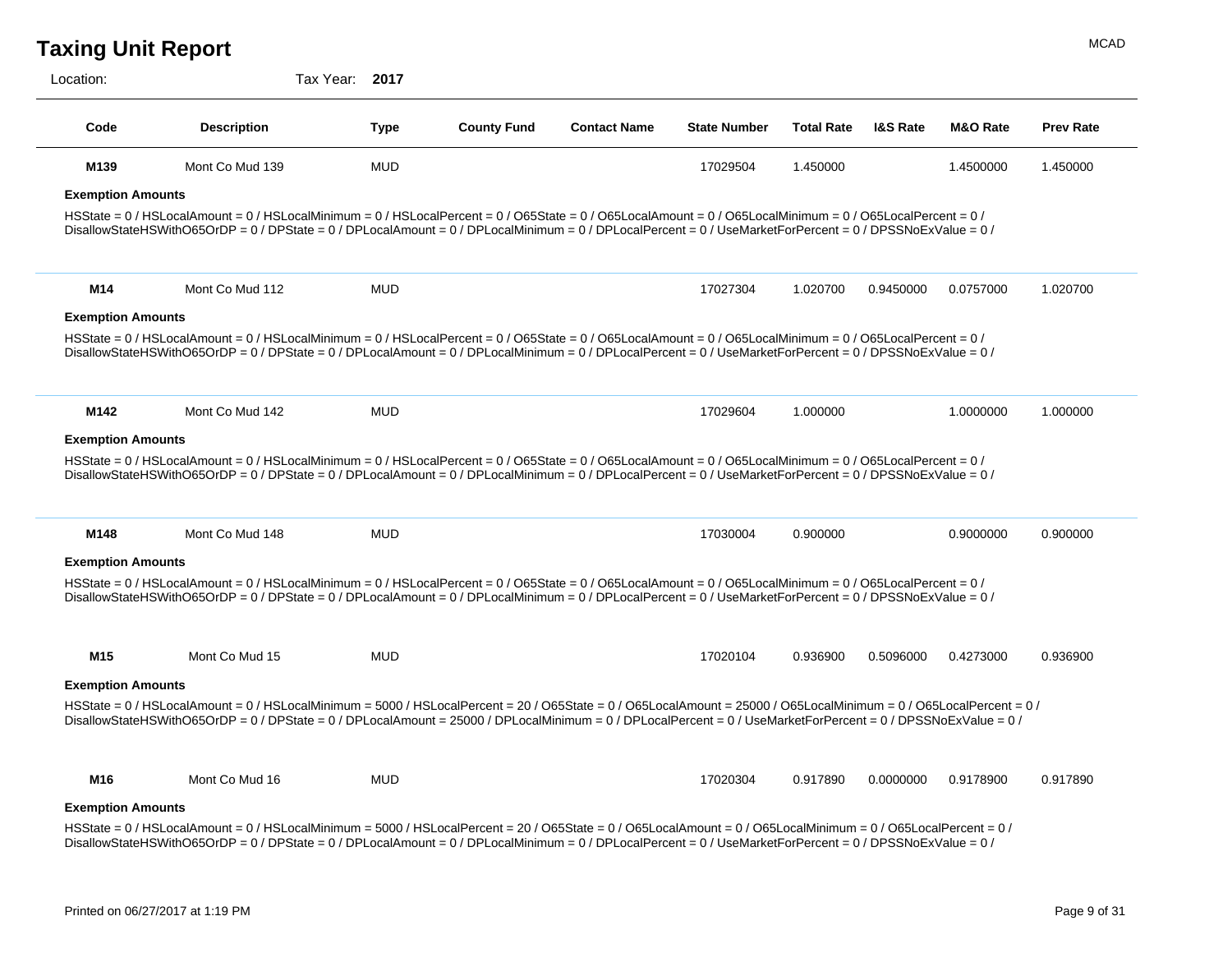# Taxing Unit Report

Location: Tax Year: **2017**

| Code | Description | Type | County Fund | Contact Name | State Number | Total Rate | I&S Rate | M&O Rate | Prev Rate |
|---|---|---|---|---|---|---|---|---|---|
| **M139** | Mont Co Mud 139 | MUD | | | 17029504 | 1.450000 | | 1.4500000 | 1.450000 |

**Exemption Amounts**

HSState = 0 / HSLocalAmount = 0 / HSLocalMinimum = 0 / HSLocalPercent = 0 / O65State = 0 / O65LocalAmount = 0 / O65LocalMinimum = 0 / O65LocalPercent = 0 / DisallowStateHSWithO65OrDP = 0 / DPState = 0 / DPLocalAmount = 0 / DPLocalMinimum = 0 / DPLocalPercent = 0 / UseMarketForPercent = 0 / DPSSNoExValue = 0 /

| Code | Description | Type | County Fund | Contact Name | State Number | Total Rate | I&S Rate | M&O Rate | Prev Rate |
|---|---|---|---|---|---|---|---|---|---|
| **M14** | Mont Co Mud 112 | MUD | | | 17027304 | 1.020700 | 0.9450000 | 0.0757000 | 1.020700 |

**Exemption Amounts**

HSState = 0 / HSLocalAmount = 0 / HSLocalMinimum = 0 / HSLocalPercent = 0 / O65State = 0 / O65LocalAmount = 0 / O65LocalMinimum = 0 / O65LocalPercent = 0 / DisallowStateHSWithO65OrDP = 0 / DPState = 0 / DPLocalAmount = 0 / DPLocalMinimum = 0 / DPLocalPercent = 0 / UseMarketForPercent = 0 / DPSSNoExValue = 0 /

| Code | Description | Type | County Fund | Contact Name | State Number | Total Rate | I&S Rate | M&O Rate | Prev Rate |
|---|---|---|---|---|---|---|---|---|---|
| **M142** | Mont Co Mud 142 | MUD | | | 17029604 | 1.000000 | | 1.0000000 | 1.000000 |

**Exemption Amounts**

HSState = 0 / HSLocalAmount = 0 / HSLocalMinimum = 0 / HSLocalPercent = 0 / O65State = 0 / O65LocalAmount = 0 / O65LocalMinimum = 0 / O65LocalPercent = 0 / DisallowStateHSWithO65OrDP = 0 / DPState = 0 / DPLocalAmount = 0 / DPLocalMinimum = 0 / DPLocalPercent = 0 / UseMarketForPercent = 0 / DPSSNoExValue = 0 /

| Code | Description | Type | County Fund | Contact Name | State Number | Total Rate | I&S Rate | M&O Rate | Prev Rate |
|---|---|---|---|---|---|---|---|---|---|
| **M148** | Mont Co Mud 148 | MUD | | | 17030004 | 0.900000 | | 0.9000000 | 0.900000 |

**Exemption Amounts**

HSState = 0 / HSLocalAmount = 0 / HSLocalMinimum = 0 / HSLocalPercent = 0 / O65State = 0 / O65LocalAmount = 0 / O65LocalMinimum = 0 / O65LocalPercent = 0 / DisallowStateHSWithO65OrDP = 0 / DPState = 0 / DPLocalAmount = 0 / DPLocalMinimum = 0 / DPLocalPercent = 0 / UseMarketForPercent = 0 / DPSSNoExValue = 0 /

| Code | Description | Type | County Fund | Contact Name | State Number | Total Rate | I&S Rate | M&O Rate | Prev Rate |
|---|---|---|---|---|---|---|---|---|---|
| **M15** | Mont Co Mud 15 | MUD | | | 17020104 | 0.936900 | 0.5096000 | 0.4273000 | 0.936900 |

**Exemption Amounts**

HSState = 0 / HSLocalAmount = 0 / HSLocalMinimum = 5000 / HSLocalPercent = 20 / O65State = 0 / O65LocalAmount = 25000 / O65LocalMinimum = 0 / O65LocalPercent = 0 / DisallowStateHSWithO65OrDP = 0 / DPState = 0 / DPLocalAmount = 25000 / DPLocalMinimum = 0 / DPLocalPercent = 0 / UseMarketForPercent = 0 / DPSSNoExValue = 0 /

| Code | Description | Type | County Fund | Contact Name | State Number | Total Rate | I&S Rate | M&O Rate | Prev Rate |
|---|---|---|---|---|---|---|---|---|---|
| **M16** | Mont Co Mud 16 | MUD | | | 17020304 | 0.917890 | 0.0000000 | 0.9178900 | 0.917890 |

**Exemption Amounts**

HSState = 0 / HSLocalAmount = 0 / HSLocalMinimum = 5000 / HSLocalPercent = 20 / O65State = 0 / O65LocalAmount = 0 / O65LocalMinimum = 0 / O65LocalPercent = 0 / DisallowStateHSWithO65OrDP = 0 / DPState = 0 / DPLocalAmount = 0 / DPLocalMinimum = 0 / DPLocalPercent = 0 / UseMarketForPercent = 0 / DPSSNoExValue = 0 /

Printed on 06/27/2017 at 1:19 PM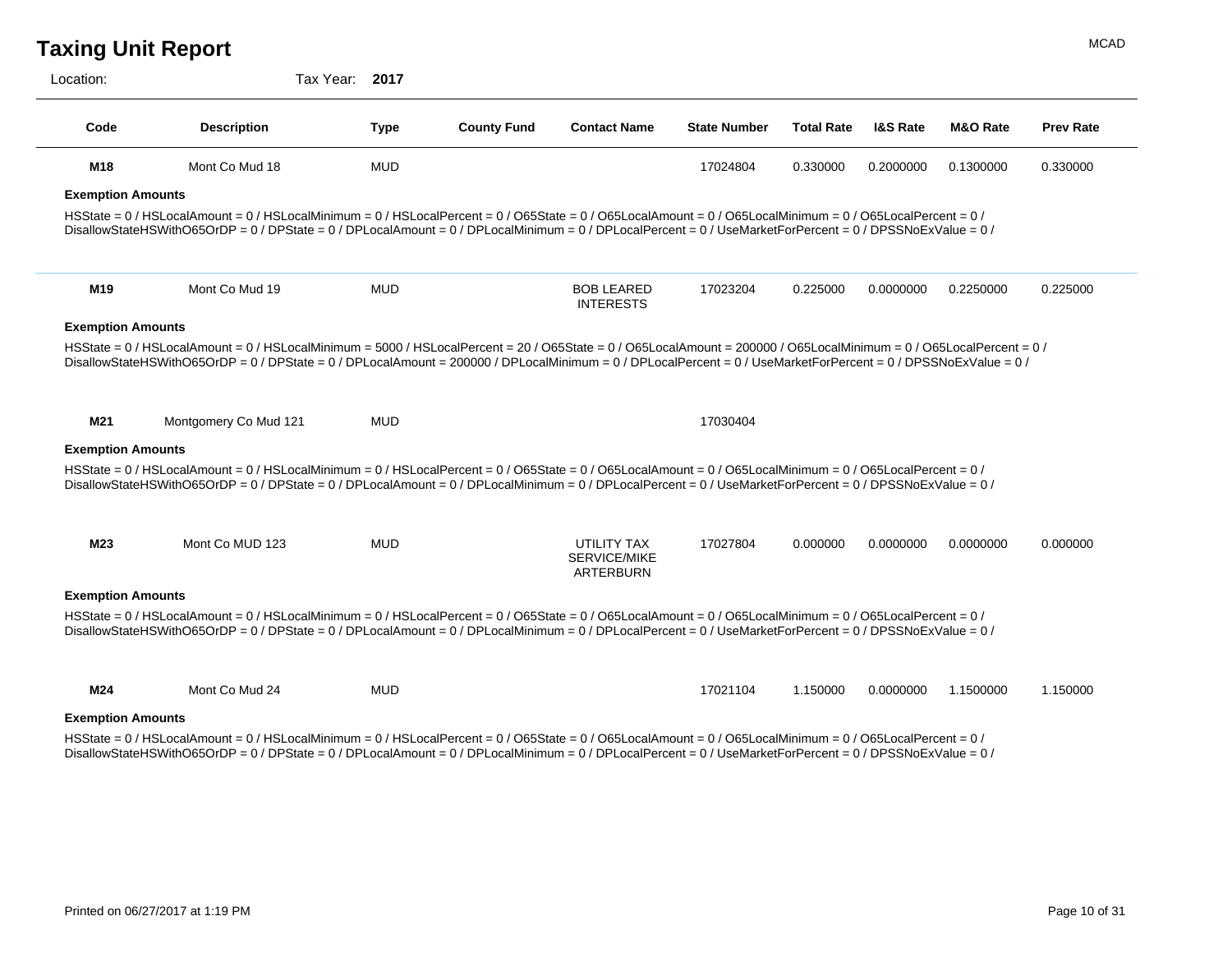# Taxing Unit Report

Location: Tax Year: **2017**

| Code | Description | Type | County Fund | Contact Name | State Number | Total Rate | I&S Rate | M&O Rate | Prev Rate |
|---|---|---|---|---|---|---|---|---|---|
| **M18** | Mont Co Mud 18 | MUD | | | 17024804 | 0.330000 | 0.2000000 | 0.1300000 | 0.330000 |

**Exemption Amounts**

HSState = 0 / HSLocalAmount = 0 / HSLocalMinimum = 0 / HSLocalPercent = 0 / O65State = 0 / O65LocalAmount = 0 / O65LocalMinimum = 0 / O65LocalPercent = 0 / DisallowStateHSWithO65OrDP = 0 / DPState = 0 / DPLocalAmount = 0 / DPLocalMinimum = 0 / DPLocalPercent = 0 / UseMarketForPercent = 0 / DPSSNoExValue = 0 /

| Code | Description | Type | County Fund | Contact Name | State Number | Total Rate | I&S Rate | M&O Rate | Prev Rate |
|---|---|---|---|---|---|---|---|---|---|
| **M19** | Mont Co Mud 19 | MUD | | BOB LEARED INTERESTS | 17023204 | 0.225000 | 0.0000000 | 0.2250000 | 0.225000 |

**Exemption Amounts**

HSState = 0 / HSLocalAmount = 0 / HSLocalMinimum = 5000 / HSLocalPercent = 20 / O65State = 0 / O65LocalAmount = 200000 / O65LocalMinimum = 0 / O65LocalPercent = 0 / DisallowStateHSWithO65OrDP = 0 / DPState = 0 / DPLocalAmount = 200000 / DPLocalMinimum = 0 / DPLocalPercent = 0 / UseMarketForPercent = 0 / DPSSNoExValue = 0 /

| Code | Description | Type | County Fund | Contact Name | State Number | Total Rate | I&S Rate | M&O Rate | Prev Rate |
|---|---|---|---|---|---|---|---|---|---|
| **M21** | Montgomery Co Mud 121 | MUD | | | 17030404 | | | | |

**Exemption Amounts**

HSState = 0 / HSLocalAmount = 0 / HSLocalMinimum = 0 / HSLocalPercent = 0 / O65State = 0 / O65LocalAmount = 0 / O65LocalMinimum = 0 / O65LocalPercent = 0 / DisallowStateHSWithO65OrDP = 0 / DPState = 0 / DPLocalAmount = 0 / DPLocalMinimum = 0 / DPLocalPercent = 0 / UseMarketForPercent = 0 / DPSSNoExValue = 0 /

| Code | Description | Type | County Fund | Contact Name | State Number | Total Rate | I&S Rate | M&O Rate | Prev Rate |
|---|---|---|---|---|---|---|---|---|---|
| **M23** | Mont Co MUD 123 | MUD | | UTILITY TAX SERVICE/MIKE ARTERBURN | 17027804 | 0.000000 | 0.0000000 | 0.0000000 | 0.000000 |

**Exemption Amounts**

HSState = 0 / HSLocalAmount = 0 / HSLocalMinimum = 0 / HSLocalPercent = 0 / O65State = 0 / O65LocalAmount = 0 / O65LocalMinimum = 0 / O65LocalPercent = 0 / DisallowStateHSWithO65OrDP = 0 / DPState = 0 / DPLocalAmount = 0 / DPLocalMinimum = 0 / DPLocalPercent = 0 / UseMarketForPercent = 0 / DPSSNoExValue = 0 /

| Code | Description | Type | County Fund | Contact Name | State Number | Total Rate | I&S Rate | M&O Rate | Prev Rate |
|---|---|---|---|---|---|---|---|---|---|
| **M24** | Mont Co Mud 24 | MUD | | | 17021104 | 1.150000 | 0.0000000 | 1.1500000 | 1.150000 |

**Exemption Amounts**

HSState = 0 / HSLocalAmount = 0 / HSLocalMinimum = 0 / HSLocalPercent = 0 / O65State = 0 / O65LocalAmount = 0 / O65LocalMinimum = 0 / O65LocalPercent = 0 / DisallowStateHSWithO65OrDP = 0 / DPState = 0 / DPLocalAmount = 0 / DPLocalMinimum = 0 / DPLocalPercent = 0 / UseMarketForPercent = 0 / DPSSNoExValue = 0 /

Printed on 06/27/2017 at 1:19 PM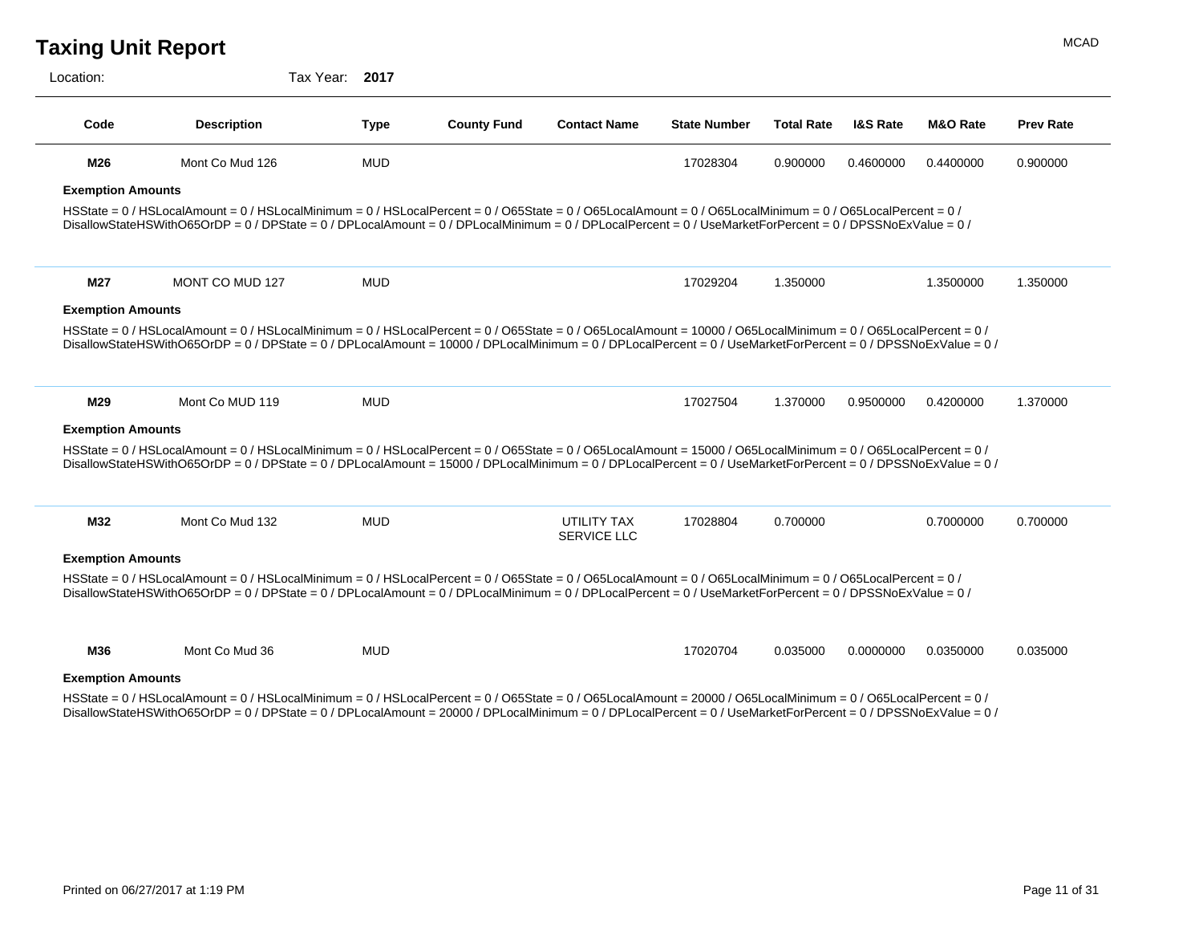# Taxing Unit Report

Location: Tax Year: **2017**

| Code | Description | Type | County Fund | Contact Name | State Number | Total Rate | I&S Rate | M&O Rate | Prev Rate |
|---|---|---|---|---|---|---|---|---|---|
| **M26** | Mont Co Mud 126 | MUD | | | 17028304 | 0.900000 | 0.4600000 | 0.4400000 | 0.900000 |

**Exemption Amounts**

HSState = 0 / HSLocalAmount = 0 / HSLocalMinimum = 0 / HSLocalPercent = 0 / O65State = 0 / O65LocalAmount = 0 / O65LocalMinimum = 0 / O65LocalPercent = 0 / DisallowStateHSWithO65OrDP = 0 / DPState = 0 / DPLocalAmount = 0 / DPLocalMinimum = 0 / DPLocalPercent = 0 / UseMarketForPercent = 0 / DPSSNoExValue = 0 /

| Code | Description | Type | County Fund | Contact Name | State Number | Total Rate | I&S Rate | M&O Rate | Prev Rate |
|---|---|---|---|---|---|---|---|---|---|
| **M27** | MONT CO MUD 127 | MUD | | | 17029204 | 1.350000 | | 1.3500000 | 1.350000 |

**Exemption Amounts**

HSState = 0 / HSLocalAmount = 0 / HSLocalMinimum = 0 / HSLocalPercent = 0 / O65State = 0 / O65LocalAmount = 10000 / O65LocalMinimum = 0 / O65LocalPercent = 0 / DisallowStateHSWithO65OrDP = 0 / DPState = 0 / DPLocalAmount = 10000 / DPLocalMinimum = 0 / DPLocalPercent = 0 / UseMarketForPercent = 0 / DPSSNoExValue = 0 /

| Code | Description | Type | County Fund | Contact Name | State Number | Total Rate | I&S Rate | M&O Rate | Prev Rate |
|---|---|---|---|---|---|---|---|---|---|
| **M29** | Mont Co MUD 119 | MUD | | | 17027504 | 1.370000 | 0.9500000 | 0.4200000 | 1.370000 |

**Exemption Amounts**

HSState = 0 / HSLocalAmount = 0 / HSLocalMinimum = 0 / HSLocalPercent = 0 / O65State = 0 / O65LocalAmount = 15000 / O65LocalMinimum = 0 / O65LocalPercent = 0 / DisallowStateHSWithO65OrDP = 0 / DPState = 0 / DPLocalAmount = 15000 / DPLocalMinimum = 0 / DPLocalPercent = 0 / UseMarketForPercent = 0 / DPSSNoExValue = 0 /

| Code | Description | Type | County Fund | Contact Name | State Number | Total Rate | I&S Rate | M&O Rate | Prev Rate |
|---|---|---|---|---|---|---|---|---|---|
| **M32** | Mont Co Mud 132 | MUD | | UTILITY TAX SERVICE LLC | 17028804 | 0.700000 | | 0.7000000 | 0.700000 |

**Exemption Amounts**

HSState = 0 / HSLocalAmount = 0 / HSLocalMinimum = 0 / HSLocalPercent = 0 / O65State = 0 / O65LocalAmount = 0 / O65LocalMinimum = 0 / O65LocalPercent = 0 / DisallowStateHSWithO65OrDP = 0 / DPState = 0 / DPLocalAmount = 0 / DPLocalMinimum = 0 / DPLocalPercent = 0 / UseMarketForPercent = 0 / DPSSNoExValue = 0 /

| Code | Description | Type | County Fund | Contact Name | State Number | Total Rate | I&S Rate | M&O Rate | Prev Rate |
|---|---|---|---|---|---|---|---|---|---|
| **M36** | Mont Co Mud 36 | MUD | | | 17020704 | 0.035000 | 0.0000000 | 0.0350000 | 0.035000 |

**Exemption Amounts**

HSState = 0 / HSLocalAmount = 0 / HSLocalMinimum = 0 / HSLocalPercent = 0 / O65State = 0 / O65LocalAmount = 20000 / O65LocalMinimum = 0 / O65LocalPercent = 0 / DisallowStateHSWithO65OrDP = 0 / DPState = 0 / DPLocalAmount = 20000 / DPLocalMinimum = 0 / DPLocalPercent = 0 / UseMarketForPercent = 0 / DPSSNoExValue = 0 /

Printed on 06/27/2017 at 1:19 PM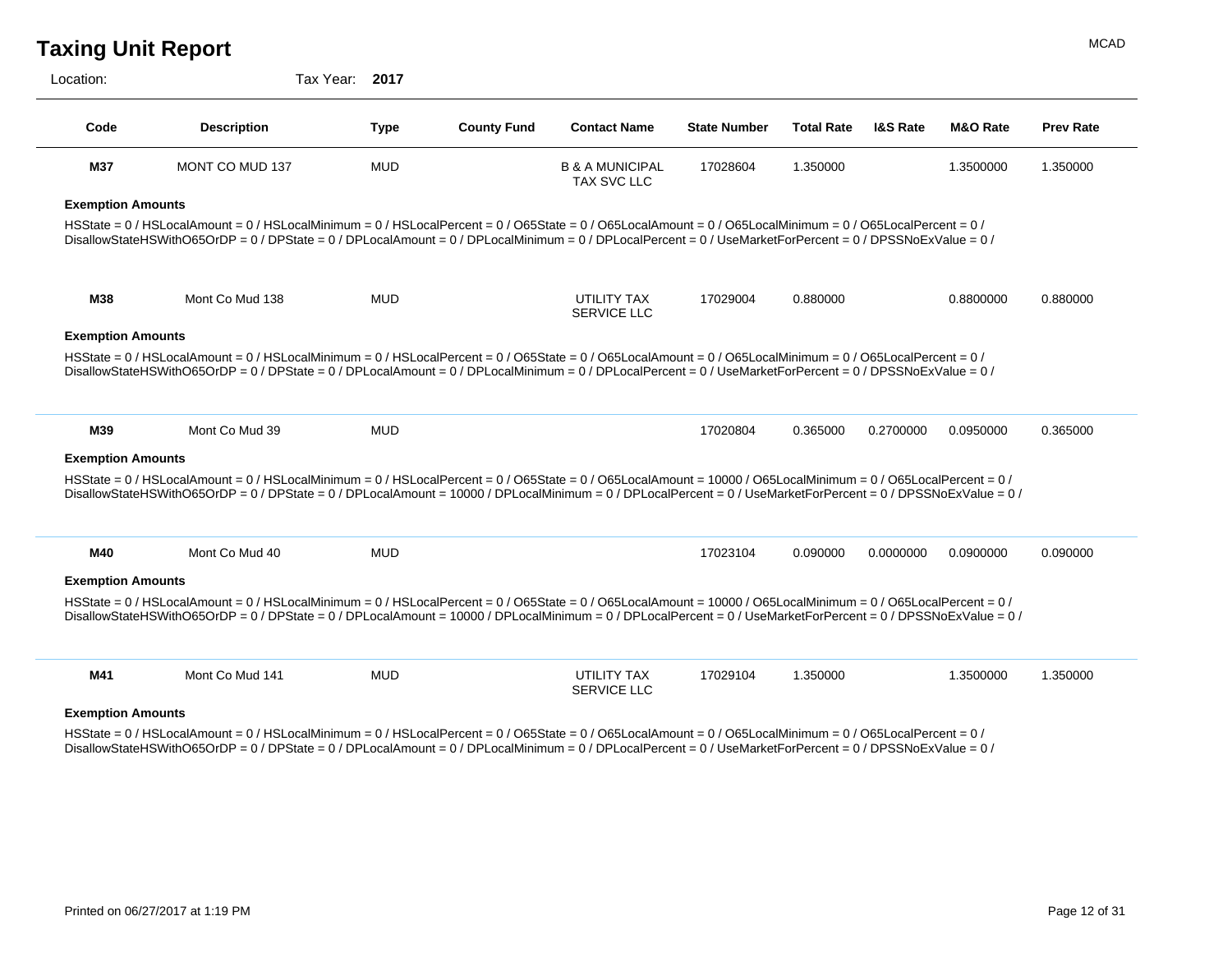# Taxing Unit Report

Location: Tax Year: **2017**

MCAD

| Code | Description | Type | County Fund | Contact Name | State Number | Total Rate | I&S Rate | M&O Rate | Prev Rate |
|---|---|---|---|---|---|---|---|---|---|
| **M37** | MONT CO MUD 137 | MUD | | B & A MUNICIPAL TAX SVC LLC | 17028604 | 1.350000 | | 1.3500000 | 1.350000 |

**Exemption Amounts**

HSState = 0 / HSLocalAmount = 0 / HSLocalMinimum = 0 / HSLocalPercent = 0 / O65State = 0 / O65LocalAmount = 0 / O65LocalMinimum = 0 / O65LocalPercent = 0 / DisallowStateHSWithO65OrDP = 0 / DPState = 0 / DPLocalAmount = 0 / DPLocalMinimum = 0 / DPLocalPercent = 0 / UseMarketForPercent = 0 / DPSSNoExValue = 0 /

| Code | Description | Type | County Fund | Contact Name | State Number | Total Rate | I&S Rate | M&O Rate | Prev Rate |
|---|---|---|---|---|---|---|---|---|---|
| **M38** | Mont Co Mud 138 | MUD | | UTILITY TAX SERVICE LLC | 17029004 | 0.880000 | | 0.8800000 | 0.880000 |

**Exemption Amounts**

HSState = 0 / HSLocalAmount = 0 / HSLocalMinimum = 0 / HSLocalPercent = 0 / O65State = 0 / O65LocalAmount = 0 / O65LocalMinimum = 0 / O65LocalPercent = 0 / DisallowStateHSWithO65OrDP = 0 / DPState = 0 / DPLocalAmount = 0 / DPLocalMinimum = 0 / DPLocalPercent = 0 / UseMarketForPercent = 0 / DPSSNoExValue = 0 /

| Code | Description | Type | County Fund | Contact Name | State Number | Total Rate | I&S Rate | M&O Rate | Prev Rate |
|---|---|---|---|---|---|---|---|---|---|
| **M39** | Mont Co Mud 39 | MUD | | | 17020804 | 0.365000 | 0.2700000 | 0.0950000 | 0.365000 |

**Exemption Amounts**

HSState = 0 / HSLocalAmount = 0 / HSLocalMinimum = 0 / HSLocalPercent = 0 / O65State = 0 / O65LocalAmount = 10000 / O65LocalMinimum = 0 / O65LocalPercent = 0 / DisallowStateHSWithO65OrDP = 0 / DPState = 0 / DPLocalAmount = 10000 / DPLocalMinimum = 0 / DPLocalPercent = 0 / UseMarketForPercent = 0 / DPSSNoExValue = 0 /

| Code | Description | Type | County Fund | Contact Name | State Number | Total Rate | I&S Rate | M&O Rate | Prev Rate |
|---|---|---|---|---|---|---|---|---|---|
| **M40** | Mont Co Mud 40 | MUD | | | 17023104 | 0.090000 | 0.0000000 | 0.0900000 | 0.090000 |

**Exemption Amounts**

HSState = 0 / HSLocalAmount = 0 / HSLocalMinimum = 0 / HSLocalPercent = 0 / O65State = 0 / O65LocalAmount = 10000 / O65LocalMinimum = 0 / O65LocalPercent = 0 / DisallowStateHSWithO65OrDP = 0 / DPState = 0 / DPLocalAmount = 10000 / DPLocalMinimum = 0 / DPLocalPercent = 0 / UseMarketForPercent = 0 / DPSSNoExValue = 0 /

| Code | Description | Type | County Fund | Contact Name | State Number | Total Rate | I&S Rate | M&O Rate | Prev Rate |
|---|---|---|---|---|---|---|---|---|---|
| **M41** | Mont Co Mud 141 | MUD | | UTILITY TAX SERVICE LLC | 17029104 | 1.350000 | | 1.3500000 | 1.350000 |

**Exemption Amounts**

HSState = 0 / HSLocalAmount = 0 / HSLocalMinimum = 0 / HSLocalPercent = 0 / O65State = 0 / O65LocalAmount = 0 / O65LocalMinimum = 0 / O65LocalPercent = 0 / DisallowStateHSWithO65OrDP = 0 / DPState = 0 / DPLocalAmount = 0 / DPLocalMinimum = 0 / DPLocalPercent = 0 / UseMarketForPercent = 0 / DPSSNoExValue = 0 /

Printed on 06/27/2017 at 1:19 PM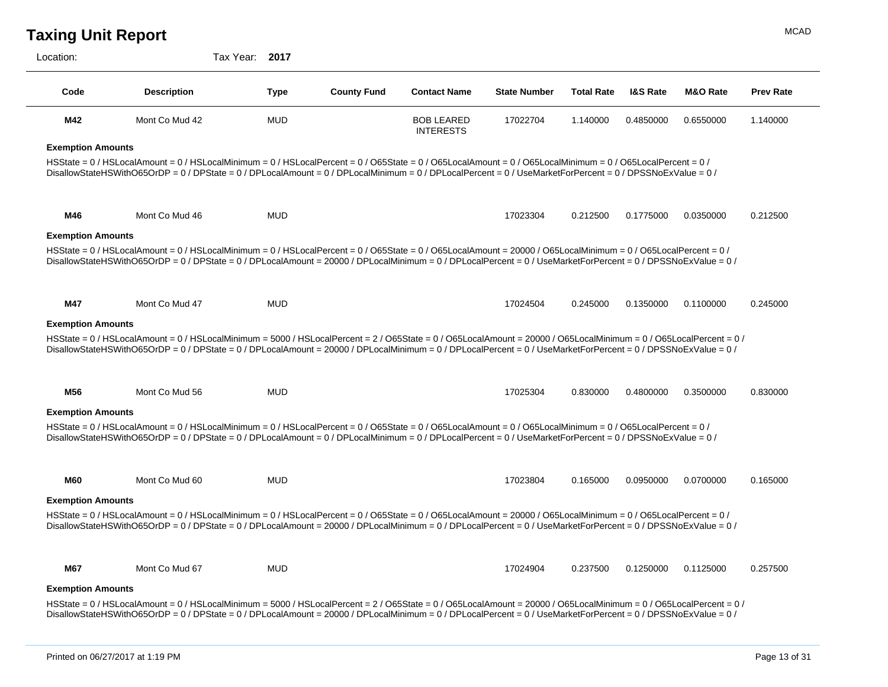# Taxing Unit Report

Location: Tax Year: **2017**

MCAD

| Code | Description | Type | County Fund | Contact Name | State Number | Total Rate | I&S Rate | M&O Rate | Prev Rate |
|---|---|---|---|---|---|---|---|---|---|
| **M42** | Mont Co Mud 42 | MUD | | BOB LEARED INTERESTS | 17022704 | 1.140000 | 0.4850000 | 0.6550000 | 1.140000 |

**Exemption Amounts**

HSState = 0 / HSLocalAmount = 0 / HSLocalMinimum = 0 / HSLocalPercent = 0 / O65State = 0 / O65LocalAmount = 0 / O65LocalMinimum = 0 / O65LocalPercent = 0 / DisallowStateHSWithO65OrDP = 0 / DPState = 0 / DPLocalAmount = 0 / DPLocalMinimum = 0 / DPLocalPercent = 0 / UseMarketForPercent = 0 / DPSSNoExValue = 0 /

| Code | Description | Type | County Fund | Contact Name | State Number | Total Rate | I&S Rate | M&O Rate | Prev Rate |
|---|---|---|---|---|---|---|---|---|---|
| **M46** | Mont Co Mud 46 | MUD | | | 17023304 | 0.212500 | 0.1775000 | 0.0350000 | 0.212500 |

**Exemption Amounts**

HSState = 0 / HSLocalAmount = 0 / HSLocalMinimum = 0 / HSLocalPercent = 0 / O65State = 0 / O65LocalAmount = 20000 / O65LocalMinimum = 0 / O65LocalPercent = 0 / DisallowStateHSWithO65OrDP = 0 / DPState = 0 / DPLocalAmount = 20000 / DPLocalMinimum = 0 / DPLocalPercent = 0 / UseMarketForPercent = 0 / DPSSNoExValue = 0 /

| Code | Description | Type | County Fund | Contact Name | State Number | Total Rate | I&S Rate | M&O Rate | Prev Rate |
|---|---|---|---|---|---|---|---|---|---|
| **M47** | Mont Co Mud 47 | MUD | | | 17024504 | 0.245000 | 0.1350000 | 0.1100000 | 0.245000 |

**Exemption Amounts**

HSState = 0 / HSLocalAmount = 0 / HSLocalMinimum = 5000 / HSLocalPercent = 2 / O65State = 0 / O65LocalAmount = 20000 / O65LocalMinimum = 0 / O65LocalPercent = 0 / DisallowStateHSWithO65OrDP = 0 / DPState = 0 / DPLocalAmount = 20000 / DPLocalMinimum = 0 / DPLocalPercent = 0 / UseMarketForPercent = 0 / DPSSNoExValue = 0 /

| Code | Description | Type | County Fund | Contact Name | State Number | Total Rate | I&S Rate | M&O Rate | Prev Rate |
|---|---|---|---|---|---|---|---|---|---|
| **M56** | Mont Co Mud 56 | MUD | | | 17025304 | 0.830000 | 0.4800000 | 0.3500000 | 0.830000 |

**Exemption Amounts**

HSState = 0 / HSLocalAmount = 0 / HSLocalMinimum = 0 / HSLocalPercent = 0 / O65State = 0 / O65LocalAmount = 0 / O65LocalMinimum = 0 / O65LocalPercent = 0 / DisallowStateHSWithO65OrDP = 0 / DPState = 0 / DPLocalAmount = 0 / DPLocalMinimum = 0 / DPLocalPercent = 0 / UseMarketForPercent = 0 / DPSSNoExValue = 0 /

| Code | Description | Type | County Fund | Contact Name | State Number | Total Rate | I&S Rate | M&O Rate | Prev Rate |
|---|---|---|---|---|---|---|---|---|---|
| **M60** | Mont Co Mud 60 | MUD | | | 17023804 | 0.165000 | 0.0950000 | 0.0700000 | 0.165000 |

**Exemption Amounts**

HSState = 0 / HSLocalAmount = 0 / HSLocalMinimum = 0 / HSLocalPercent = 0 / O65State = 0 / O65LocalAmount = 20000 / O65LocalMinimum = 0 / O65LocalPercent = 0 / DisallowStateHSWithO65OrDP = 0 / DPState = 0 / DPLocalAmount = 20000 / DPLocalMinimum = 0 / DPLocalPercent = 0 / UseMarketForPercent = 0 / DPSSNoExValue = 0 /

| Code | Description | Type | County Fund | Contact Name | State Number | Total Rate | I&S Rate | M&O Rate | Prev Rate |
|---|---|---|---|---|---|---|---|---|---|
| **M67** | Mont Co Mud 67 | MUD | | | 17024904 | 0.237500 | 0.1250000 | 0.1125000 | 0.257500 |

**Exemption Amounts**

HSState = 0 / HSLocalAmount = 0 / HSLocalMinimum = 5000 / HSLocalPercent = 2 / O65State = 0 / O65LocalAmount = 20000 / O65LocalMinimum = 0 / O65LocalPercent = 0 / DisallowStateHSWithO65OrDP = 0 / DPState = 0 / DPLocalAmount = 20000 / DPLocalMinimum = 0 / DPLocalPercent = 0 / UseMarketForPercent = 0 / DPSSNoExValue = 0 /

Printed on 06/27/2017 at 1:19 PM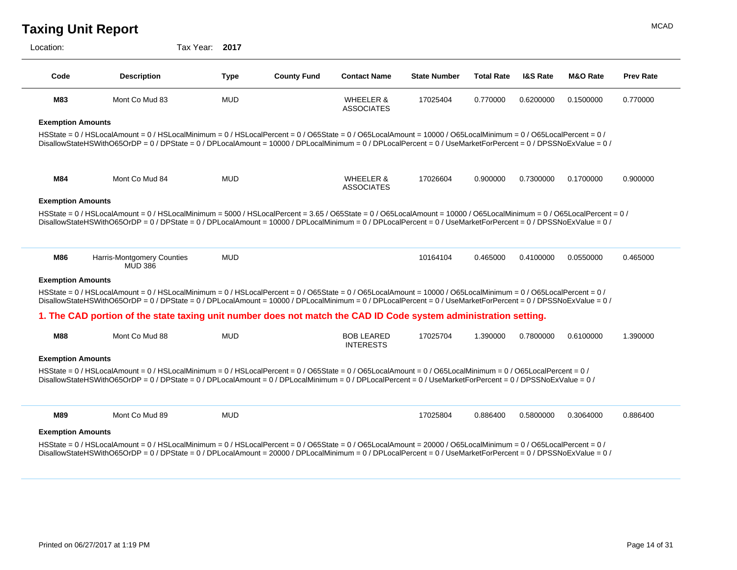# Taxing Unit Report

Location: Tax Year: **2017**

| Code | Description | Type | County Fund | Contact Name | State Number | Total Rate | I&S Rate | M&O Rate | Prev Rate |
|---|---|---|---|---|---|---|---|---|---|
| **M83** | Mont Co Mud 83 | MUD | | WHEELER & ASSOCIATES | 17025404 | 0.770000 | 0.6200000 | 0.1500000 | 0.770000 |

**Exemption Amounts**

HSState = 0 / HSLocalAmount = 0 / HSLocalMinimum = 0 / HSLocalPercent = 0 / O65State = 0 / O65LocalAmount = 10000 / O65LocalMinimum = 0 / O65LocalPercent = 0 / DisallowStateHSWithO65OrDP = 0 / DPState = 0 / DPLocalAmount = 10000 / DPLocalMinimum = 0 / DPLocalPercent = 0 / UseMarketForPercent = 0 / DPSSNoExValue = 0 /

| Code | Description | Type | County Fund | Contact Name | State Number | Total Rate | I&S Rate | M&O Rate | Prev Rate |
|---|---|---|---|---|---|---|---|---|---|
| **M84** | Mont Co Mud 84 | MUD | | WHEELER & ASSOCIATES | 17026604 | 0.900000 | 0.7300000 | 0.1700000 | 0.900000 |

**Exemption Amounts**

HSState = 0 / HSLocalAmount = 0 / HSLocalMinimum = 5000 / HSLocalPercent = 3.65 / O65State = 0 / O65LocalAmount = 10000 / O65LocalMinimum = 0 / O65LocalPercent = 0 / DisallowStateHSWithO65OrDP = 0 / DPState = 0 / DPLocalAmount = 10000 / DPLocalMinimum = 0 / DPLocalPercent = 0 / UseMarketForPercent = 0 / DPSSNoExValue = 0 /

| Code | Description | Type | County Fund | Contact Name | State Number | Total Rate | I&S Rate | M&O Rate | Prev Rate |
|---|---|---|---|---|---|---|---|---|---|
| **M86** | Harris-Montgomery Counties MUD 386 | MUD | | | 10164104 | 0.465000 | 0.4100000 | 0.0550000 | 0.465000 |

**Exemption Amounts**

HSState = 0 / HSLocalAmount = 0 / HSLocalMinimum = 0 / HSLocalPercent = 0 / O65State = 0 / O65LocalAmount = 10000 / O65LocalMinimum = 0 / O65LocalPercent = 0 / DisallowStateHSWithO65OrDP = 0 / DPState = 0 / DPLocalAmount = 10000 / DPLocalMinimum = 0 / DPLocalPercent = 0 / UseMarketForPercent = 0 / DPSSNoExValue = 0 /

**1. The CAD portion of the state taxing unit number does not match the CAD ID Code system administration setting.**

| Code | Description | Type | County Fund | Contact Name | State Number | Total Rate | I&S Rate | M&O Rate | Prev Rate |
|---|---|---|---|---|---|---|---|---|---|
| **M88** | Mont Co Mud 88 | MUD | | BOB LEARED INTERESTS | 17025704 | 1.390000 | 0.7800000 | 0.6100000 | 1.390000 |

**Exemption Amounts**

HSState = 0 / HSLocalAmount = 0 / HSLocalMinimum = 0 / HSLocalPercent = 0 / O65State = 0 / O65LocalAmount = 0 / O65LocalMinimum = 0 / O65LocalPercent = 0 / DisallowStateHSWithO65OrDP = 0 / DPState = 0 / DPLocalAmount = 0 / DPLocalMinimum = 0 / DPLocalPercent = 0 / UseMarketForPercent = 0 / DPSSNoExValue = 0 /

| Code | Description | Type | County Fund | Contact Name | State Number | Total Rate | I&S Rate | M&O Rate | Prev Rate |
|---|---|---|---|---|---|---|---|---|---|
| **M89** | Mont Co Mud 89 | MUD | | | 17025804 | 0.886400 | 0.5800000 | 0.3064000 | 0.886400 |

**Exemption Amounts**

HSState = 0 / HSLocalAmount = 0 / HSLocalMinimum = 0 / HSLocalPercent = 0 / O65State = 0 / O65LocalAmount = 20000 / O65LocalMinimum = 0 / O65LocalPercent = 0 / DisallowStateHSWithO65OrDP = 0 / DPState = 0 / DPLocalAmount = 20000 / DPLocalMinimum = 0 / DPLocalPercent = 0 / UseMarketForPercent = 0 / DPSSNoExValue = 0 /

Printed on 06/27/2017 at 1:19 PM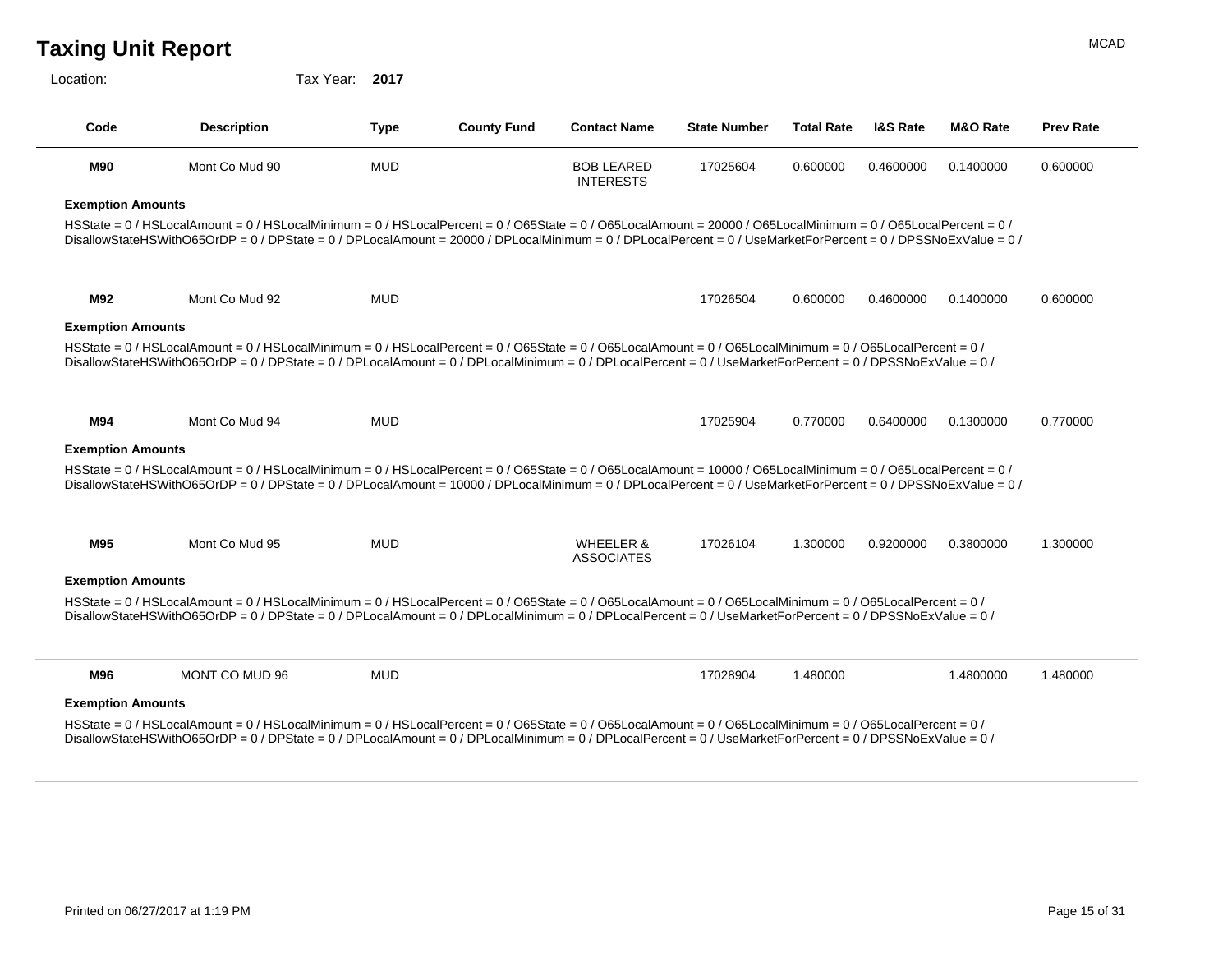# Taxing Unit Report

Location: Tax Year: **2017**

| Code | Description | Type | County Fund | Contact Name | State Number | Total Rate | I&S Rate | M&O Rate | Prev Rate |
|---|---|---|---|---|---|---|---|---|---|
| **M90** | Mont Co Mud 90 | MUD | | BOB LEARED INTERESTS | 17025604 | 0.600000 | 0.4600000 | 0.1400000 | 0.600000 |

**Exemption Amounts**

HSState = 0 / HSLocalAmount = 0 / HSLocalMinimum = 0 / HSLocalPercent = 0 / O65State = 0 / O65LocalAmount = 20000 / O65LocalMinimum = 0 / O65LocalPercent = 0 / DisallowStateHSWithO65OrDP = 0 / DPState = 0 / DPLocalAmount = 20000 / DPLocalMinimum = 0 / DPLocalPercent = 0 / UseMarketForPercent = 0 / DPSSNoExValue = 0 /

| Code | Description | Type | County Fund | Contact Name | State Number | Total Rate | I&S Rate | M&O Rate | Prev Rate |
|---|---|---|---|---|---|---|---|---|---|
| **M92** | Mont Co Mud 92 | MUD | | | 17026504 | 0.600000 | 0.4600000 | 0.1400000 | 0.600000 |

**Exemption Amounts**

HSState = 0 / HSLocalAmount = 0 / HSLocalMinimum = 0 / HSLocalPercent = 0 / O65State = 0 / O65LocalAmount = 0 / O65LocalMinimum = 0 / O65LocalPercent = 0 / DisallowStateHSWithO65OrDP = 0 / DPState = 0 / DPLocalAmount = 0 / DPLocalMinimum = 0 / DPLocalPercent = 0 / UseMarketForPercent = 0 / DPSSNoExValue = 0 /

| Code | Description | Type | County Fund | Contact Name | State Number | Total Rate | I&S Rate | M&O Rate | Prev Rate |
|---|---|---|---|---|---|---|---|---|---|
| **M94** | Mont Co Mud 94 | MUD | | | 17025904 | 0.770000 | 0.6400000 | 0.1300000 | 0.770000 |

**Exemption Amounts**

HSState = 0 / HSLocalAmount = 0 / HSLocalMinimum = 0 / HSLocalPercent = 0 / O65State = 0 / O65LocalAmount = 10000 / O65LocalMinimum = 0 / O65LocalPercent = 0 / DisallowStateHSWithO65OrDP = 0 / DPState = 0 / DPLocalAmount = 10000 / DPLocalMinimum = 0 / DPLocalPercent = 0 / UseMarketForPercent = 0 / DPSSNoExValue = 0 /

| Code | Description | Type | County Fund | Contact Name | State Number | Total Rate | I&S Rate | M&O Rate | Prev Rate |
|---|---|---|---|---|---|---|---|---|---|
| **M95** | Mont Co Mud 95 | MUD | | WHEELER & ASSOCIATES | 17026104 | 1.300000 | 0.9200000 | 0.3800000 | 1.300000 |

**Exemption Amounts**

HSState = 0 / HSLocalAmount = 0 / HSLocalMinimum = 0 / HSLocalPercent = 0 / O65State = 0 / O65LocalAmount = 0 / O65LocalMinimum = 0 / O65LocalPercent = 0 / DisallowStateHSWithO65OrDP = 0 / DPState = 0 / DPLocalAmount = 0 / DPLocalMinimum = 0 / DPLocalPercent = 0 / UseMarketForPercent = 0 / DPSSNoExValue = 0 /

| Code | Description | Type | County Fund | Contact Name | State Number | Total Rate | I&S Rate | M&O Rate | Prev Rate |
|---|---|---|---|---|---|---|---|---|---|
| **M96** | MONT CO MUD 96 | MUD | | | 17028904 | 1.480000 | | 1.4800000 | 1.480000 |

**Exemption Amounts**

HSState = 0 / HSLocalAmount = 0 / HSLocalMinimum = 0 / HSLocalPercent = 0 / O65State = 0 / O65LocalAmount = 0 / O65LocalMinimum = 0 / O65LocalPercent = 0 / DisallowStateHSWithO65OrDP = 0 / DPState = 0 / DPLocalAmount = 0 / DPLocalMinimum = 0 / DPLocalPercent = 0 / UseMarketForPercent = 0 / DPSSNoExValue = 0 /

Printed on 06/27/2017 at 1:19 PM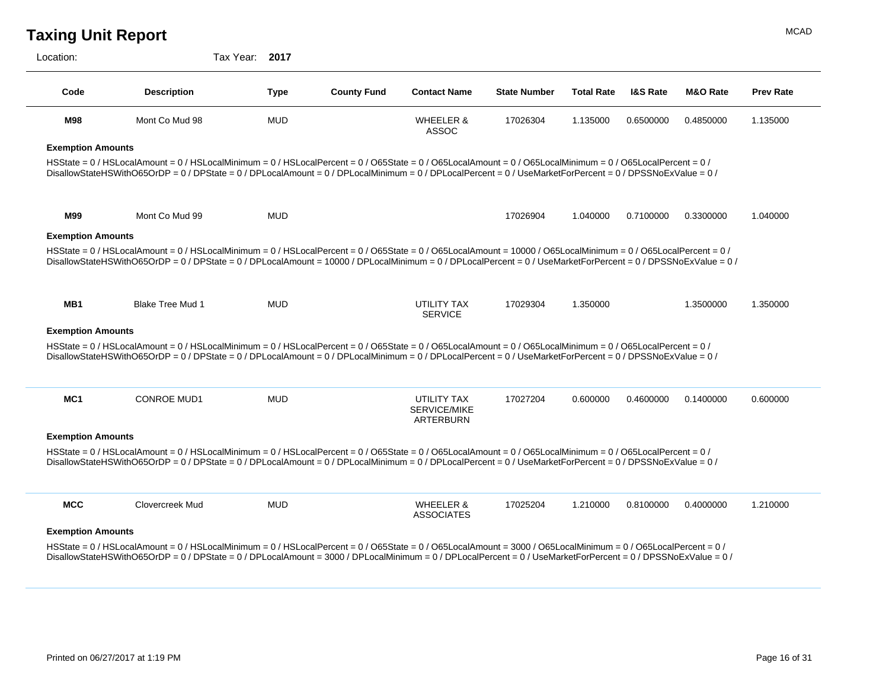# Taxing Unit Report

Location: Tax Year: **2017**

| Code | Description | Type | County Fund | Contact Name | State Number | Total Rate | I&S Rate | M&O Rate | Prev Rate |
|---|---|---|---|---|---|---|---|---|---|
| **M98** | Mont Co Mud 98 | MUD | | WHEELER & ASSOC | 17026304 | 1.135000 | 0.6500000 | 0.4850000 | 1.135000 |

**Exemption Amounts**

HSState = 0 / HSLocalAmount = 0 / HSLocalMinimum = 0 / HSLocalPercent = 0 / O65State = 0 / O65LocalAmount = 0 / O65LocalMinimum = 0 / O65LocalPercent = 0 / DisallowStateHSWithO65OrDP = 0 / DPState = 0 / DPLocalAmount = 0 / DPLocalMinimum = 0 / DPLocalPercent = 0 / UseMarketForPercent = 0 / DPSSNoExValue = 0 /

| Code | Description | Type | County Fund | Contact Name | State Number | Total Rate | I&S Rate | M&O Rate | Prev Rate |
|---|---|---|---|---|---|---|---|---|---|
| **M99** | Mont Co Mud 99 | MUD | | | 17026904 | 1.040000 | 0.7100000 | 0.3300000 | 1.040000 |

**Exemption Amounts**

HSState = 0 / HSLocalAmount = 0 / HSLocalMinimum = 0 / HSLocalPercent = 0 / O65State = 0 / O65LocalAmount = 10000 / O65LocalMinimum = 0 / O65LocalPercent = 0 / DisallowStateHSWithO65OrDP = 0 / DPState = 0 / DPLocalAmount = 10000 / DPLocalMinimum = 0 / DPLocalPercent = 0 / UseMarketForPercent = 0 / DPSSNoExValue = 0 /

| Code | Description | Type | County Fund | Contact Name | State Number | Total Rate | I&S Rate | M&O Rate | Prev Rate |
|---|---|---|---|---|---|---|---|---|---|
| **MB1** | Blake Tree Mud 1 | MUD | | UTILITY TAX SERVICE | 17029304 | 1.350000 | | 1.3500000 | 1.350000 |

**Exemption Amounts**

HSState = 0 / HSLocalAmount = 0 / HSLocalMinimum = 0 / HSLocalPercent = 0 / O65State = 0 / O65LocalAmount = 0 / O65LocalMinimum = 0 / O65LocalPercent = 0 / DisallowStateHSWithO65OrDP = 0 / DPState = 0 / DPLocalAmount = 0 / DPLocalMinimum = 0 / DPLocalPercent = 0 / UseMarketForPercent = 0 / DPSSNoExValue = 0 /

| Code | Description | Type | County Fund | Contact Name | State Number | Total Rate | I&S Rate | M&O Rate | Prev Rate |
|---|---|---|---|---|---|---|---|---|---|
| **MC1** | CONROE MUD1 | MUD | | UTILITY TAX SERVICE/MIKE ARTERBURN | 17027204 | 0.600000 | 0.4600000 | 0.1400000 | 0.600000 |

**Exemption Amounts**

HSState = 0 / HSLocalAmount = 0 / HSLocalMinimum = 0 / HSLocalPercent = 0 / O65State = 0 / O65LocalAmount = 0 / O65LocalMinimum = 0 / O65LocalPercent = 0 / DisallowStateHSWithO65OrDP = 0 / DPState = 0 / DPLocalAmount = 0 / DPLocalMinimum = 0 / DPLocalPercent = 0 / UseMarketForPercent = 0 / DPSSNoExValue = 0 /

| Code | Description | Type | County Fund | Contact Name | State Number | Total Rate | I&S Rate | M&O Rate | Prev Rate |
|---|---|---|---|---|---|---|---|---|---|
| **MCC** | Clovercreek Mud | MUD | | WHEELER & ASSOCIATES | 17025204 | 1.210000 | 0.8100000 | 0.4000000 | 1.210000 |

**Exemption Amounts**

HSState = 0 / HSLocalAmount = 0 / HSLocalMinimum = 0 / HSLocalPercent = 0 / O65State = 0 / O65LocalAmount = 3000 / O65LocalMinimum = 0 / O65LocalPercent = 0 / DisallowStateHSWithO65OrDP = 0 / DPState = 0 / DPLocalAmount = 3000 / DPLocalMinimum = 0 / DPLocalPercent = 0 / UseMarketForPercent = 0 / DPSSNoExValue = 0 /

Printed on 06/27/2017 at 1:19 PM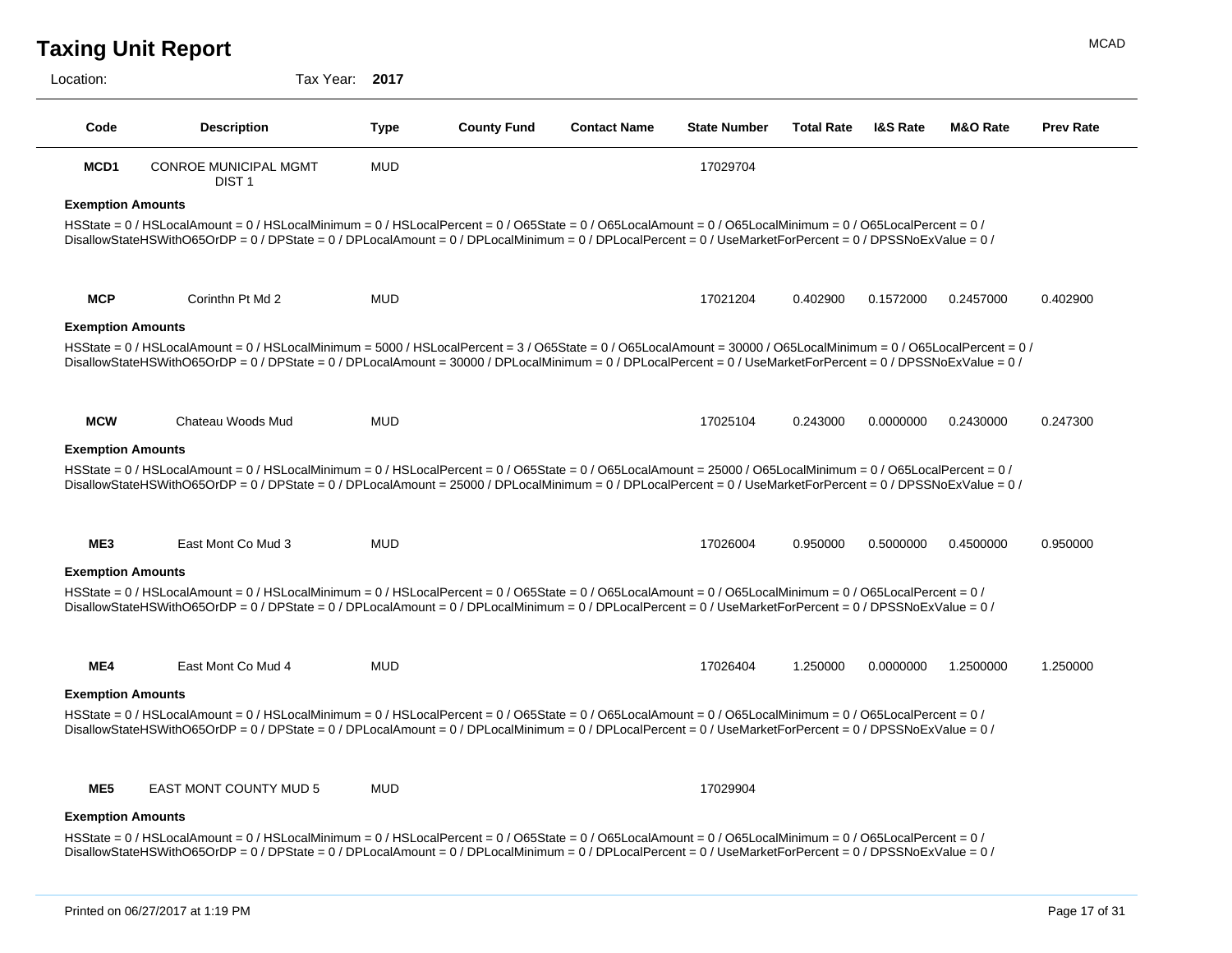# Taxing Unit Report

Location: Tax Year: **2017**

MCAD

| Code | Description | Type | County Fund | Contact Name | State Number | Total Rate | I&S Rate | M&O Rate | Prev Rate |
|---|---|---|---|---|---|---|---|---|---|
| **MCD1** | CONROE MUNICIPAL MGMT DIST 1 | MUD | | | 17029704 | | | | |

**Exemption Amounts**

HSState = 0 / HSLocalAmount = 0 / HSLocalMinimum = 0 / HSLocalPercent = 0 / O65State = 0 / O65LocalAmount = 0 / O65LocalMinimum = 0 / O65LocalPercent = 0 / DisallowStateHSWithO65OrDP = 0 / DPState = 0 / DPLocalAmount = 0 / DPLocalMinimum = 0 / DPLocalPercent = 0 / UseMarketForPercent = 0 / DPSSNoExValue = 0 /

| Code | Description | Type | County Fund | Contact Name | State Number | Total Rate | I&S Rate | M&O Rate | Prev Rate |
|---|---|---|---|---|---|---|---|---|---|
| **MCP** | Corinthn Pt Md 2 | MUD | | | 17021204 | 0.402900 | 0.1572000 | 0.2457000 | 0.402900 |

**Exemption Amounts**

HSState = 0 / HSLocalAmount = 0 / HSLocalMinimum = 5000 / HSLocalPercent = 3 / O65State = 0 / O65LocalAmount = 30000 / O65LocalMinimum = 0 / O65LocalPercent = 0 / DisallowStateHSWithO65OrDP = 0 / DPState = 0 / DPLocalAmount = 30000 / DPLocalMinimum = 0 / DPLocalPercent = 0 / UseMarketForPercent = 0 / DPSSNoExValue = 0 /

| Code | Description | Type | County Fund | Contact Name | State Number | Total Rate | I&S Rate | M&O Rate | Prev Rate |
|---|---|---|---|---|---|---|---|---|---|
| **MCW** | Chateau Woods Mud | MUD | | | 17025104 | 0.243000 | 0.0000000 | 0.2430000 | 0.247300 |

**Exemption Amounts**

HSState = 0 / HSLocalAmount = 0 / HSLocalMinimum = 0 / HSLocalPercent = 0 / O65State = 0 / O65LocalAmount = 25000 / O65LocalMinimum = 0 / O65LocalPercent = 0 / DisallowStateHSWithO65OrDP = 0 / DPState = 0 / DPLocalAmount = 25000 / DPLocalMinimum = 0 / DPLocalPercent = 0 / UseMarketForPercent = 0 / DPSSNoExValue = 0 /

| Code | Description | Type | County Fund | Contact Name | State Number | Total Rate | I&S Rate | M&O Rate | Prev Rate |
|---|---|---|---|---|---|---|---|---|---|
| **ME3** | East Mont Co Mud 3 | MUD | | | 17026004 | 0.950000 | 0.5000000 | 0.4500000 | 0.950000 |

**Exemption Amounts**

HSState = 0 / HSLocalAmount = 0 / HSLocalMinimum = 0 / HSLocalPercent = 0 / O65State = 0 / O65LocalAmount = 0 / O65LocalMinimum = 0 / O65LocalPercent = 0 / DisallowStateHSWithO65OrDP = 0 / DPState = 0 / DPLocalAmount = 0 / DPLocalMinimum = 0 / DPLocalPercent = 0 / UseMarketForPercent = 0 / DPSSNoExValue = 0 /

| Code | Description | Type | County Fund | Contact Name | State Number | Total Rate | I&S Rate | M&O Rate | Prev Rate |
|---|---|---|---|---|---|---|---|---|---|
| **ME4** | East Mont Co Mud 4 | MUD | | | 17026404 | 1.250000 | 0.0000000 | 1.2500000 | 1.250000 |

**Exemption Amounts**

HSState = 0 / HSLocalAmount = 0 / HSLocalMinimum = 0 / HSLocalPercent = 0 / O65State = 0 / O65LocalAmount = 0 / O65LocalMinimum = 0 / O65LocalPercent = 0 / DisallowStateHSWithO65OrDP = 0 / DPState = 0 / DPLocalAmount = 0 / DPLocalMinimum = 0 / DPLocalPercent = 0 / UseMarketForPercent = 0 / DPSSNoExValue = 0 /

| Code | Description | Type | County Fund | Contact Name | State Number | Total Rate | I&S Rate | M&O Rate | Prev Rate |
|---|---|---|---|---|---|---|---|---|---|
| **ME5** | EAST MONT COUNTY MUD 5 | MUD | | | 17029904 | | | | |

**Exemption Amounts**

HSState = 0 / HSLocalAmount = 0 / HSLocalMinimum = 0 / HSLocalPercent = 0 / O65State = 0 / O65LocalAmount = 0 / O65LocalMinimum = 0 / O65LocalPercent = 0 / DisallowStateHSWithO65OrDP = 0 / DPState = 0 / DPLocalAmount = 0 / DPLocalMinimum = 0 / DPLocalPercent = 0 / UseMarketForPercent = 0 / DPSSNoExValue = 0 /

Printed on 06/27/2017 at 1:19 PM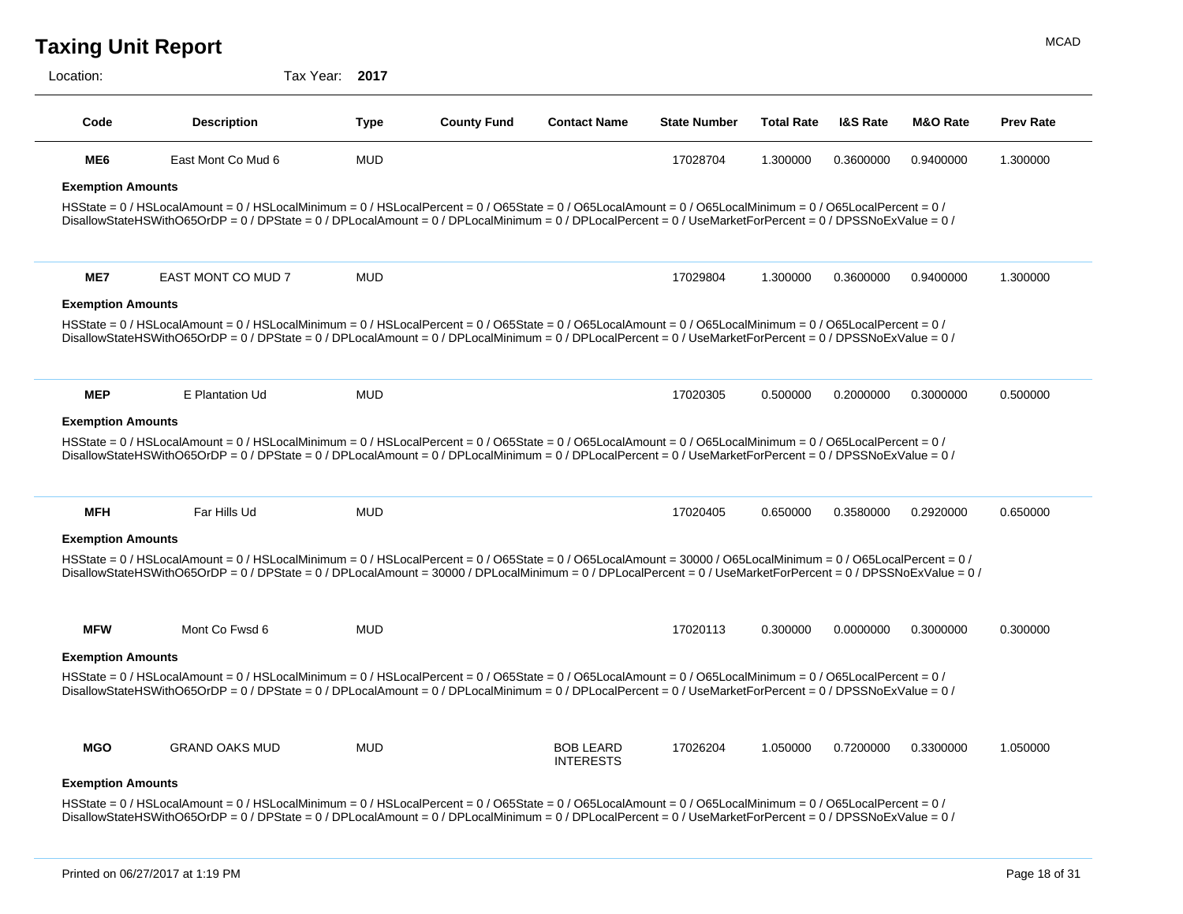# Taxing Unit Report

Location: Tax Year: **2017**

| Code | Description | Type | County Fund | Contact Name | State Number | Total Rate | I&S Rate | M&O Rate | Prev Rate |
|---|---|---|---|---|---|---|---|---|---|
| **ME6** | East Mont Co Mud 6 | MUD | | | 17028704 | 1.300000 | 0.3600000 | 0.9400000 | 1.300000 |

**Exemption Amounts**

HSState = 0 / HSLocalAmount = 0 / HSLocalMinimum = 0 / HSLocalPercent = 0 / O65State = 0 / O65LocalAmount = 0 / O65LocalMinimum = 0 / O65LocalPercent = 0 / DisallowStateHSWithO65OrDP = 0 / DPState = 0 / DPLocalAmount = 0 / DPLocalMinimum = 0 / DPLocalPercent = 0 / UseMarketForPercent = 0 / DPSSNoExValue = 0 /

| Code | Description | Type | County Fund | Contact Name | State Number | Total Rate | I&S Rate | M&O Rate | Prev Rate |
|---|---|---|---|---|---|---|---|---|---|
| **ME7** | EAST MONT CO MUD 7 | MUD | | | 17029804 | 1.300000 | 0.3600000 | 0.9400000 | 1.300000 |

**Exemption Amounts**

HSState = 0 / HSLocalAmount = 0 / HSLocalMinimum = 0 / HSLocalPercent = 0 / O65State = 0 / O65LocalAmount = 0 / O65LocalMinimum = 0 / O65LocalPercent = 0 / DisallowStateHSWithO65OrDP = 0 / DPState = 0 / DPLocalAmount = 0 / DPLocalMinimum = 0 / DPLocalPercent = 0 / UseMarketForPercent = 0 / DPSSNoExValue = 0 /

| Code | Description | Type | County Fund | Contact Name | State Number | Total Rate | I&S Rate | M&O Rate | Prev Rate |
|---|---|---|---|---|---|---|---|---|---|
| **MEP** | E Plantation Ud | MUD | | | 17020305 | 0.500000 | 0.2000000 | 0.3000000 | 0.500000 |

**Exemption Amounts**

HSState = 0 / HSLocalAmount = 0 / HSLocalMinimum = 0 / HSLocalPercent = 0 / O65State = 0 / O65LocalAmount = 0 / O65LocalMinimum = 0 / O65LocalPercent = 0 / DisallowStateHSWithO65OrDP = 0 / DPState = 0 / DPLocalAmount = 0 / DPLocalMinimum = 0 / DPLocalPercent = 0 / UseMarketForPercent = 0 / DPSSNoExValue = 0 /

| Code | Description | Type | County Fund | Contact Name | State Number | Total Rate | I&S Rate | M&O Rate | Prev Rate |
|---|---|---|---|---|---|---|---|---|---|
| **MFH** | Far Hills Ud | MUD | | | 17020405 | 0.650000 | 0.3580000 | 0.2920000 | 0.650000 |

**Exemption Amounts**

HSState = 0 / HSLocalAmount = 0 / HSLocalMinimum = 0 / HSLocalPercent = 0 / O65State = 0 / O65LocalAmount = 30000 / O65LocalMinimum = 0 / O65LocalPercent = 0 / DisallowStateHSWithO65OrDP = 0 / DPState = 0 / DPLocalAmount = 30000 / DPLocalMinimum = 0 / DPLocalPercent = 0 / UseMarketForPercent = 0 / DPSSNoExValue = 0 /

| Code | Description | Type | County Fund | Contact Name | State Number | Total Rate | I&S Rate | M&O Rate | Prev Rate |
|---|---|---|---|---|---|---|---|---|---|
| **MFW** | Mont Co Fwsd 6 | MUD | | | 17020113 | 0.300000 | 0.0000000 | 0.3000000 | 0.300000 |

**Exemption Amounts**

HSState = 0 / HSLocalAmount = 0 / HSLocalMinimum = 0 / HSLocalPercent = 0 / O65State = 0 / O65LocalAmount = 0 / O65LocalMinimum = 0 / O65LocalPercent = 0 / DisallowStateHSWithO65OrDP = 0 / DPState = 0 / DPLocalAmount = 0 / DPLocalMinimum = 0 / DPLocalPercent = 0 / UseMarketForPercent = 0 / DPSSNoExValue = 0 /

| Code | Description | Type | County Fund | Contact Name | State Number | Total Rate | I&S Rate | M&O Rate | Prev Rate |
|---|---|---|---|---|---|---|---|---|---|
| **MGO** | GRAND OAKS MUD | MUD | | BOB LEARD INTERESTS | 17026204 | 1.050000 | 0.7200000 | 0.3300000 | 1.050000 |

**Exemption Amounts**

HSState = 0 / HSLocalAmount = 0 / HSLocalMinimum = 0 / HSLocalPercent = 0 / O65State = 0 / O65LocalAmount = 0 / O65LocalMinimum = 0 / O65LocalPercent = 0 / DisallowStateHSWithO65OrDP = 0 / DPState = 0 / DPLocalAmount = 0 / DPLocalMinimum = 0 / DPLocalPercent = 0 / UseMarketForPercent = 0 / DPSSNoExValue = 0 /

Printed on 06/27/2017 at 1:19 PM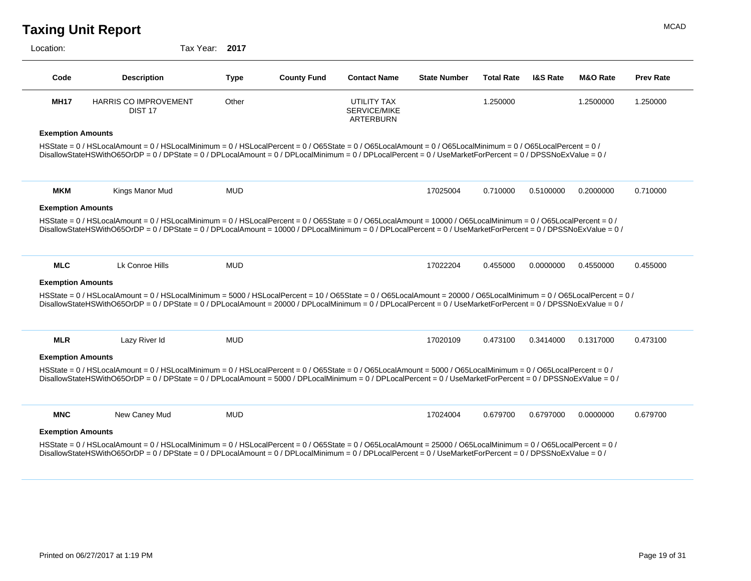# Taxing Unit Report

MCAD

Location: Tax Year: **2017**

| Code | Description | Type | County Fund | Contact Name | State Number | Total Rate | I&S Rate | M&O Rate | Prev Rate |
|---|---|---|---|---|---|---|---|---|---|
| **MH17** | HARRIS CO IMPROVEMENT DIST 17 | Other | | UTILITY TAX SERVICE/MIKE ARTERBURN | | 1.250000 | | 1.2500000 | 1.250000 |

**Exemption Amounts**

HSState = 0 / HSLocalAmount = 0 / HSLocalMinimum = 0 / HSLocalPercent = 0 / O65State = 0 / O65LocalAmount = 0 / O65LocalMinimum = 0 / O65LocalPercent = 0 / DisallowStateHSWithO65OrDP = 0 / DPState = 0 / DPLocalAmount = 0 / DPLocalMinimum = 0 / DPLocalPercent = 0 / UseMarketForPercent = 0 / DPSSNoExValue = 0 /

| Code | Description | Type | County Fund | Contact Name | State Number | Total Rate | I&S Rate | M&O Rate | Prev Rate |
|---|---|---|---|---|---|---|---|---|---|
| **MKM** | Kings Manor Mud | MUD | | | 17025004 | 0.710000 | 0.5100000 | 0.2000000 | 0.710000 |

**Exemption Amounts**

HSState = 0 / HSLocalAmount = 0 / HSLocalMinimum = 0 / HSLocalPercent = 0 / O65State = 0 / O65LocalAmount = 10000 / O65LocalMinimum = 0 / O65LocalPercent = 0 / DisallowStateHSWithO65OrDP = 0 / DPState = 0 / DPLocalAmount = 10000 / DPLocalMinimum = 0 / DPLocalPercent = 0 / UseMarketForPercent = 0 / DPSSNoExValue = 0 /

| Code | Description | Type | County Fund | Contact Name | State Number | Total Rate | I&S Rate | M&O Rate | Prev Rate |
|---|---|---|---|---|---|---|---|---|---|
| **MLC** | Lk Conroe Hills | MUD | | | 17022204 | 0.455000 | 0.0000000 | 0.4550000 | 0.455000 |

**Exemption Amounts**

HSState = 0 / HSLocalAmount = 0 / HSLocalMinimum = 5000 / HSLocalPercent = 10 / O65State = 0 / O65LocalAmount = 20000 / O65LocalMinimum = 0 / O65LocalPercent = 0 / DisallowStateHSWithO65OrDP = 0 / DPState = 0 / DPLocalAmount = 20000 / DPLocalMinimum = 0 / DPLocalPercent = 0 / UseMarketForPercent = 0 / DPSSNoExValue = 0 /

| Code | Description | Type | County Fund | Contact Name | State Number | Total Rate | I&S Rate | M&O Rate | Prev Rate |
|---|---|---|---|---|---|---|---|---|---|
| **MLR** | Lazy River Id | MUD | | | 17020109 | 0.473100 | 0.3414000 | 0.1317000 | 0.473100 |

**Exemption Amounts**

HSState = 0 / HSLocalAmount = 0 / HSLocalMinimum = 0 / HSLocalPercent = 0 / O65State = 0 / O65LocalAmount = 5000 / O65LocalMinimum = 0 / O65LocalPercent = 0 / DisallowStateHSWithO65OrDP = 0 / DPState = 0 / DPLocalAmount = 5000 / DPLocalMinimum = 0 / DPLocalPercent = 0 / UseMarketForPercent = 0 / DPSSNoExValue = 0 /

| Code | Description | Type | County Fund | Contact Name | State Number | Total Rate | I&S Rate | M&O Rate | Prev Rate |
|---|---|---|---|---|---|---|---|---|---|
| **MNC** | New Caney Mud | MUD | | | 17024004 | 0.679700 | 0.6797000 | 0.0000000 | 0.679700 |

**Exemption Amounts**

HSState = 0 / HSLocalAmount = 0 / HSLocalMinimum = 0 / HSLocalPercent = 0 / O65State = 0 / O65LocalAmount = 25000 / O65LocalMinimum = 0 / O65LocalPercent = 0 / DisallowStateHSWithO65OrDP = 0 / DPState = 0 / DPLocalAmount = 0 / DPLocalMinimum = 0 / DPLocalPercent = 0 / UseMarketForPercent = 0 / DPSSNoExValue = 0 /

Printed on 06/27/2017 at 1:19 PM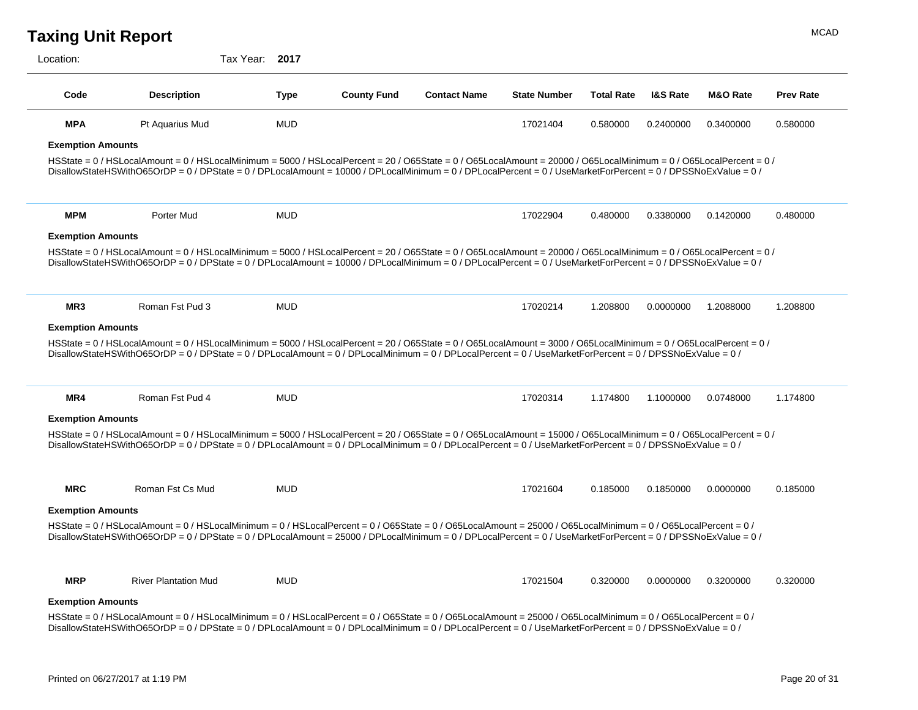# Taxing Unit Report

Location: Tax Year: **2017**

| Code | Description | Type | County Fund | Contact Name | State Number | Total Rate | I&S Rate | M&O Rate | Prev Rate |
|---|---|---|---|---|---|---|---|---|---|
| **MPA** | Pt Aquarius Mud | MUD | | | 17021404 | 0.580000 | 0.2400000 | 0.3400000 | 0.580000 |

**Exemption Amounts**

HSState = 0 / HSLocalAmount = 0 / HSLocalMinimum = 5000 / HSLocalPercent = 20 / O65State = 0 / O65LocalAmount = 20000 / O65LocalMinimum = 0 / O65LocalPercent = 0 / DisallowStateHSWithO65OrDP = 0 / DPState = 0 / DPLocalAmount = 10000 / DPLocalMinimum = 0 / DPLocalPercent = 0 / UseMarketForPercent = 0 / DPSSNoExValue = 0 /

| Code | Description | Type | County Fund | Contact Name | State Number | Total Rate | I&S Rate | M&O Rate | Prev Rate |
|---|---|---|---|---|---|---|---|---|---|
| **MPM** | Porter Mud | MUD | | | 17022904 | 0.480000 | 0.3380000 | 0.1420000 | 0.480000 |

**Exemption Amounts**

HSState = 0 / HSLocalAmount = 0 / HSLocalMinimum = 5000 / HSLocalPercent = 20 / O65State = 0 / O65LocalAmount = 20000 / O65LocalMinimum = 0 / O65LocalPercent = 0 / DisallowStateHSWithO65OrDP = 0 / DPState = 0 / DPLocalAmount = 10000 / DPLocalMinimum = 0 / DPLocalPercent = 0 / UseMarketForPercent = 0 / DPSSNoExValue = 0 /

| Code | Description | Type | County Fund | Contact Name | State Number | Total Rate | I&S Rate | M&O Rate | Prev Rate |
|---|---|---|---|---|---|---|---|---|---|
| **MR3** | Roman Fst Pud 3 | MUD | | | 17020214 | 1.208800 | 0.0000000 | 1.2088000 | 1.208800 |

**Exemption Amounts**

HSState = 0 / HSLocalAmount = 0 / HSLocalMinimum = 5000 / HSLocalPercent = 20 / O65State = 0 / O65LocalAmount = 3000 / O65LocalMinimum = 0 / O65LocalPercent = 0 / DisallowStateHSWithO65OrDP = 0 / DPState = 0 / DPLocalAmount = 0 / DPLocalMinimum = 0 / DPLocalPercent = 0 / UseMarketForPercent = 0 / DPSSNoExValue = 0 /

| Code | Description | Type | County Fund | Contact Name | State Number | Total Rate | I&S Rate | M&O Rate | Prev Rate |
|---|---|---|---|---|---|---|---|---|---|
| **MR4** | Roman Fst Pud 4 | MUD | | | 17020314 | 1.174800 | 1.1000000 | 0.0748000 | 1.174800 |

**Exemption Amounts**

HSState = 0 / HSLocalAmount = 0 / HSLocalMinimum = 5000 / HSLocalPercent = 20 / O65State = 0 / O65LocalAmount = 15000 / O65LocalMinimum = 0 / O65LocalPercent = 0 / DisallowStateHSWithO65OrDP = 0 / DPState = 0 / DPLocalAmount = 0 / DPLocalMinimum = 0 / DPLocalPercent = 0 / UseMarketForPercent = 0 / DPSSNoExValue = 0 /

| Code | Description | Type | County Fund | Contact Name | State Number | Total Rate | I&S Rate | M&O Rate | Prev Rate |
|---|---|---|---|---|---|---|---|---|---|
| **MRC** | Roman Fst Cs Mud | MUD | | | 17021604 | 0.185000 | 0.1850000 | 0.0000000 | 0.185000 |

**Exemption Amounts**

HSState = 0 / HSLocalAmount = 0 / HSLocalMinimum = 0 / HSLocalPercent = 0 / O65State = 0 / O65LocalAmount = 25000 / O65LocalMinimum = 0 / O65LocalPercent = 0 / DisallowStateHSWithO65OrDP = 0 / DPState = 0 / DPLocalAmount = 25000 / DPLocalMinimum = 0 / DPLocalPercent = 0 / UseMarketForPercent = 0 / DPSSNoExValue = 0 /

| Code | Description | Type | County Fund | Contact Name | State Number | Total Rate | I&S Rate | M&O Rate | Prev Rate |
|---|---|---|---|---|---|---|---|---|---|
| **MRP** | River Plantation Mud | MUD | | | 17021504 | 0.320000 | 0.0000000 | 0.3200000 | 0.320000 |

**Exemption Amounts**

HSState = 0 / HSLocalAmount = 0 / HSLocalMinimum = 0 / HSLocalPercent = 0 / O65State = 0 / O65LocalAmount = 25000 / O65LocalMinimum = 0 / O65LocalPercent = 0 / DisallowStateHSWithO65OrDP = 0 / DPState = 0 / DPLocalAmount = 0 / DPLocalMinimum = 0 / DPLocalPercent = 0 / UseMarketForPercent = 0 / DPSSNoExValue = 0 /

Printed on 06/27/2017 at 1:19 PM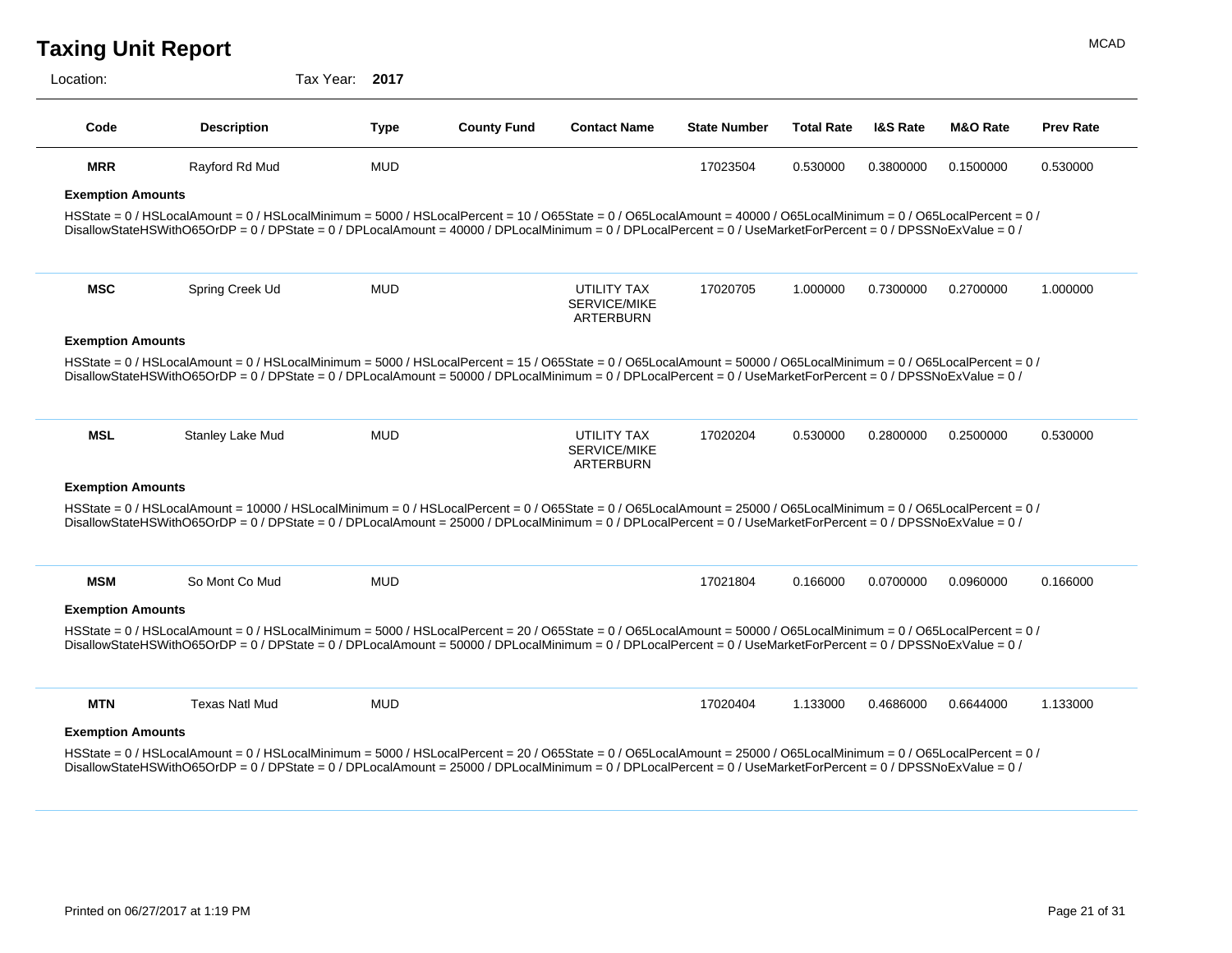# Taxing Unit Report

MCAD

Location: Tax Year: **2017**

| Code | Description | Type | County Fund | Contact Name | State Number | Total Rate | I&S Rate | M&O Rate | Prev Rate |
|---|---|---|---|---|---|---|---|---|---|
| **MRR** | Rayford Rd Mud | MUD | | | 17023504 | 0.530000 | 0.3800000 | 0.1500000 | 0.530000 |

**Exemption Amounts**

HSState = 0 / HSLocalAmount = 0 / HSLocalMinimum = 5000 / HSLocalPercent = 10 / O65State = 0 / O65LocalAmount = 40000 / O65LocalMinimum = 0 / O65LocalPercent = 0 / DisallowStateHSWithO65OrDP = 0 / DPState = 0 / DPLocalAmount = 40000 / DPLocalMinimum = 0 / DPLocalPercent = 0 / UseMarketForPercent = 0 / DPSSNoExValue = 0 /

| Code | Description | Type | County Fund | Contact Name | State Number | Total Rate | I&S Rate | M&O Rate | Prev Rate |
|---|---|---|---|---|---|---|---|---|---|
| **MSC** | Spring Creek Ud | MUD | | UTILITY TAX SERVICE/MIKE ARTERBURN | 17020705 | 1.000000 | 0.7300000 | 0.2700000 | 1.000000 |

**Exemption Amounts**

HSState = 0 / HSLocalAmount = 0 / HSLocalMinimum = 5000 / HSLocalPercent = 15 / O65State = 0 / O65LocalAmount = 50000 / O65LocalMinimum = 0 / O65LocalPercent = 0 / DisallowStateHSWithO65OrDP = 0 / DPState = 0 / DPLocalAmount = 50000 / DPLocalMinimum = 0 / DPLocalPercent = 0 / UseMarketForPercent = 0 / DPSSNoExValue = 0 /

| Code | Description | Type | County Fund | Contact Name | State Number | Total Rate | I&S Rate | M&O Rate | Prev Rate |
|---|---|---|---|---|---|---|---|---|---|
| **MSL** | Stanley Lake Mud | MUD | | UTILITY TAX SERVICE/MIKE ARTERBURN | 17020204 | 0.530000 | 0.2800000 | 0.2500000 | 0.530000 |

**Exemption Amounts**

HSState = 0 / HSLocalAmount = 10000 / HSLocalMinimum = 0 / HSLocalPercent = 0 / O65State = 0 / O65LocalAmount = 25000 / O65LocalMinimum = 0 / O65LocalPercent = 0 / DisallowStateHSWithO65OrDP = 0 / DPState = 0 / DPLocalAmount = 25000 / DPLocalMinimum = 0 / DPLocalPercent = 0 / UseMarketForPercent = 0 / DPSSNoExValue = 0 /

| Code | Description | Type | County Fund | Contact Name | State Number | Total Rate | I&S Rate | M&O Rate | Prev Rate |
|---|---|---|---|---|---|---|---|---|---|
| **MSM** | So Mont Co Mud | MUD | | | 17021804 | 0.166000 | 0.0700000 | 0.0960000 | 0.166000 |

**Exemption Amounts**

HSState = 0 / HSLocalAmount = 0 / HSLocalMinimum = 5000 / HSLocalPercent = 20 / O65State = 0 / O65LocalAmount = 50000 / O65LocalMinimum = 0 / O65LocalPercent = 0 / DisallowStateHSWithO65OrDP = 0 / DPState = 0 / DPLocalAmount = 50000 / DPLocalMinimum = 0 / DPLocalPercent = 0 / UseMarketForPercent = 0 / DPSSNoExValue = 0 /

| Code | Description | Type | County Fund | Contact Name | State Number | Total Rate | I&S Rate | M&O Rate | Prev Rate |
|---|---|---|---|---|---|---|---|---|---|
| **MTN** | Texas Natl Mud | MUD | | | 17020404 | 1.133000 | 0.4686000 | 0.6644000 | 1.133000 |

**Exemption Amounts**

HSState = 0 / HSLocalAmount = 0 / HSLocalMinimum = 5000 / HSLocalPercent = 20 / O65State = 0 / O65LocalAmount = 25000 / O65LocalMinimum = 0 / O65LocalPercent = 0 / DisallowStateHSWithO65OrDP = 0 / DPState = 0 / DPLocalAmount = 25000 / DPLocalMinimum = 0 / DPLocalPercent = 0 / UseMarketForPercent = 0 / DPSSNoExValue = 0 /

Printed on 06/27/2017 at 1:19 PM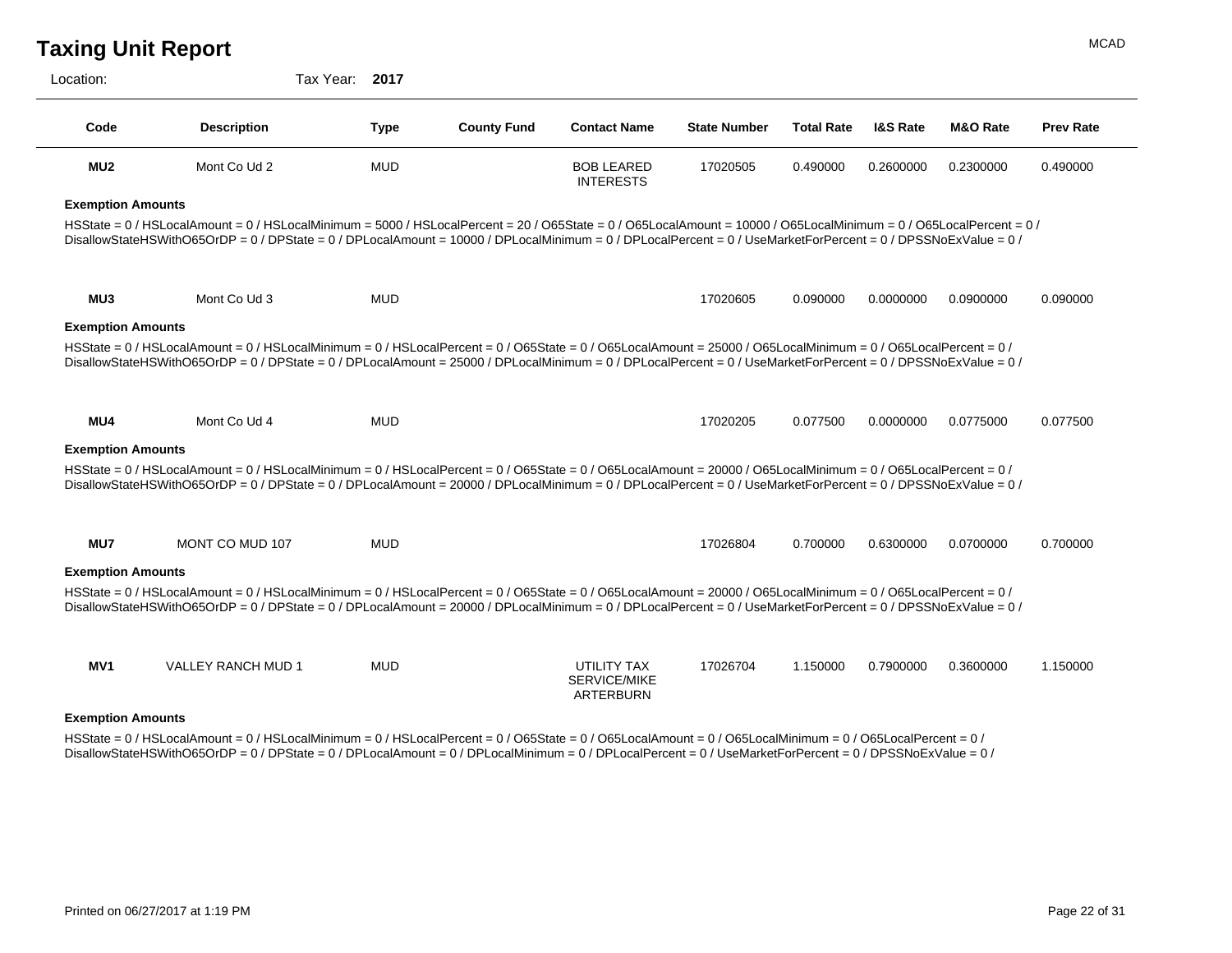# Taxing Unit Report

Location: Tax Year: **2017**

| Code | Description | Type | County Fund | Contact Name | State Number | Total Rate | I&S Rate | M&O Rate | Prev Rate |
|---|---|---|---|---|---|---|---|---|---|
| **MU2** | Mont Co Ud 2 | MUD | | BOB LEARED INTERESTS | 17020505 | 0.490000 | 0.2600000 | 0.2300000 | 0.490000 |

**Exemption Amounts**

HSState = 0 / HSLocalAmount = 0 / HSLocalMinimum = 5000 / HSLocalPercent = 20 / O65State = 0 / O65LocalAmount = 10000 / O65LocalMinimum = 0 / O65LocalPercent = 0 / DisallowStateHSWithO65OrDP = 0 / DPState = 0 / DPLocalAmount = 10000 / DPLocalMinimum = 0 / DPLocalPercent = 0 / UseMarketForPercent = 0 / DPSSNoExValue = 0 /

| Code | Description | Type | County Fund | Contact Name | State Number | Total Rate | I&S Rate | M&O Rate | Prev Rate |
|---|---|---|---|---|---|---|---|---|---|
| **MU3** | Mont Co Ud 3 | MUD | | | 17020605 | 0.090000 | 0.0000000 | 0.0900000 | 0.090000 |

**Exemption Amounts**

HSState = 0 / HSLocalAmount = 0 / HSLocalMinimum = 0 / HSLocalPercent = 0 / O65State = 0 / O65LocalAmount = 25000 / O65LocalMinimum = 0 / O65LocalPercent = 0 / DisallowStateHSWithO65OrDP = 0 / DPState = 0 / DPLocalAmount = 25000 / DPLocalMinimum = 0 / DPLocalPercent = 0 / UseMarketForPercent = 0 / DPSSNoExValue = 0 /

| Code | Description | Type | County Fund | Contact Name | State Number | Total Rate | I&S Rate | M&O Rate | Prev Rate |
|---|---|---|---|---|---|---|---|---|---|
| **MU4** | Mont Co Ud 4 | MUD | | | 17020205 | 0.077500 | 0.0000000 | 0.0775000 | 0.077500 |

**Exemption Amounts**

HSState = 0 / HSLocalAmount = 0 / HSLocalMinimum = 0 / HSLocalPercent = 0 / O65State = 0 / O65LocalAmount = 20000 / O65LocalMinimum = 0 / O65LocalPercent = 0 / DisallowStateHSWithO65OrDP = 0 / DPState = 0 / DPLocalAmount = 20000 / DPLocalMinimum = 0 / DPLocalPercent = 0 / UseMarketForPercent = 0 / DPSSNoExValue = 0 /

| Code | Description | Type | County Fund | Contact Name | State Number | Total Rate | I&S Rate | M&O Rate | Prev Rate |
|---|---|---|---|---|---|---|---|---|---|
| **MU7** | MONT CO MUD 107 | MUD | | | 17026804 | 0.700000 | 0.6300000 | 0.0700000 | 0.700000 |

**Exemption Amounts**

HSState = 0 / HSLocalAmount = 0 / HSLocalMinimum = 0 / HSLocalPercent = 0 / O65State = 0 / O65LocalAmount = 20000 / O65LocalMinimum = 0 / O65LocalPercent = 0 / DisallowStateHSWithO65OrDP = 0 / DPState = 0 / DPLocalAmount = 20000 / DPLocalMinimum = 0 / DPLocalPercent = 0 / UseMarketForPercent = 0 / DPSSNoExValue = 0 /

| Code | Description | Type | County Fund | Contact Name | State Number | Total Rate | I&S Rate | M&O Rate | Prev Rate |
|---|---|---|---|---|---|---|---|---|---|
| **MV1** | VALLEY RANCH MUD 1 | MUD | | UTILITY TAX SERVICE/MIKE ARTERBURN | 17026704 | 1.150000 | 0.7900000 | 0.3600000 | 1.150000 |

**Exemption Amounts**

HSState = 0 / HSLocalAmount = 0 / HSLocalMinimum = 0 / HSLocalPercent = 0 / O65State = 0 / O65LocalAmount = 0 / O65LocalMinimum = 0 / O65LocalPercent = 0 / DisallowStateHSWithO65OrDP = 0 / DPState = 0 / DPLocalAmount = 0 / DPLocalMinimum = 0 / DPLocalPercent = 0 / UseMarketForPercent = 0 / DPSSNoExValue = 0 /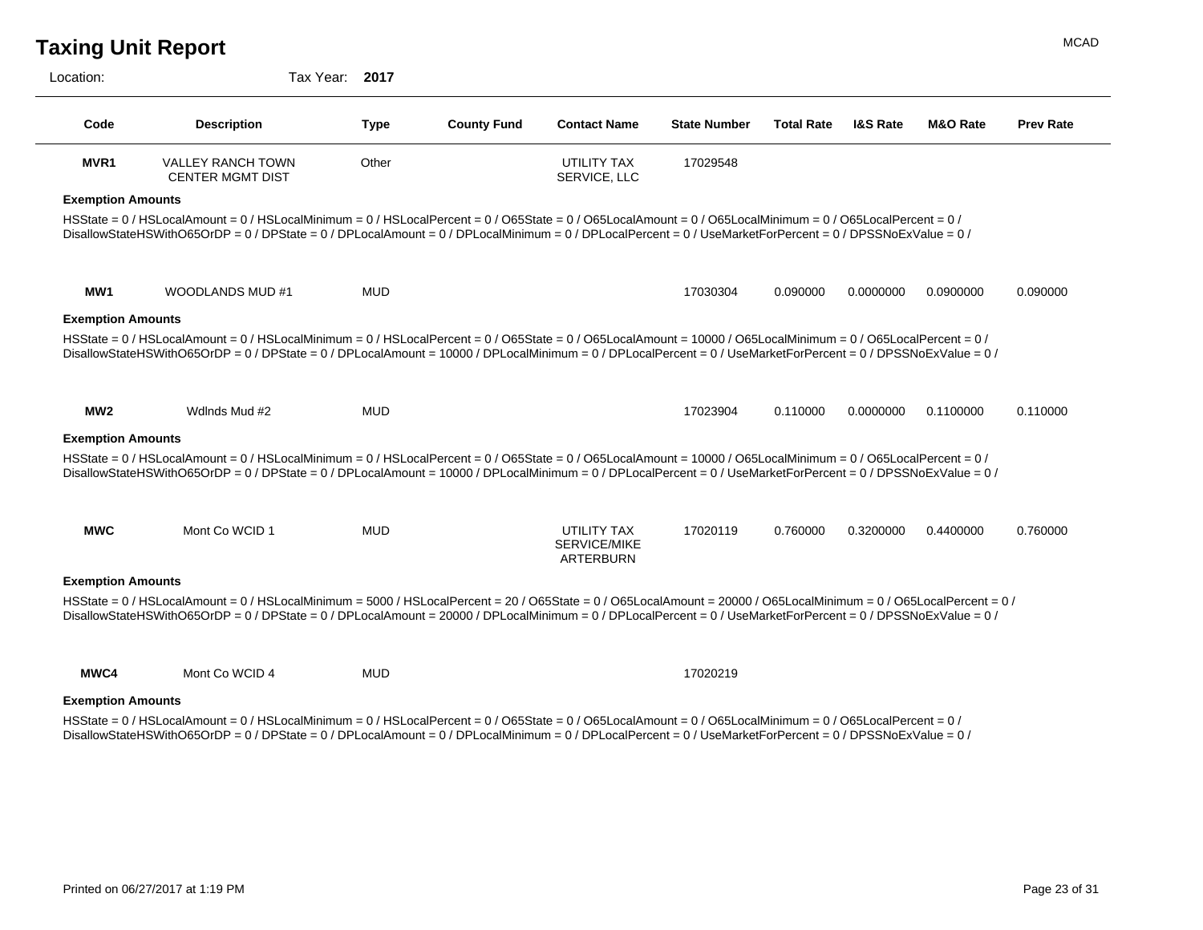# Taxing Unit Report

MCAD

Location: Tax Year: **2017**

| Code | Description | Type | County Fund | Contact Name | State Number | Total Rate | I&S Rate | M&O Rate | Prev Rate |
|---|---|---|---|---|---|---|---|---|---|
| **MVR1** | VALLEY RANCH TOWN CENTER MGMT DIST | Other | | UTILITY TAX SERVICE, LLC | 17029548 | | | | |

**Exemption Amounts**

HSState = 0 / HSLocalAmount = 0 / HSLocalMinimum = 0 / HSLocalPercent = 0 / O65State = 0 / O65LocalAmount = 0 / O65LocalMinimum = 0 / O65LocalPercent = 0 / DisallowStateHSWithO65OrDP = 0 / DPState = 0 / DPLocalAmount = 0 / DPLocalMinimum = 0 / DPLocalPercent = 0 / UseMarketForPercent = 0 / DPSSNoExValue = 0 /

| Code | Description | Type | County Fund | Contact Name | State Number | Total Rate | I&S Rate | M&O Rate | Prev Rate |
|---|---|---|---|---|---|---|---|---|---|
| **MW1** | WOODLANDS MUD #1 | MUD | | | 17030304 | 0.090000 | 0.0000000 | 0.0900000 | 0.090000 |

**Exemption Amounts**

HSState = 0 / HSLocalAmount = 0 / HSLocalMinimum = 0 / HSLocalPercent = 0 / O65State = 0 / O65LocalAmount = 10000 / O65LocalMinimum = 0 / O65LocalPercent = 0 / DisallowStateHSWithO65OrDP = 0 / DPState = 0 / DPLocalAmount = 10000 / DPLocalMinimum = 0 / DPLocalPercent = 0 / UseMarketForPercent = 0 / DPSSNoExValue = 0 /

| Code | Description | Type | County Fund | Contact Name | State Number | Total Rate | I&S Rate | M&O Rate | Prev Rate |
|---|---|---|---|---|---|---|---|---|---|
| **MW2** | Wdlnds Mud #2 | MUD | | | 17023904 | 0.110000 | 0.0000000 | 0.1100000 | 0.110000 |

**Exemption Amounts**

HSState = 0 / HSLocalAmount = 0 / HSLocalMinimum = 0 / HSLocalPercent = 0 / O65State = 0 / O65LocalAmount = 10000 / O65LocalMinimum = 0 / O65LocalPercent = 0 / DisallowStateHSWithO65OrDP = 0 / DPState = 0 / DPLocalAmount = 10000 / DPLocalMinimum = 0 / DPLocalPercent = 0 / UseMarketForPercent = 0 / DPSSNoExValue = 0 /

| Code | Description | Type | County Fund | Contact Name | State Number | Total Rate | I&S Rate | M&O Rate | Prev Rate |
|---|---|---|---|---|---|---|---|---|---|
| **MWC** | Mont Co WCID 1 | MUD | | UTILITY TAX SERVICE/MIKE ARTERBURN | 17020119 | 0.760000 | 0.3200000 | 0.4400000 | 0.760000 |

**Exemption Amounts**

HSState = 0 / HSLocalAmount = 0 / HSLocalMinimum = 5000 / HSLocalPercent = 20 / O65State = 0 / O65LocalAmount = 20000 / O65LocalMinimum = 0 / O65LocalPercent = 0 / DisallowStateHSWithO65OrDP = 0 / DPState = 0 / DPLocalAmount = 20000 / DPLocalMinimum = 0 / DPLocalPercent = 0 / UseMarketForPercent = 0 / DPSSNoExValue = 0 /

| Code | Description | Type | County Fund | Contact Name | State Number | Total Rate | I&S Rate | M&O Rate | Prev Rate |
|---|---|---|---|---|---|---|---|---|---|
| **MWC4** | Mont Co WCID 4 | MUD | | | 17020219 | | | | |

**Exemption Amounts**

HSState = 0 / HSLocalAmount = 0 / HSLocalMinimum = 0 / HSLocalPercent = 0 / O65State = 0 / O65LocalAmount = 0 / O65LocalMinimum = 0 / O65LocalPercent = 0 / DisallowStateHSWithO65OrDP = 0 / DPState = 0 / DPLocalAmount = 0 / DPLocalMinimum = 0 / DPLocalPercent = 0 / UseMarketForPercent = 0 / DPSSNoExValue = 0 /

Printed on 06/27/2017 at 1:19 PM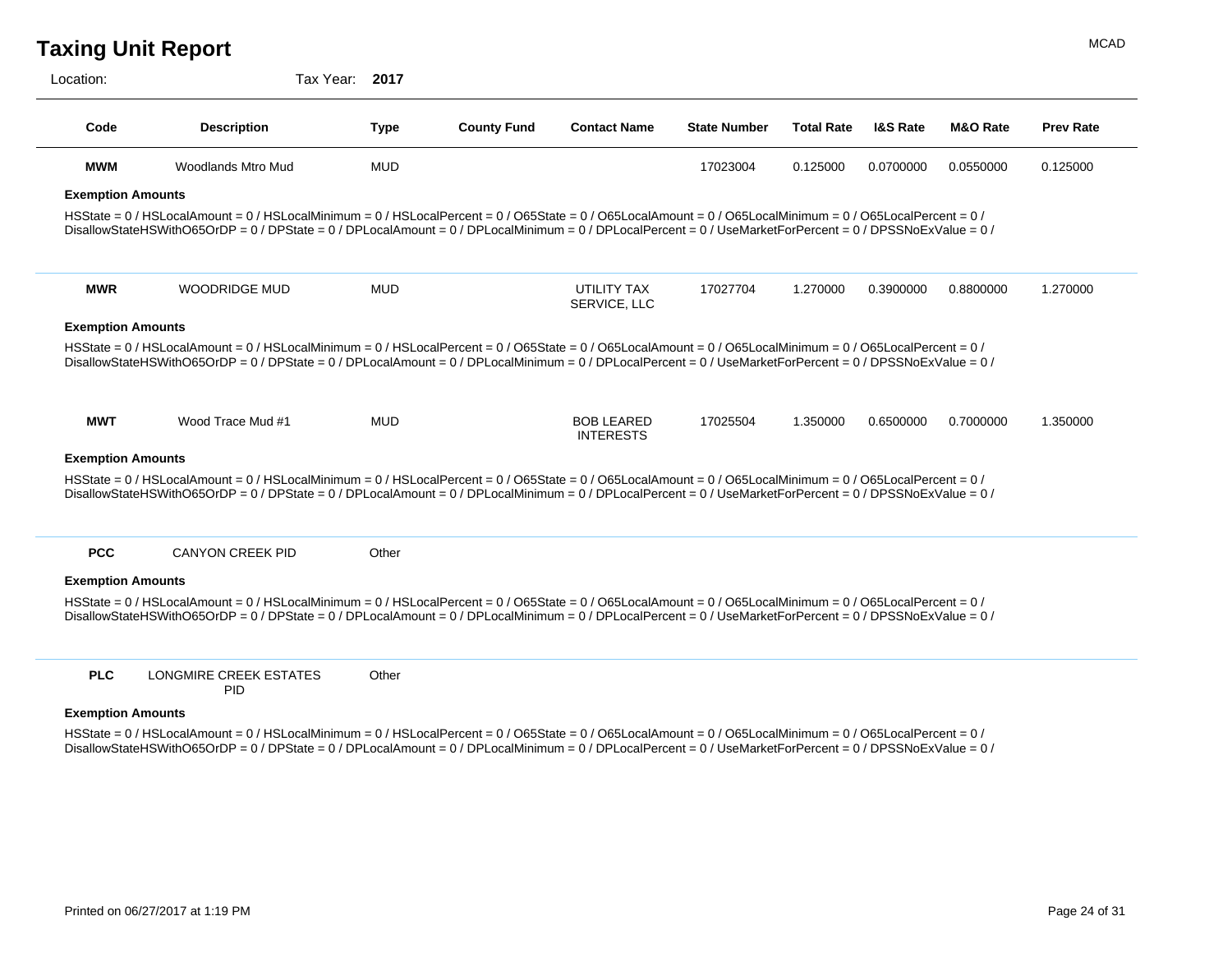# Taxing Unit Report

Location: Tax Year: **2017**

| Code | Description | Type | County Fund | Contact Name | State Number | Total Rate | I&S Rate | M&O Rate | Prev Rate |
|---|---|---|---|---|---|---|---|---|---|
| **MWM** | Woodlands Mtro Mud | MUD | | | 17023004 | 0.125000 | 0.0700000 | 0.0550000 | 0.125000 |

**Exemption Amounts**

HSState = 0 / HSLocalAmount = 0 / HSLocalMinimum = 0 / HSLocalPercent = 0 / O65State = 0 / O65LocalAmount = 0 / O65LocalMinimum = 0 / O65LocalPercent = 0 / DisallowStateHSWithO65OrDP = 0 / DPState = 0 / DPLocalAmount = 0 / DPLocalMinimum = 0 / DPLocalPercent = 0 / UseMarketForPercent = 0 / DPSSNoExValue = 0 /

| Code | Description | Type | County Fund | Contact Name | State Number | Total Rate | I&S Rate | M&O Rate | Prev Rate |
|---|---|---|---|---|---|---|---|---|---|
| **MWR** | WOODRIDGE MUD | MUD | | UTILITY TAX SERVICE, LLC | 17027704 | 1.270000 | 0.3900000 | 0.8800000 | 1.270000 |

**Exemption Amounts**

HSState = 0 / HSLocalAmount = 0 / HSLocalMinimum = 0 / HSLocalPercent = 0 / O65State = 0 / O65LocalAmount = 0 / O65LocalMinimum = 0 / O65LocalPercent = 0 / DisallowStateHSWithO65OrDP = 0 / DPState = 0 / DPLocalAmount = 0 / DPLocalMinimum = 0 / DPLocalPercent = 0 / UseMarketForPercent = 0 / DPSSNoExValue = 0 /

| Code | Description | Type | County Fund | Contact Name | State Number | Total Rate | I&S Rate | M&O Rate | Prev Rate |
|---|---|---|---|---|---|---|---|---|---|
| **MWT** | Wood Trace Mud #1 | MUD | | BOB LEARED INTERESTS | 17025504 | 1.350000 | 0.6500000 | 0.7000000 | 1.350000 |

**Exemption Amounts**

HSState = 0 / HSLocalAmount = 0 / HSLocalMinimum = 0 / HSLocalPercent = 0 / O65State = 0 / O65LocalAmount = 0 / O65LocalMinimum = 0 / O65LocalPercent = 0 / DisallowStateHSWithO65OrDP = 0 / DPState = 0 / DPLocalAmount = 0 / DPLocalMinimum = 0 / DPLocalPercent = 0 / UseMarketForPercent = 0 / DPSSNoExValue = 0 /

| Code | Description | Type | County Fund | Contact Name | State Number | Total Rate | I&S Rate | M&O Rate | Prev Rate |
|---|---|---|---|---|---|---|---|---|---|
| **PCC** | CANYON CREEK PID | Other | | | | | | | |

**Exemption Amounts**

HSState = 0 / HSLocalAmount = 0 / HSLocalMinimum = 0 / HSLocalPercent = 0 / O65State = 0 / O65LocalAmount = 0 / O65LocalMinimum = 0 / O65LocalPercent = 0 / DisallowStateHSWithO65OrDP = 0 / DPState = 0 / DPLocalAmount = 0 / DPLocalMinimum = 0 / DPLocalPercent = 0 / UseMarketForPercent = 0 / DPSSNoExValue = 0 /

| Code | Description | Type | County Fund | Contact Name | State Number | Total Rate | I&S Rate | M&O Rate | Prev Rate |
|---|---|---|---|---|---|---|---|---|---|
| **PLC** | LONGMIRE CREEK ESTATES PID | Other | | | | | | | |

**Exemption Amounts**

HSState = 0 / HSLocalAmount = 0 / HSLocalMinimum = 0 / HSLocalPercent = 0 / O65State = 0 / O65LocalAmount = 0 / O65LocalMinimum = 0 / O65LocalPercent = 0 / DisallowStateHSWithO65OrDP = 0 / DPState = 0 / DPLocalAmount = 0 / DPLocalMinimum = 0 / DPLocalPercent = 0 / UseMarketForPercent = 0 / DPSSNoExValue = 0 /

Printed on 06/27/2017 at 1:19 PM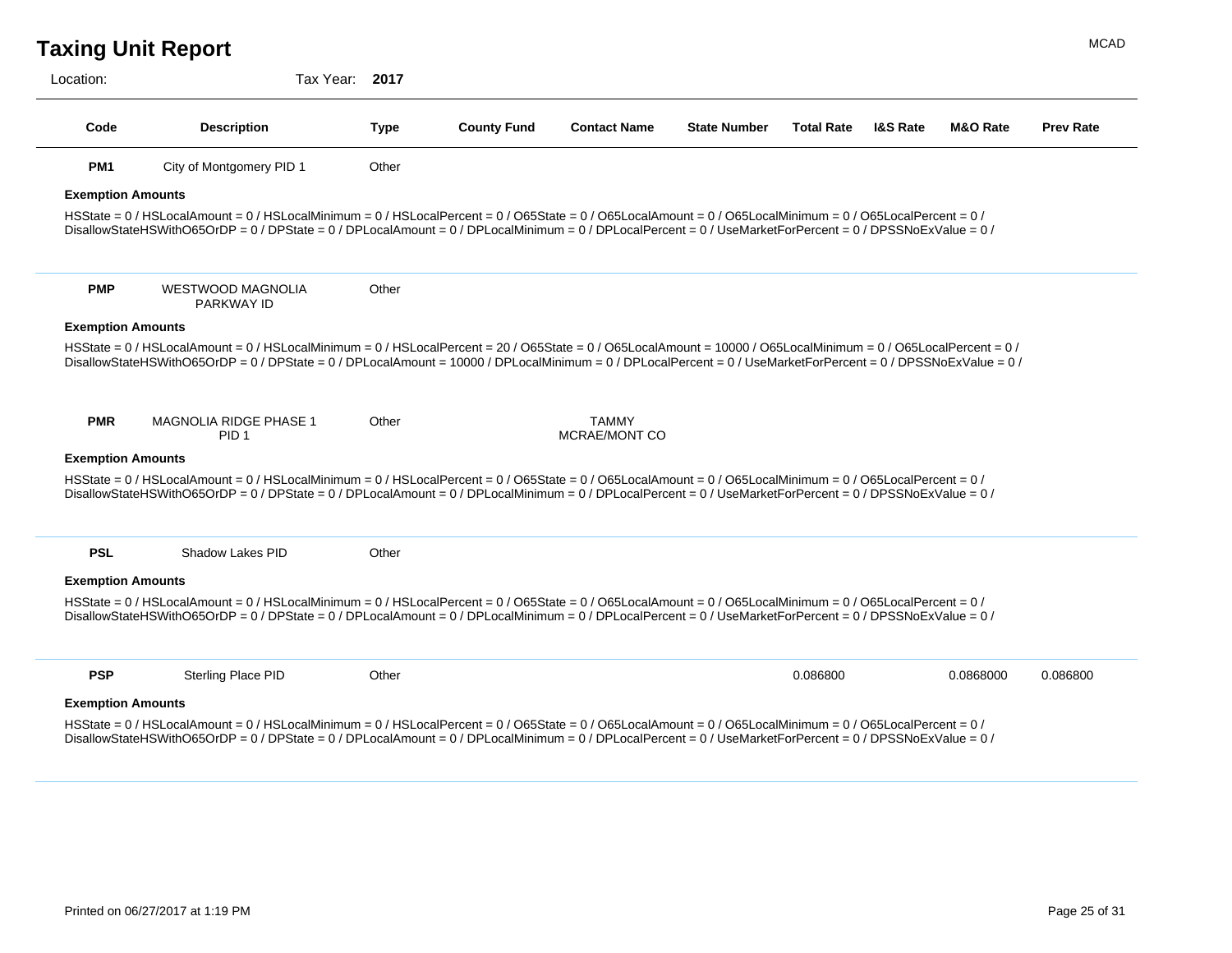# Taxing Unit Report

Location: Tax Year: **2017**

| Code | Description | Type | County Fund | Contact Name | State Number | Total Rate | I&S Rate | M&O Rate | Prev Rate |
|---|---|---|---|---|---|---|---|---|---|
| **PM1** | City of Montgomery PID 1 | Other | | | | | | | |

**Exemption Amounts**

HSState = 0 / HSLocalAmount = 0 / HSLocalMinimum = 0 / HSLocalPercent = 0 / O65State = 0 / O65LocalAmount = 0 / O65LocalMinimum = 0 / O65LocalPercent = 0 / DisallowStateHSWithO65OrDP = 0 / DPState = 0 / DPLocalAmount = 0 / DPLocalMinimum = 0 / DPLocalPercent = 0 / UseMarketForPercent = 0 / DPSSNoExValue = 0 /

| Code | Description | Type | County Fund | Contact Name | State Number | Total Rate | I&S Rate | M&O Rate | Prev Rate |
|---|---|---|---|---|---|---|---|---|---|
| **PMP** | WESTWOOD MAGNOLIA PARKWAY ID | Other | | | | | | | |

**Exemption Amounts**

HSState = 0 / HSLocalAmount = 0 / HSLocalMinimum = 0 / HSLocalPercent = 20 / O65State = 0 / O65LocalAmount = 10000 / O65LocalMinimum = 0 / O65LocalPercent = 0 / DisallowStateHSWithO65OrDP = 0 / DPState = 0 / DPLocalAmount = 10000 / DPLocalMinimum = 0 / DPLocalPercent = 0 / UseMarketForPercent = 0 / DPSSNoExValue = 0 /

| Code | Description | Type | County Fund | Contact Name | State Number | Total Rate | I&S Rate | M&O Rate | Prev Rate |
|---|---|---|---|---|---|---|---|---|---|
| **PMR** | MAGNOLIA RIDGE PHASE 1 PID 1 | Other | | TAMMY MCRAE/MONT CO | | | | | |

**Exemption Amounts**

HSState = 0 / HSLocalAmount = 0 / HSLocalMinimum = 0 / HSLocalPercent = 0 / O65State = 0 / O65LocalAmount = 0 / O65LocalMinimum = 0 / O65LocalPercent = 0 / DisallowStateHSWithO65OrDP = 0 / DPState = 0 / DPLocalAmount = 0 / DPLocalMinimum = 0 / DPLocalPercent = 0 / UseMarketForPercent = 0 / DPSSNoExValue = 0 /

| Code | Description | Type | County Fund | Contact Name | State Number | Total Rate | I&S Rate | M&O Rate | Prev Rate |
|---|---|---|---|---|---|---|---|---|---|
| **PSL** | Shadow Lakes PID | Other | | | | | | | |

**Exemption Amounts**

HSState = 0 / HSLocalAmount = 0 / HSLocalMinimum = 0 / HSLocalPercent = 0 / O65State = 0 / O65LocalAmount = 0 / O65LocalMinimum = 0 / O65LocalPercent = 0 / DisallowStateHSWithO65OrDP = 0 / DPState = 0 / DPLocalAmount = 0 / DPLocalMinimum = 0 / DPLocalPercent = 0 / UseMarketForPercent = 0 / DPSSNoExValue = 0 /

| Code | Description | Type | County Fund | Contact Name | State Number | Total Rate | I&S Rate | M&O Rate | Prev Rate |
|---|---|---|---|---|---|---|---|---|---|
| **PSP** | Sterling Place PID | Other | | | | 0.086800 | | 0.0868000 | 0.086800 |

**Exemption Amounts**

HSState = 0 / HSLocalAmount = 0 / HSLocalMinimum = 0 / HSLocalPercent = 0 / O65State = 0 / O65LocalAmount = 0 / O65LocalMinimum = 0 / O65LocalPercent = 0 / DisallowStateHSWithO65OrDP = 0 / DPState = 0 / DPLocalAmount = 0 / DPLocalMinimum = 0 / DPLocalPercent = 0 / UseMarketForPercent = 0 / DPSSNoExValue = 0 /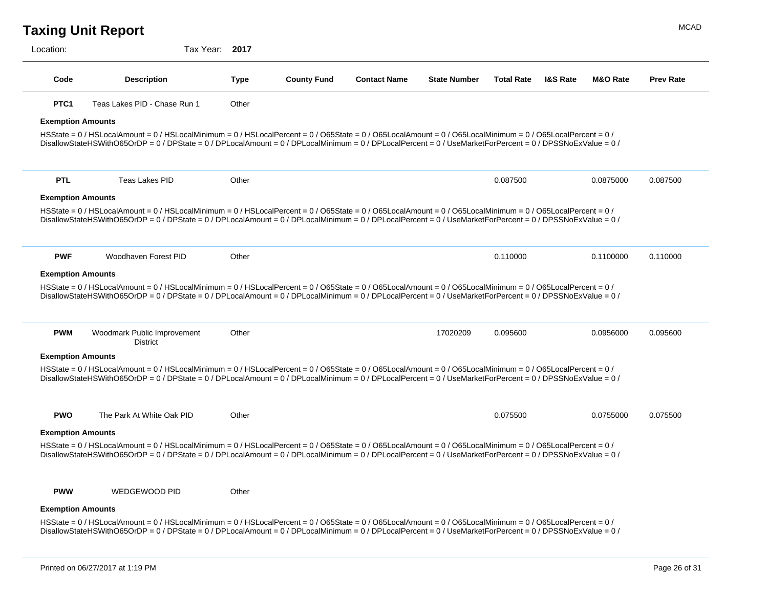# Taxing Unit Report

Location: Tax Year: **2017**

| Code | Description | Type | County Fund | Contact Name | State Number | Total Rate | I&S Rate | M&O Rate | Prev Rate |
|---|---|---|---|---|---|---|---|---|---|
| **PTC1** | Teas Lakes PID - Chase Run 1 | Other | | | | | | | |

**Exemption Amounts**

HSState = 0 / HSLocalAmount = 0 / HSLocalMinimum = 0 / HSLocalPercent = 0 / O65State = 0 / O65LocalAmount = 0 / O65LocalMinimum = 0 / O65LocalPercent = 0 / DisallowStateHSWithO65OrDP = 0 / DPState = 0 / DPLocalAmount = 0 / DPLocalMinimum = 0 / DPLocalPercent = 0 / UseMarketForPercent = 0 / DPSSNoExValue = 0 /

| Code | Description | Type | County Fund | Contact Name | State Number | Total Rate | I&S Rate | M&O Rate | Prev Rate |
|---|---|---|---|---|---|---|---|---|---|
| **PTL** | Teas Lakes PID | Other | | | | 0.087500 | | 0.0875000 | 0.087500 |

**Exemption Amounts**

HSState = 0 / HSLocalAmount = 0 / HSLocalMinimum = 0 / HSLocalPercent = 0 / O65State = 0 / O65LocalAmount = 0 / O65LocalMinimum = 0 / O65LocalPercent = 0 / DisallowStateHSWithO65OrDP = 0 / DPState = 0 / DPLocalAmount = 0 / DPLocalMinimum = 0 / DPLocalPercent = 0 / UseMarketForPercent = 0 / DPSSNoExValue = 0 /

| Code | Description | Type | County Fund | Contact Name | State Number | Total Rate | I&S Rate | M&O Rate | Prev Rate |
|---|---|---|---|---|---|---|---|---|---|
| **PWF** | Woodhaven Forest PID | Other | | | | 0.110000 | | 0.1100000 | 0.110000 |

**Exemption Amounts**

HSState = 0 / HSLocalAmount = 0 / HSLocalMinimum = 0 / HSLocalPercent = 0 / O65State = 0 / O65LocalAmount = 0 / O65LocalMinimum = 0 / O65LocalPercent = 0 / DisallowStateHSWithO65OrDP = 0 / DPState = 0 / DPLocalAmount = 0 / DPLocalMinimum = 0 / DPLocalPercent = 0 / UseMarketForPercent = 0 / DPSSNoExValue = 0 /

| Code | Description | Type | County Fund | Contact Name | State Number | Total Rate | I&S Rate | M&O Rate | Prev Rate |
|---|---|---|---|---|---|---|---|---|---|
| **PWM** | Woodmark Public Improvement District | Other | | | 17020209 | 0.095600 | | 0.0956000 | 0.095600 |

**Exemption Amounts**

HSState = 0 / HSLocalAmount = 0 / HSLocalMinimum = 0 / HSLocalPercent = 0 / O65State = 0 / O65LocalAmount = 0 / O65LocalMinimum = 0 / O65LocalPercent = 0 / DisallowStateHSWithO65OrDP = 0 / DPState = 0 / DPLocalAmount = 0 / DPLocalMinimum = 0 / DPLocalPercent = 0 / UseMarketForPercent = 0 / DPSSNoExValue = 0 /

| Code | Description | Type | County Fund | Contact Name | State Number | Total Rate | I&S Rate | M&O Rate | Prev Rate |
|---|---|---|---|---|---|---|---|---|---|
| **PWO** | The Park At White Oak PID | Other | | | | 0.075500 | | 0.0755000 | 0.075500 |

**Exemption Amounts**

HSState = 0 / HSLocalAmount = 0 / HSLocalMinimum = 0 / HSLocalPercent = 0 / O65State = 0 / O65LocalAmount = 0 / O65LocalMinimum = 0 / O65LocalPercent = 0 / DisallowStateHSWithO65OrDP = 0 / DPState = 0 / DPLocalAmount = 0 / DPLocalMinimum = 0 / DPLocalPercent = 0 / UseMarketForPercent = 0 / DPSSNoExValue = 0 /

| Code | Description | Type | County Fund | Contact Name | State Number | Total Rate | I&S Rate | M&O Rate | Prev Rate |
|---|---|---|---|---|---|---|---|---|---|
| **PWW** | WEDGEWOOD PID | Other | | | | | | | |

**Exemption Amounts**

HSState = 0 / HSLocalAmount = 0 / HSLocalMinimum = 0 / HSLocalPercent = 0 / O65State = 0 / O65LocalAmount = 0 / O65LocalMinimum = 0 / O65LocalPercent = 0 / DisallowStateHSWithO65OrDP = 0 / DPState = 0 / DPLocalAmount = 0 / DPLocalMinimum = 0 / DPLocalPercent = 0 / UseMarketForPercent = 0 / DPSSNoExValue = 0 /

Printed on 06/27/2017 at 1:19 PM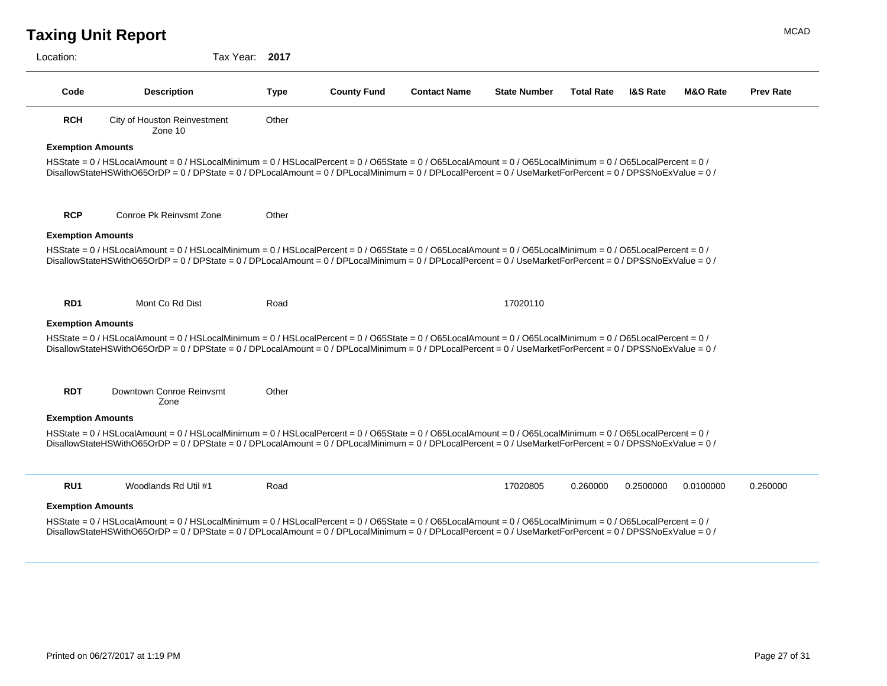# Taxing Unit Report

Location: Tax Year: **2017**

| Code | Description | Type | County Fund | Contact Name | State Number | Total Rate | I&S Rate | M&O Rate | Prev Rate |
|---|---|---|---|---|---|---|---|---|---|
| **RCH** | City of Houston Reinvestment Zone 10 | Other | | | | | | | |

**Exemption Amounts**

HSState = 0 / HSLocalAmount = 0 / HSLocalMinimum = 0 / HSLocalPercent = 0 / O65State = 0 / O65LocalAmount = 0 / O65LocalMinimum = 0 / O65LocalPercent = 0 / DisallowStateHSWithO65OrDP = 0 / DPState = 0 / DPLocalAmount = 0 / DPLocalMinimum = 0 / DPLocalPercent = 0 / UseMarketForPercent = 0 / DPSSNoExValue = 0 /

| Code | Description | Type | County Fund | Contact Name | State Number | Total Rate | I&S Rate | M&O Rate | Prev Rate |
|---|---|---|---|---|---|---|---|---|---|
| **RCP** | Conroe Pk Reinvsmt Zone | Other | | | | | | | |

**Exemption Amounts**

HSState = 0 / HSLocalAmount = 0 / HSLocalMinimum = 0 / HSLocalPercent = 0 / O65State = 0 / O65LocalAmount = 0 / O65LocalMinimum = 0 / O65LocalPercent = 0 / DisallowStateHSWithO65OrDP = 0 / DPState = 0 / DPLocalAmount = 0 / DPLocalMinimum = 0 / DPLocalPercent = 0 / UseMarketForPercent = 0 / DPSSNoExValue = 0 /

| Code | Description | Type | County Fund | Contact Name | State Number | Total Rate | I&S Rate | M&O Rate | Prev Rate |
|---|---|---|---|---|---|---|---|---|---|
| **RD1** | Mont Co Rd Dist | Road | | | 17020110 | | | | |

**Exemption Amounts**

HSState = 0 / HSLocalAmount = 0 / HSLocalMinimum = 0 / HSLocalPercent = 0 / O65State = 0 / O65LocalAmount = 0 / O65LocalMinimum = 0 / O65LocalPercent = 0 / DisallowStateHSWithO65OrDP = 0 / DPState = 0 / DPLocalAmount = 0 / DPLocalMinimum = 0 / DPLocalPercent = 0 / UseMarketForPercent = 0 / DPSSNoExValue = 0 /

| Code | Description | Type | County Fund | Contact Name | State Number | Total Rate | I&S Rate | M&O Rate | Prev Rate |
|---|---|---|---|---|---|---|---|---|---|
| **RDT** | Downtown Conroe Reinvsmt Zone | Other | | | | | | | |

**Exemption Amounts**

HSState = 0 / HSLocalAmount = 0 / HSLocalMinimum = 0 / HSLocalPercent = 0 / O65State = 0 / O65LocalAmount = 0 / O65LocalMinimum = 0 / O65LocalPercent = 0 / DisallowStateHSWithO65OrDP = 0 / DPState = 0 / DPLocalAmount = 0 / DPLocalMinimum = 0 / DPLocalPercent = 0 / UseMarketForPercent = 0 / DPSSNoExValue = 0 /

| Code | Description | Type | County Fund | Contact Name | State Number | Total Rate | I&S Rate | M&O Rate | Prev Rate |
|---|---|---|---|---|---|---|---|---|---|
| **RU1** | Woodlands Rd Util #1 | Road | | | 17020805 | 0.260000 | 0.2500000 | 0.0100000 | 0.260000 |

**Exemption Amounts**

HSState = 0 / HSLocalAmount = 0 / HSLocalMinimum = 0 / HSLocalPercent = 0 / O65State = 0 / O65LocalAmount = 0 / O65LocalMinimum = 0 / O65LocalPercent = 0 / DisallowStateHSWithO65OrDP = 0 / DPState = 0 / DPLocalAmount = 0 / DPLocalMinimum = 0 / DPLocalPercent = 0 / UseMarketForPercent = 0 / DPSSNoExValue = 0 /

Printed on 06/27/2017 at 1:19 PM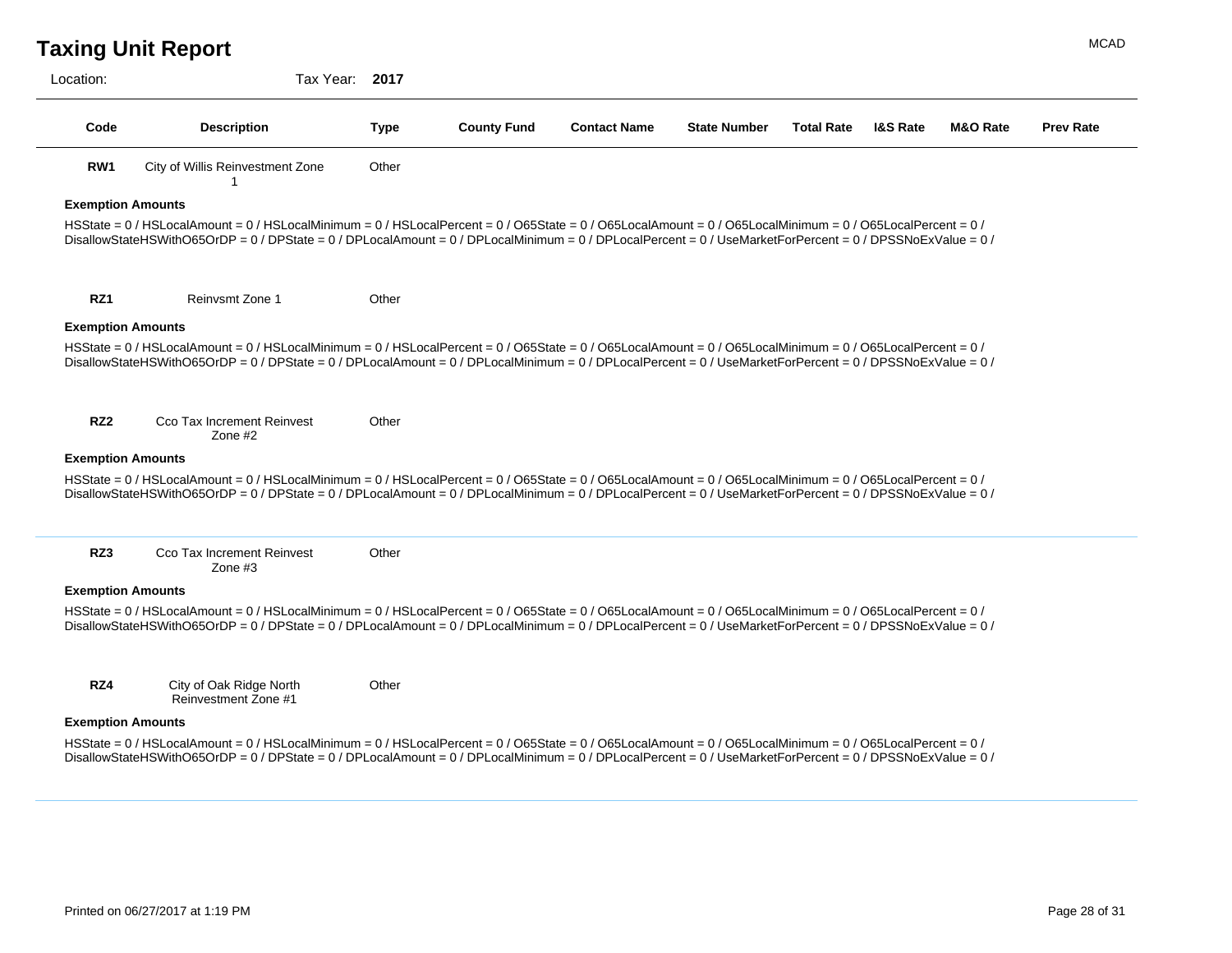# Taxing Unit Report

Location: Tax Year: **2017**

| Code | Description | Type | County Fund | Contact Name | State Number | Total Rate | I&S Rate | M&O Rate | Prev Rate |
|---|---|---|---|---|---|---|---|---|---|
| **RW1** | City of Willis Reinvestment Zone 1 | Other | | | | | | | |

**Exemption Amounts**

HSState = 0 / HSLocalAmount = 0 / HSLocalMinimum = 0 / HSLocalPercent = 0 / O65State = 0 / O65LocalAmount = 0 / O65LocalMinimum = 0 / O65LocalPercent = 0 / DisallowStateHSWithO65OrDP = 0 / DPState = 0 / DPLocalAmount = 0 / DPLocalMinimum = 0 / DPLocalPercent = 0 / UseMarketForPercent = 0 / DPSSNoExValue = 0 /

| Code | Description | Type | County Fund | Contact Name | State Number | Total Rate | I&S Rate | M&O Rate | Prev Rate |
|---|---|---|---|---|---|---|---|---|---|
| **RZ1** | Reinvsmt Zone 1 | Other | | | | | | | |

**Exemption Amounts**

HSState = 0 / HSLocalAmount = 0 / HSLocalMinimum = 0 / HSLocalPercent = 0 / O65State = 0 / O65LocalAmount = 0 / O65LocalMinimum = 0 / O65LocalPercent = 0 / DisallowStateHSWithO65OrDP = 0 / DPState = 0 / DPLocalAmount = 0 / DPLocalMinimum = 0 / DPLocalPercent = 0 / UseMarketForPercent = 0 / DPSSNoExValue = 0 /

| Code | Description | Type | County Fund | Contact Name | State Number | Total Rate | I&S Rate | M&O Rate | Prev Rate |
|---|---|---|---|---|---|---|---|---|---|
| **RZ2** | Cco Tax Increment Reinvest Zone #2 | Other | | | | | | | |

**Exemption Amounts**

HSState = 0 / HSLocalAmount = 0 / HSLocalMinimum = 0 / HSLocalPercent = 0 / O65State = 0 / O65LocalAmount = 0 / O65LocalMinimum = 0 / O65LocalPercent = 0 / DisallowStateHSWithO65OrDP = 0 / DPState = 0 / DPLocalAmount = 0 / DPLocalMinimum = 0 / DPLocalPercent = 0 / UseMarketForPercent = 0 / DPSSNoExValue = 0 /

| Code | Description | Type | County Fund | Contact Name | State Number | Total Rate | I&S Rate | M&O Rate | Prev Rate |
|---|---|---|---|---|---|---|---|---|---|
| **RZ3** | Cco Tax Increment Reinvest Zone #3 | Other | | | | | | | |

**Exemption Amounts**

HSState = 0 / HSLocalAmount = 0 / HSLocalMinimum = 0 / HSLocalPercent = 0 / O65State = 0 / O65LocalAmount = 0 / O65LocalMinimum = 0 / O65LocalPercent = 0 / DisallowStateHSWithO65OrDP = 0 / DPState = 0 / DPLocalAmount = 0 / DPLocalMinimum = 0 / DPLocalPercent = 0 / UseMarketForPercent = 0 / DPSSNoExValue = 0 /

| Code | Description | Type | County Fund | Contact Name | State Number | Total Rate | I&S Rate | M&O Rate | Prev Rate |
|---|---|---|---|---|---|---|---|---|---|
| **RZ4** | City of Oak Ridge North Reinvestment Zone #1 | Other | | | | | | | |

**Exemption Amounts**

HSState = 0 / HSLocalAmount = 0 / HSLocalMinimum = 0 / HSLocalPercent = 0 / O65State = 0 / O65LocalAmount = 0 / O65LocalMinimum = 0 / O65LocalPercent = 0 / DisallowStateHSWithO65OrDP = 0 / DPState = 0 / DPLocalAmount = 0 / DPLocalMinimum = 0 / DPLocalPercent = 0 / UseMarketForPercent = 0 / DPSSNoExValue = 0 /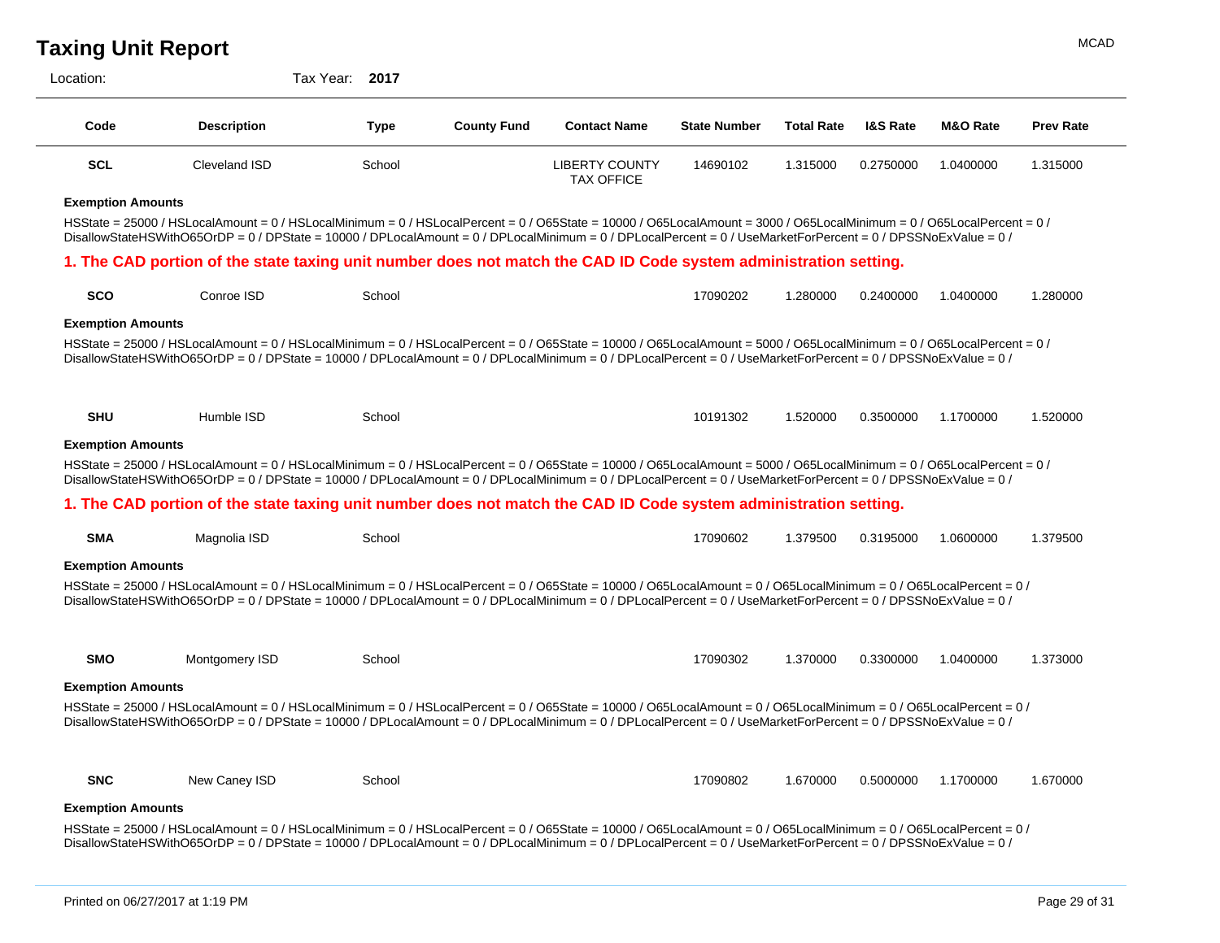# Taxing Unit Report

Location: Tax Year: **2017**

| Code | Description | Type | County Fund | Contact Name | State Number | Total Rate | I&S Rate | M&O Rate | Prev Rate |
|---|---|---|---|---|---|---|---|---|---|
| **SCL** | Cleveland ISD | School | | LIBERTY COUNTY TAX OFFICE | 14690102 | 1.315000 | 0.2750000 | 1.0400000 | 1.315000 |

**Exemption Amounts**

HSState = 25000 / HSLocalAmount = 0 / HSLocalMinimum = 0 / HSLocalPercent = 0 / O65State = 10000 / O65LocalAmount = 3000 / O65LocalMinimum = 0 / O65LocalPercent = 0 / DisallowStateHSWithO65OrDP = 0 / DPState = 10000 / DPLocalAmount = 0 / DPLocalMinimum = 0 / DPLocalPercent = 0 / UseMarketForPercent = 0 / DPSSNoExValue = 0 /

**1. The CAD portion of the state taxing unit number does not match the CAD ID Code system administration setting.**

| Code | Description | Type | County Fund | Contact Name | State Number | Total Rate | I&S Rate | M&O Rate | Prev Rate |
|---|---|---|---|---|---|---|---|---|---|
| **SCO** | Conroe ISD | School | | | 17090202 | 1.280000 | 0.2400000 | 1.0400000 | 1.280000 |

**Exemption Amounts**

HSState = 25000 / HSLocalAmount = 0 / HSLocalMinimum = 0 / HSLocalPercent = 0 / O65State = 10000 / O65LocalAmount = 5000 / O65LocalMinimum = 0 / O65LocalPercent = 0 / DisallowStateHSWithO65OrDP = 0 / DPState = 10000 / DPLocalAmount = 0 / DPLocalMinimum = 0 / DPLocalPercent = 0 / UseMarketForPercent = 0 / DPSSNoExValue = 0 /

| Code | Description | Type | County Fund | Contact Name | State Number | Total Rate | I&S Rate | M&O Rate | Prev Rate |
|---|---|---|---|---|---|---|---|---|---|
| **SHU** | Humble ISD | School | | | 10191302 | 1.520000 | 0.3500000 | 1.1700000 | 1.520000 |

**Exemption Amounts**

HSState = 25000 / HSLocalAmount = 0 / HSLocalMinimum = 0 / HSLocalPercent = 0 / O65State = 10000 / O65LocalAmount = 5000 / O65LocalMinimum = 0 / O65LocalPercent = 0 / DisallowStateHSWithO65OrDP = 0 / DPState = 10000 / DPLocalAmount = 0 / DPLocalMinimum = 0 / DPLocalPercent = 0 / UseMarketForPercent = 0 / DPSSNoExValue = 0 /

**1. The CAD portion of the state taxing unit number does not match the CAD ID Code system administration setting.**

| Code | Description | Type | County Fund | Contact Name | State Number | Total Rate | I&S Rate | M&O Rate | Prev Rate |
|---|---|---|---|---|---|---|---|---|---|
| **SMA** | Magnolia ISD | School | | | 17090602 | 1.379500 | 0.3195000 | 1.0600000 | 1.379500 |

**Exemption Amounts**

HSState = 25000 / HSLocalAmount = 0 / HSLocalMinimum = 0 / HSLocalPercent = 0 / O65State = 10000 / O65LocalAmount = 0 / O65LocalMinimum = 0 / O65LocalPercent = 0 / DisallowStateHSWithO65OrDP = 0 / DPState = 10000 / DPLocalAmount = 0 / DPLocalMinimum = 0 / DPLocalPercent = 0 / UseMarketForPercent = 0 / DPSSNoExValue = 0 /

| Code | Description | Type | County Fund | Contact Name | State Number | Total Rate | I&S Rate | M&O Rate | Prev Rate |
|---|---|---|---|---|---|---|---|---|---|
| **SMO** | Montgomery ISD | School | | | 17090302 | 1.370000 | 0.3300000 | 1.0400000 | 1.373000 |

**Exemption Amounts**

HSState = 25000 / HSLocalAmount = 0 / HSLocalMinimum = 0 / HSLocalPercent = 0 / O65State = 10000 / O65LocalAmount = 0 / O65LocalMinimum = 0 / O65LocalPercent = 0 / DisallowStateHSWithO65OrDP = 0 / DPState = 10000 / DPLocalAmount = 0 / DPLocalMinimum = 0 / DPLocalPercent = 0 / UseMarketForPercent = 0 / DPSSNoExValue = 0 /

| Code | Description | Type | County Fund | Contact Name | State Number | Total Rate | I&S Rate | M&O Rate | Prev Rate |
|---|---|---|---|---|---|---|---|---|---|
| **SNC** | New Caney ISD | School | | | 17090802 | 1.670000 | 0.5000000 | 1.1700000 | 1.670000 |

**Exemption Amounts**

HSState = 25000 / HSLocalAmount = 0 / HSLocalMinimum = 0 / HSLocalPercent = 0 / O65State = 10000 / O65LocalAmount = 0 / O65LocalMinimum = 0 / O65LocalPercent = 0 / DisallowStateHSWithO65OrDP = 0 / DPState = 10000 / DPLocalAmount = 0 / DPLocalMinimum = 0 / DPLocalPercent = 0 / UseMarketForPercent = 0 / DPSSNoExValue = 0 /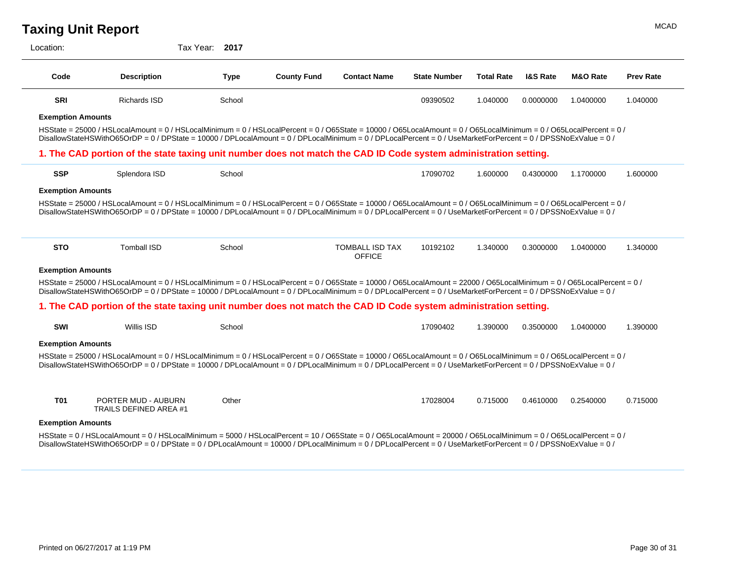# Taxing Unit Report

Location: Tax Year: **2017**

| Code | Description | Type | County Fund | Contact Name | State Number | Total Rate | I&S Rate | M&O Rate | Prev Rate |
|---|---|---|---|---|---|---|---|---|---|
| **SRI** | Richards ISD | School | | | 09390502 | 1.040000 | 0.0000000 | 1.0400000 | 1.040000 |

**Exemption Amounts**

HSState = 25000 / HSLocalAmount = 0 / HSLocalMinimum = 0 / HSLocalPercent = 0 / O65State = 10000 / O65LocalAmount = 0 / O65LocalMinimum = 0 / O65LocalPercent = 0 / DisallowStateHSWithO65OrDP = 0 / DPState = 10000 / DPLocalAmount = 0 / DPLocalMinimum = 0 / DPLocalPercent = 0 / UseMarketForPercent = 0 / DPSSNoExValue = 0 /

**1. The CAD portion of the state taxing unit number does not match the CAD ID Code system administration setting.**

| Code | Description | Type | County Fund | Contact Name | State Number | Total Rate | I&S Rate | M&O Rate | Prev Rate |
|---|---|---|---|---|---|---|---|---|---|
| **SSP** | Splendora ISD | School | | | 17090702 | 1.600000 | 0.4300000 | 1.1700000 | 1.600000 |

**Exemption Amounts**

HSState = 25000 / HSLocalAmount = 0 / HSLocalMinimum = 0 / HSLocalPercent = 0 / O65State = 10000 / O65LocalAmount = 0 / O65LocalMinimum = 0 / O65LocalPercent = 0 / DisallowStateHSWithO65OrDP = 0 / DPState = 10000 / DPLocalAmount = 0 / DPLocalMinimum = 0 / DPLocalPercent = 0 / UseMarketForPercent = 0 / DPSSNoExValue = 0 /

| Code | Description | Type | County Fund | Contact Name | State Number | Total Rate | I&S Rate | M&O Rate | Prev Rate |
|---|---|---|---|---|---|---|---|---|---|
| **STO** | Tomball ISD | School | | TOMBALL ISD TAX OFFICE | 10192102 | 1.340000 | 0.3000000 | 1.0400000 | 1.340000 |

**Exemption Amounts**

HSState = 25000 / HSLocalAmount = 0 / HSLocalMinimum = 0 / HSLocalPercent = 0 / O65State = 10000 / O65LocalAmount = 22000 / O65LocalMinimum = 0 / O65LocalPercent = 0 / DisallowStateHSWithO65OrDP = 0 / DPState = 10000 / DPLocalAmount = 0 / DPLocalMinimum = 0 / DPLocalPercent = 0 / UseMarketForPercent = 0 / DPSSNoExValue = 0 /

**1. The CAD portion of the state taxing unit number does not match the CAD ID Code system administration setting.**

| Code | Description | Type | County Fund | Contact Name | State Number | Total Rate | I&S Rate | M&O Rate | Prev Rate |
|---|---|---|---|---|---|---|---|---|---|
| **SWI** | Willis ISD | School | | | 17090402 | 1.390000 | 0.3500000 | 1.0400000 | 1.390000 |

**Exemption Amounts**

HSState = 25000 / HSLocalAmount = 0 / HSLocalMinimum = 0 / HSLocalPercent = 0 / O65State = 10000 / O65LocalAmount = 0 / O65LocalMinimum = 0 / O65LocalPercent = 0 / DisallowStateHSWithO65OrDP = 0 / DPState = 10000 / DPLocalAmount = 0 / DPLocalMinimum = 0 / DPLocalPercent = 0 / UseMarketForPercent = 0 / DPSSNoExValue = 0 /

| Code | Description | Type | County Fund | Contact Name | State Number | Total Rate | I&S Rate | M&O Rate | Prev Rate |
|---|---|---|---|---|---|---|---|---|---|
| **T01** | PORTER MUD - AUBURN TRAILS DEFINED AREA #1 | Other | | | 17028004 | 0.715000 | 0.4610000 | 0.2540000 | 0.715000 |

**Exemption Amounts**

HSState = 0 / HSLocalAmount = 0 / HSLocalMinimum = 5000 / HSLocalPercent = 10 / O65State = 0 / O65LocalAmount = 20000 / O65LocalMinimum = 0 / O65LocalPercent = 0 / DisallowStateHSWithO65OrDP = 0 / DPState = 0 / DPLocalAmount = 10000 / DPLocalMinimum = 0 / DPLocalPercent = 0 / UseMarketForPercent = 0 / DPSSNoExValue = 0 /

Printed on 06/27/2017 at 1:19 PM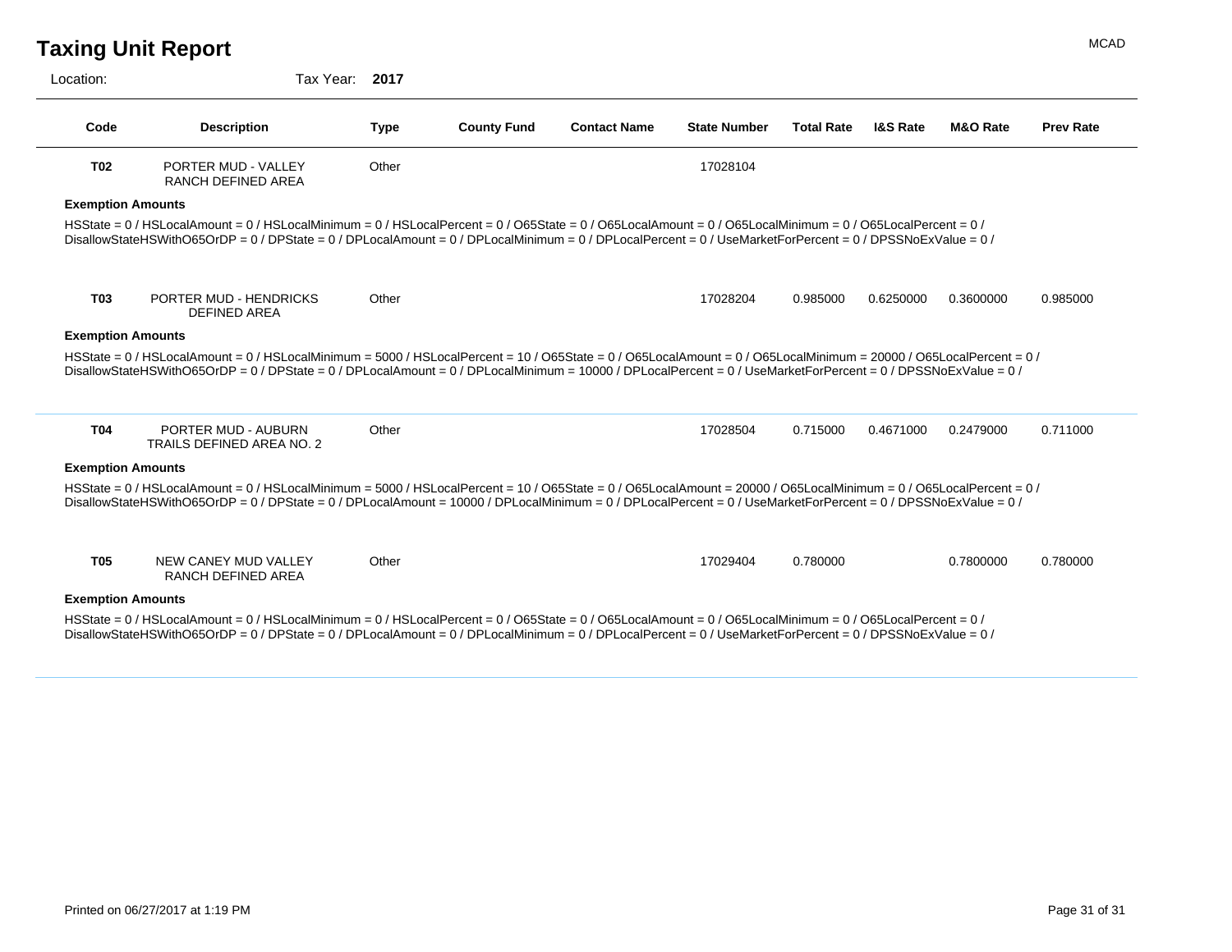# Taxing Unit Report

MCAD

Location: Tax Year: **2017**

| Code | Description | Type | County Fund | Contact Name | State Number | Total Rate | I&S Rate | M&O Rate | Prev Rate |
|---|---|---|---|---|---|---|---|---|---|
| **T02** | PORTER MUD - VALLEY RANCH DEFINED AREA | Other | | | 17028104 | | | | |

**Exemption Amounts**

HSState = 0 / HSLocalAmount = 0 / HSLocalMinimum = 0 / HSLocalPercent = 0 / O65State = 0 / O65LocalAmount = 0 / O65LocalMinimum = 0 / O65LocalPercent = 0 / DisallowStateHSWithO65OrDP = 0 / DPState = 0 / DPLocalAmount = 0 / DPLocalMinimum = 0 / DPLocalPercent = 0 / UseMarketForPercent = 0 / DPSSNoExValue = 0 /

| Code | Description | Type | County Fund | Contact Name | State Number | Total Rate | I&S Rate | M&O Rate | Prev Rate |
|---|---|---|---|---|---|---|---|---|---|
| **T03** | PORTER MUD - HENDRICKS DEFINED AREA | Other | | | 17028204 | 0.985000 | 0.6250000 | 0.3600000 | 0.985000 |

**Exemption Amounts**

HSState = 0 / HSLocalAmount = 0 / HSLocalMinimum = 5000 / HSLocalPercent = 10 / O65State = 0 / O65LocalAmount = 0 / O65LocalMinimum = 20000 / O65LocalPercent = 0 / DisallowStateHSWithO65OrDP = 0 / DPState = 0 / DPLocalAmount = 0 / DPLocalMinimum = 10000 / DPLocalPercent = 0 / UseMarketForPercent = 0 / DPSSNoExValue = 0 /

| Code | Description | Type | County Fund | Contact Name | State Number | Total Rate | I&S Rate | M&O Rate | Prev Rate |
|---|---|---|---|---|---|---|---|---|---|
| **T04** | PORTER MUD - AUBURN TRAILS DEFINED AREA NO. 2 | Other | | | 17028504 | 0.715000 | 0.4671000 | 0.2479000 | 0.711000 |

**Exemption Amounts**

HSState = 0 / HSLocalAmount = 0 / HSLocalMinimum = 5000 / HSLocalPercent = 10 / O65State = 0 / O65LocalAmount = 20000 / O65LocalMinimum = 0 / O65LocalPercent = 0 / DisallowStateHSWithO65OrDP = 0 / DPState = 0 / DPLocalAmount = 10000 / DPLocalMinimum = 0 / DPLocalPercent = 0 / UseMarketForPercent = 0 / DPSSNoExValue = 0 /

| Code | Description | Type | County Fund | Contact Name | State Number | Total Rate | I&S Rate | M&O Rate | Prev Rate |
|---|---|---|---|---|---|---|---|---|---|
| **T05** | NEW CANEY MUD VALLEY RANCH DEFINED AREA | Other | | | 17029404 | 0.780000 | | 0.7800000 | 0.780000 |

**Exemption Amounts**

HSState = 0 / HSLocalAmount = 0 / HSLocalMinimum = 0 / HSLocalPercent = 0 / O65State = 0 / O65LocalAmount = 0 / O65LocalMinimum = 0 / O65LocalPercent = 0 / DisallowStateHSWithO65OrDP = 0 / DPState = 0 / DPLocalAmount = 0 / DPLocalMinimum = 0 / DPLocalPercent = 0 / UseMarketForPercent = 0 / DPSSNoExValue = 0 /

Printed on 06/27/2017 at 1:19 PM